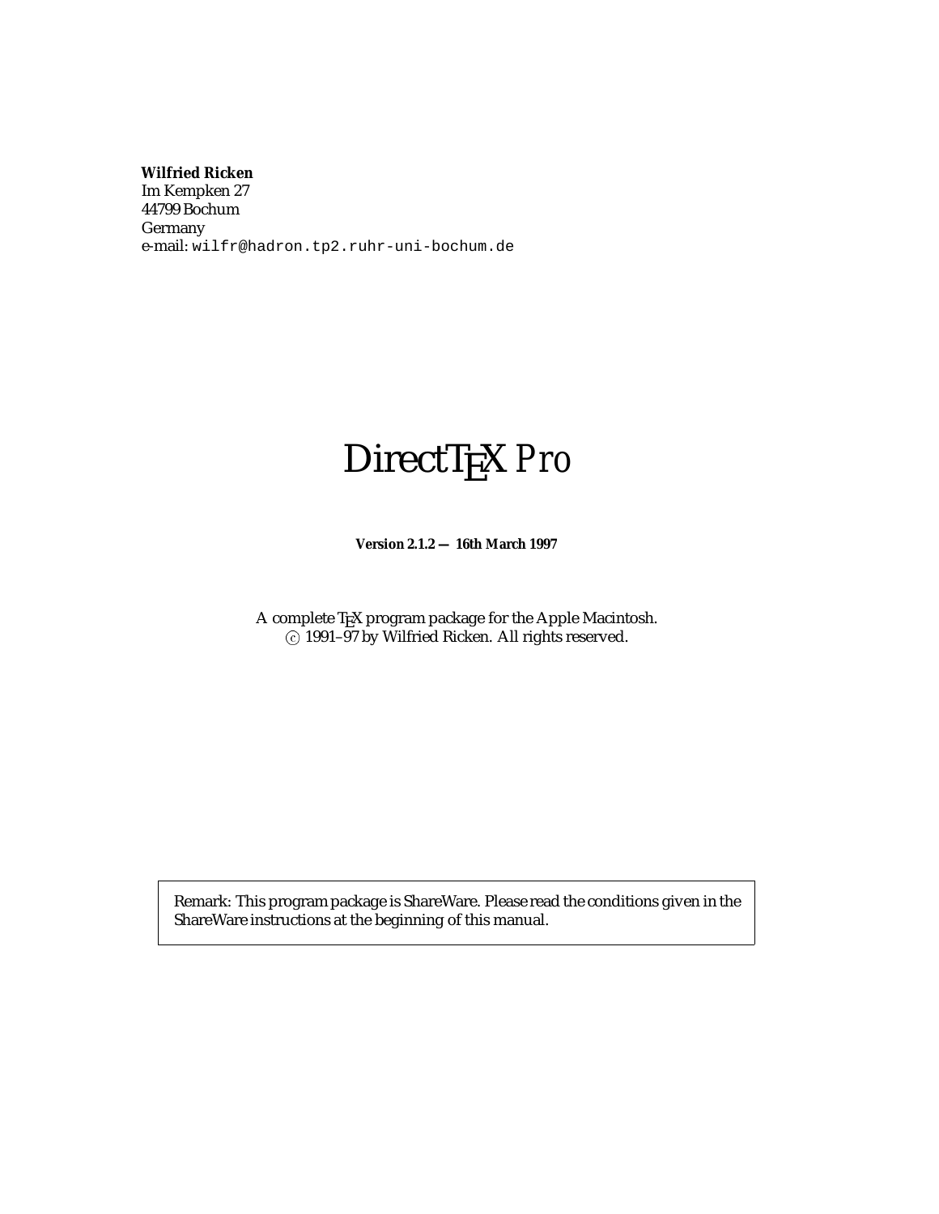**Wilfried Ricken**
Im Kempken 27
44799 Bochum
Germany
e-mail: `wilfr@hadron.tp2.ruhr-uni-bochum.de`

# DirectTEX *Pro*

**Version 2.1.2 — 16th March 1997**

A complete TEX program package for the Apple Macintosh.
© 1991–97 by Wilfried Ricken. All rights reserved.

> Remark: This program package is ShareWare. Please read the conditions given in the ShareWare instructions at the beginning of this manual.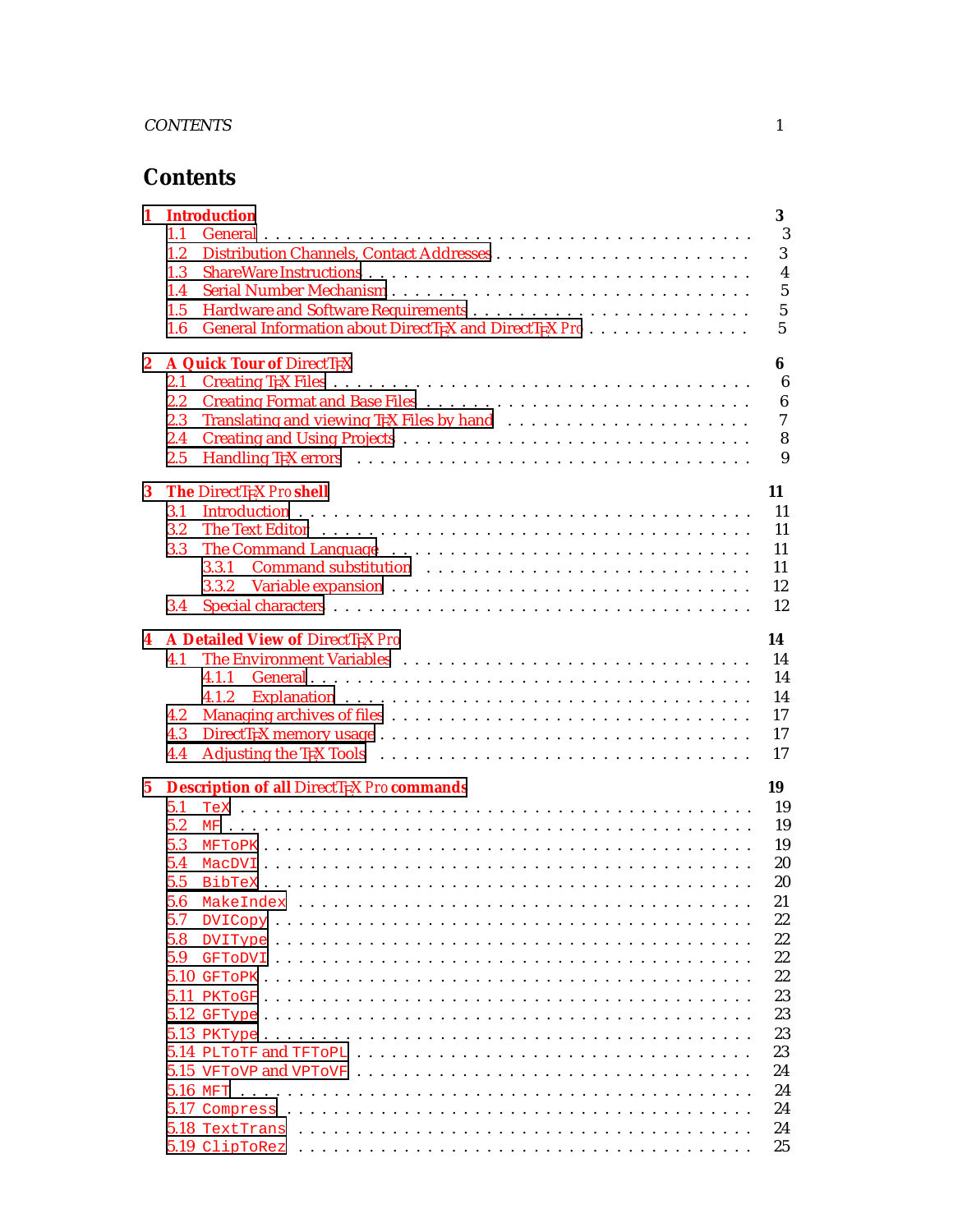# Contents

**1 Introduction** — 3
- 1.1 General — 3
- 1.2 Distribution Channels, Contact Addresses — 3
- 1.3 ShareWare Instructions — 4
- 1.4 Serial Number Mechanism — 5
- 1.5 Hardware and Software Requirements — 5
- 1.6 General Information about DirectTEX and DirectTEX Pro — 5

**2 A Quick Tour of DirectTEX** — 6
- 2.1 Creating TEX Files — 6
- 2.2 Creating Format and Base Files — 6
- 2.3 Translating and viewing TEX Files by hand — 7
- 2.4 Creating and Using Projects — 8
- 2.5 Handling TEX errors — 9

**3 The DirectTEX Pro shell** — 11
- 3.1 Introduction — 11
- 3.2 The Text Editor — 11
- 3.3 The Command Language — 11
  - 3.3.1 Command substitution — 11
  - 3.3.2 Variable expansion — 12
- 3.4 Special characters — 12

**4 A Detailed View of DirectTEX Pro** — 14
- 4.1 The Environment Variables — 14
  - 4.1.1 General — 14
  - 4.1.2 Explanation — 14
- 4.2 Managing archives of files — 17
- 4.3 DirectTEX memory usage — 17
- 4.4 Adjusting the TEX Tools — 17

**5 Description of all DirectTEX Pro commands** — 19
- 5.1 `TeX` — 19
- 5.2 `MF` — 19
- 5.3 `MFToPK` — 19
- 5.4 `MacDVI` — 20
- 5.5 `BibTeX` — 20
- 5.6 `MakeIndex` — 21
- 5.7 `DVICopy` — 22
- 5.8 `DVIType` — 22
- 5.9 `GFToDVI` — 22
- 5.10 `GFToPK` — 22
- 5.11 `PKToGF` — 23
- 5.12 `GFType` — 23
- 5.13 `PKType` — 23
- 5.14 `PLToTF` and `TFToPL` — 23
- 5.15 `VFToVP` and `VPToVF` — 24
- 5.16 `MFT` — 24
- 5.17 `Compress` — 24
- 5.18 `TextTrans` — 24
- 5.19 `ClipToRez` — 25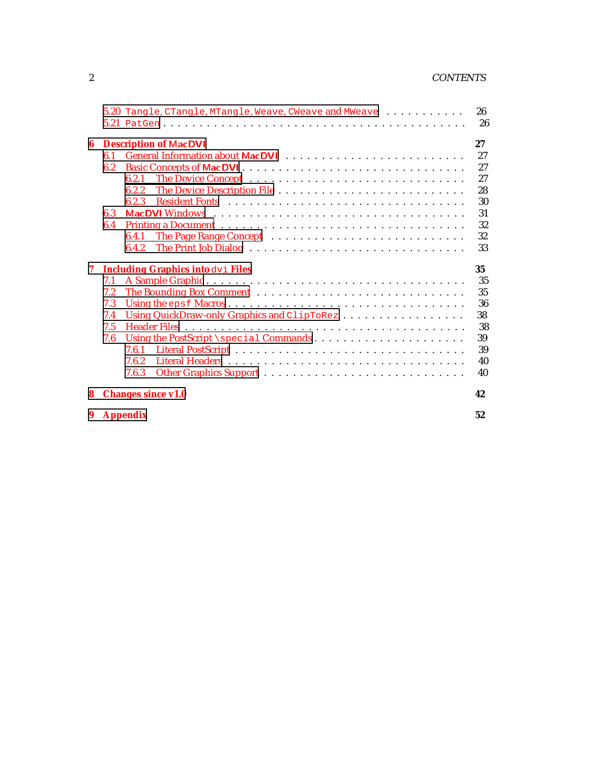- 5.20 `Tangle`, `CTangle`, `MTangle`, `Weave`, `CWeave` and `MWeave` . . . . . . . . . . . 26
- 5.21 `PatGen` . . . . . . . . . . . . . . . . . . . . . . . . . . . . . . . . . . . . . . . 26

**6 Description of MacDVI** **27**

- 6.1 General Information about **MacDVI** . . . . . . . . . . . . . . . . . . . . . . . . 27
- 6.2 Basic Concepts of **MacDVI** . . . . . . . . . . . . . . . . . . . . . . . . . . . . 27
  - 6.2.1 The Device Concept . . . . . . . . . . . . . . . . . . . . . . . . . . . . 27
  - 6.2.2 The Device Description File . . . . . . . . . . . . . . . . . . . . . . . . 28
  - 6.2.3 Resident Fonts . . . . . . . . . . . . . . . . . . . . . . . . . . . . . . 30
- 6.3 **MacDVI** Windows . . . . . . . . . . . . . . . . . . . . . . . . . . . . . . . . . 31
- 6.4 Printing a Document . . . . . . . . . . . . . . . . . . . . . . . . . . . . . . . . 32
  - 6.4.1 The Page Range Concept . . . . . . . . . . . . . . . . . . . . . . . . . . 32
  - 6.4.2 The Print Job Dialog . . . . . . . . . . . . . . . . . . . . . . . . . . . . 33

**7 Including Graphics into `dvi` Files** **35**

- 7.1 A Sample Graphic . . . . . . . . . . . . . . . . . . . . . . . . . . . . . . . . . 35
- 7.2 The Bounding Box Comment . . . . . . . . . . . . . . . . . . . . . . . . . . . . 35
- 7.3 Using the `epsf` Macros . . . . . . . . . . . . . . . . . . . . . . . . . . . . . . 36
- 7.4 Using QuickDraw-only Graphics and `ClipToRez` . . . . . . . . . . . . . . . . . . 38
- 7.5 Header Files . . . . . . . . . . . . . . . . . . . . . . . . . . . . . . . . . . . . 38
- 7.6 Using the PostScript `\special` Commands . . . . . . . . . . . . . . . . . . . . . 39
  - 7.6.1 Literal PostScript . . . . . . . . . . . . . . . . . . . . . . . . . . . . . 39
  - 7.6.2 Literal Headers . . . . . . . . . . . . . . . . . . . . . . . . . . . . . . 40
  - 7.6.3 Other Graphics Support . . . . . . . . . . . . . . . . . . . . . . . . . . 40

**8 Changes since v1.0** **42**

**9 Appendix** **52**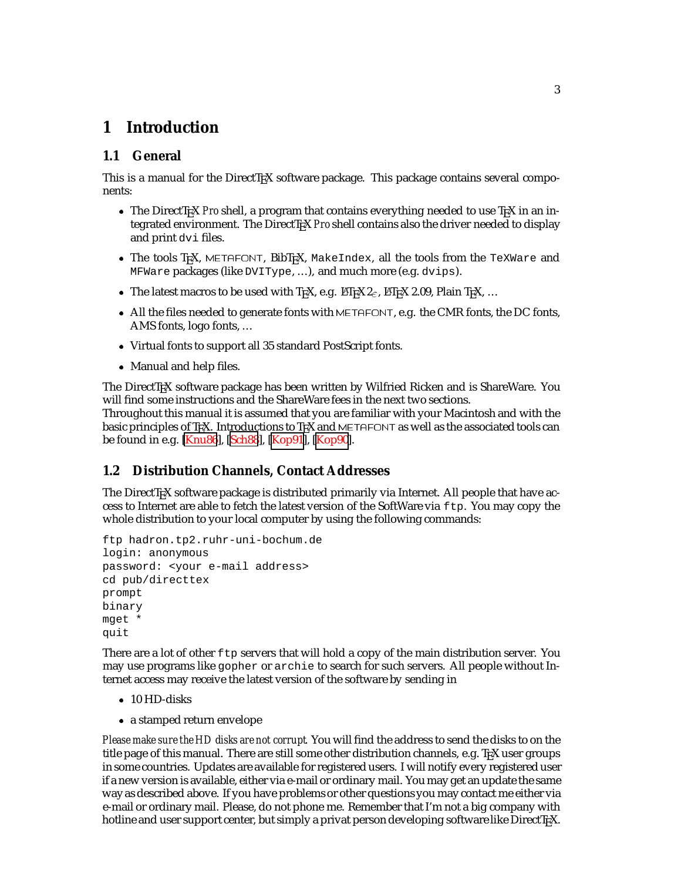# 1 Introduction

## 1.1 General

This is a manual for the DirectTEX software package. This package contains several components:

- The DirectTEX *Pro* shell, a program that contains everything needed to use TEX in an integrated environment. The DirectTEX *Pro* shell contains also the driver needed to display and print `dvi` files.
- The tools TEX, METAFONT, BibTEX, `MakeIndex`, all the tools from the `TeXWare` and `MFWare` packages (like `DVIType`, ...), and much more (e.g. `dvips`).
- The latest macros to be used with TEX, e.g. LATEX 2ε, LATEX 2.09, Plain TEX, ...
- All the files needed to generate fonts with METAFONT, e.g. the CMR fonts, the DC fonts, AMS fonts, logo fonts, ...
- Virtual fonts to support all 35 standard PostScript fonts.
- Manual and help files.

The DirectTEX software package has been written by Wilfried Ricken and is ShareWare. You will find some instructions and the ShareWare fees in the next two sections.
Throughout this manual it is assumed that you are familiar with your Macintosh and with the basic principles of TEX. Introductions to TEX and METAFONT as well as the associated tools can be found in e.g. [Knu86], [Sch88], [Kop91], [Kop90].

## 1.2 Distribution Channels, Contact Addresses

The DirectTEX software package is distributed primarily via Internet. All people that have access to Internet are able to fetch the latest version of the SoftWare via `ftp`. You may copy the whole distribution to your local computer by using the following commands:

```
ftp hadron.tp2.ruhr-uni-bochum.de
login: anonymous
password: <your e-mail address>
cd pub/directtex
prompt
binary
mget *
quit
```

There are a lot of other `ftp` servers that will hold a copy of the main distribution server. You may use programs like `gopher` or `archie` to search for such servers. All people without Internet access may receive the latest version of the software by sending in

- 10 HD-disks
- a stamped return envelope

*Please make sure the HD disks are not corrupt*. You will find the address to send the disks to on the title page of this manual. There are still some other distribution channels, e.g. TEX user groups in some countries. Updates are available for registered users. I will notify every registered user if a new version is available, either via e-mail or ordinary mail. You may get an update the same way as described above. If you have problems or other questions you may contact me either via e-mail or ordinary mail. Please, do not phone me. Remember that I'm not a big company with hotline and user support center, but simply a privat person developing software like DirectTEX.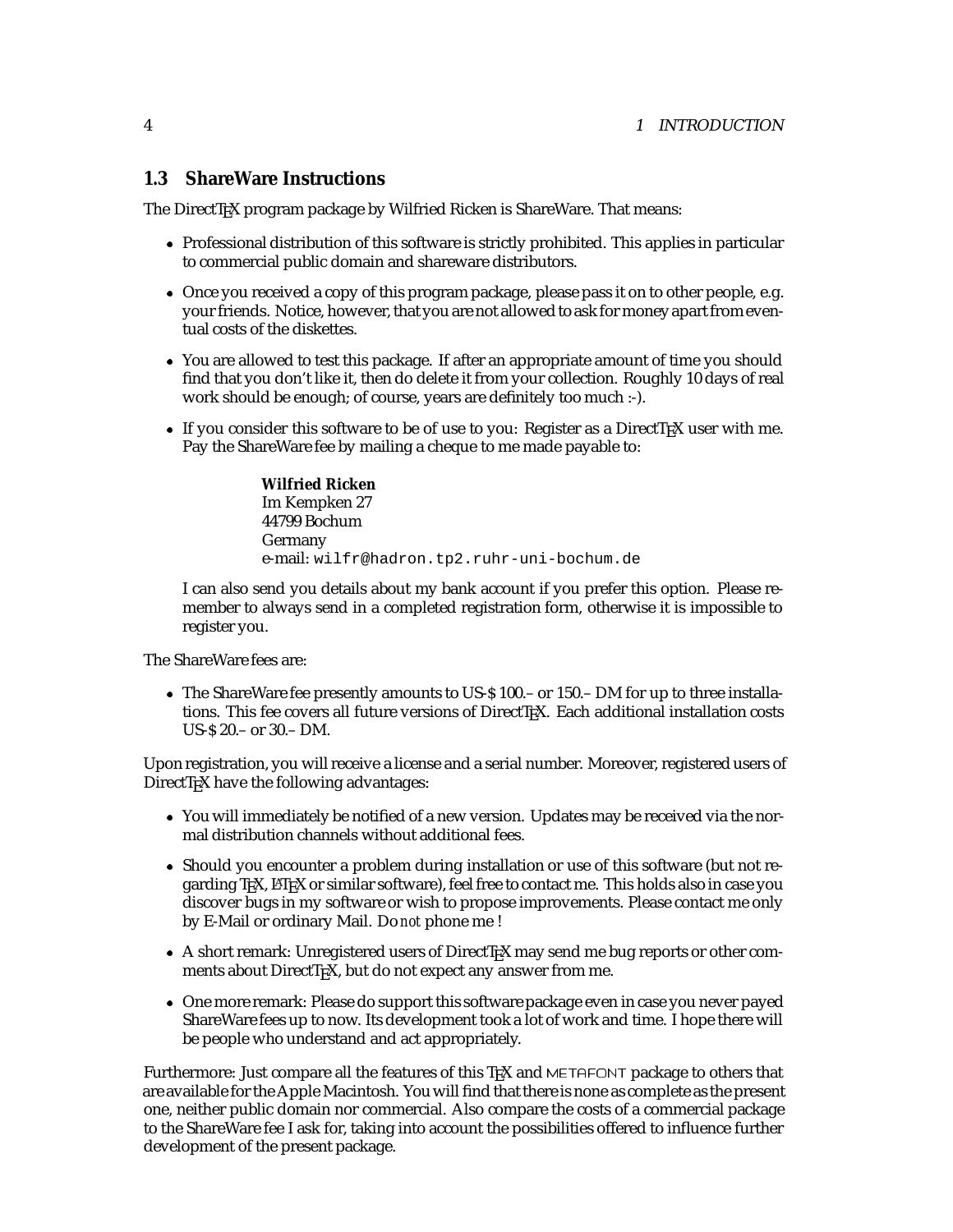## 1.3 ShareWare Instructions

The DirectTEX program package by Wilfried Ricken is ShareWare. That means:

- Professional distribution of this software is strictly prohibited. This applies in particular to commercial public domain and shareware distributors.
- Once you received a copy of this program package, please pass it on to other people, e.g. your friends. Notice, however, that you are not allowed to ask for money apart from eventual costs of the diskettes.
- You are allowed to test this package. If after an appropriate amount of time you should find that you don't like it, then do delete it from your collection. Roughly 10 days of real work should be enough; of course, years are definitely too much :-).
- If you consider this software to be of use to you: Register as a DirectTEX user with me. Pay the ShareWare fee by mailing a cheque to me made payable to:

  **Wilfried Ricken**
  Im Kempken 27
  44799 Bochum
  Germany
  e-mail: `wilfr@hadron.tp2.ruhr-uni-bochum.de`

  I can also send you details about my bank account if you prefer this option. Please remember to always send in a completed registration form, otherwise it is impossible to register you.

The ShareWare fees are:

- The ShareWare fee presently amounts to US-$ 100.– or 150.– DM for up to three installations. This fee covers all future versions of DirectTEX. Each additional installation costs US-$ 20.– or 30.– DM.

Upon registration, you will receive a license and a serial number. Moreover, registered users of DirectTEX have the following advantages:

- You will immediately be notified of a new version. Updates may be received via the normal distribution channels without additional fees.
- Should you encounter a problem during installation or use of this software (but not regarding TEX, LATEX or similar software), feel free to contact me. This holds also in case you discover bugs in my software or wish to propose improvements. Please contact me only by E-Mail or ordinary Mail. Do *not* phone me !
- A short remark: Unregistered users of DirectTEX may send me bug reports or other comments about DirectTEX, but do not expect any answer from me.
- One more remark: Please do support this software package even in case you never payed ShareWare fees up to now. Its development took a lot of work and time. I hope there will be people who understand and act appropriately.

Furthermore: Just compare all the features of this TEX and METAFONT package to others that are available for the Apple Macintosh. You will find that there is none as complete as the present one, neither public domain nor commercial. Also compare the costs of a commercial package to the ShareWare fee I ask for, taking into account the possibilities offered to influence further development of the present package.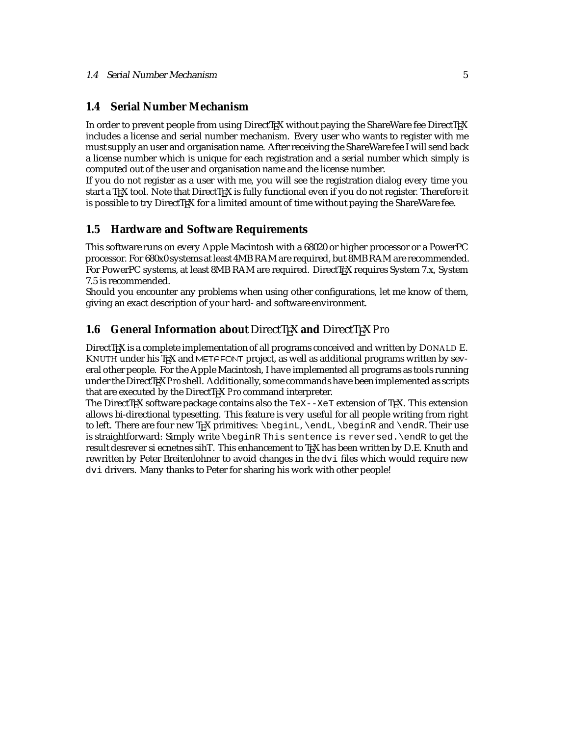## 1.4 Serial Number Mechanism

In order to prevent people from using DirectTEX without paying the ShareWare fee DirectTEX includes a license and serial number mechanism. Every user who wants to register with me must supply an user and organisation name. After receiving the ShareWare fee I will send back a license number which is unique for each registration and a serial number which simply is computed out of the user and organisation name and the license number.
If you do not register as a user with me, you will see the registration dialog every time you start a TEX tool. Note that DirectTEX is fully functional even if you do not register. Therefore it is possible to try DirectTEX for a limited amount of time without paying the ShareWare fee.

## 1.5 Hardware and Software Requirements

This software runs on every Apple Macintosh with a 68020 or higher processor or a PowerPC processor. For 680x0 systems at least 4MB RAM are required, but 8MB RAM are recommended. For PowerPC systems, at least 8MB RAM are required. DirectTEX requires System 7.x, System 7.5 is recommended.
Should you encounter any problems when using other configurations, let me know of them, giving an exact description of your hard- and software environment.

## 1.6 General Information about DirectTEX and DirectTEX *Pro*

DirectTEX is a complete implementation of all programs conceived and written by DONALD E. KNUTH under his TEX and METAFONT project, as well as additional programs written by several other people. For the Apple Macintosh, I have implemented all programs as tools running under the DirectTEX *Pro* shell. Additionally, some commands have been implemented as scripts that are executed by the DirectTEX *Pro* command interpreter.
The DirectTEX software package contains also the `TeX--XeT` extension of TEX. This extension allows bi-directional typesetting. This feature is very useful for all people writing from right to left. There are four new TEX primitives: `\beginL`, `\endL`, `\beginR` and `\endR`. Their use is straightforward: Simply write `\beginR This sentence is reversed.\endR` to get the result desrever si ecnetnes sihT. This enhancement to TEX has been written by D.E. Knuth and rewritten by Peter Breitenlohner to avoid changes in the `dvi` files which would require new `dvi` drivers. Many thanks to Peter for sharing his work with other people!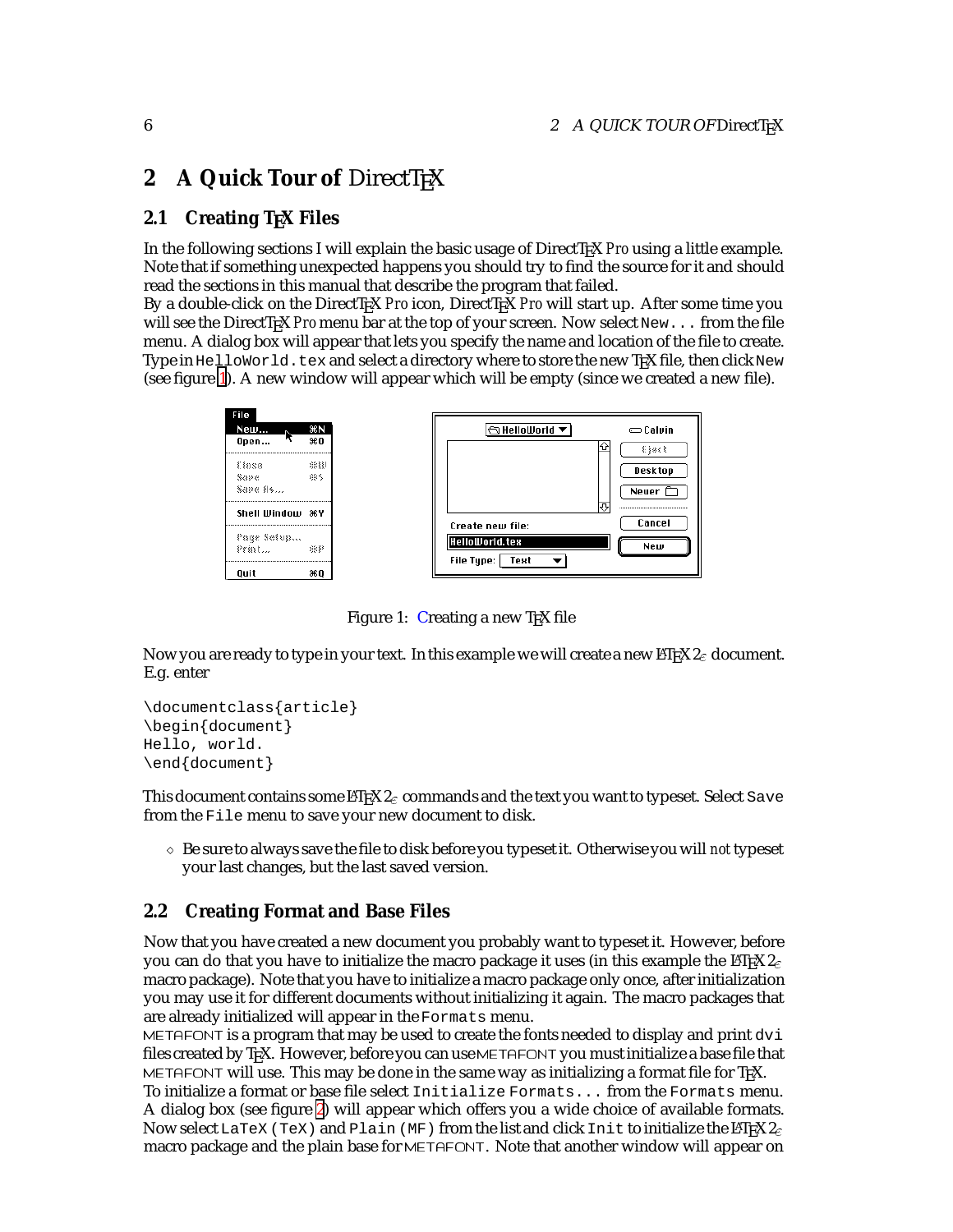# 2 A Quick Tour of DirectTEX

## 2.1 Creating TEX Files

In the following sections I will explain the basic usage of DirectTEX *Pro* using a little example. Note that if something unexpected happens you should try to find the source for it and should read the sections in this manual that describe the program that failed.
By a double-click on the DirectTEX *Pro* icon, DirectTEX *Pro* will start up. After some time you will see the DirectTEX *Pro* menu bar at the top of your screen. Now select `New...` from the file menu. A dialog box will appear that lets you specify the name and location of the file to create. Type in `HelloWorld.tex` and select a directory where to store the new TEX file, then click `New` (see figure 1). A new window will appear which will be empty (since we created a new file).

Figure 1: Creating a new TEX file

Now you are ready to type in your text. In this example we will create a new LATEX 2ε document. E.g. enter

```
\documentclass{article}
\begin{document}
Hello, world.
\end{document}
```

This document contains some LATEX 2ε commands and the text you want to typeset. Select `Save` from the `File` menu to save your new document to disk.

- ◇ Be sure to always save the file to disk before you typeset it. Otherwise you will *not* typeset your last changes, but the last saved version.

## 2.2 Creating Format and Base Files

Now that you have created a new document you probably want to typeset it. However, before you can do that you have to initialize the macro package it uses (in this example the LATEX 2ε macro package). Note that you have to initialize a macro package only once, after initialization you may use it for different documents without initializing it again. The macro packages that are already initialized will appear in the `Formats` menu.
METAFONT is a program that may be used to create the fonts needed to display and print `dvi` files created by TEX. However, before you can use METAFONT you must initialize a base file that METAFONT will use. This may be done in the same way as initializing a format file for TEX.
To initialize a format or base file select `Initialize Formats...` from the `Formats` menu. A dialog box (see figure 2) will appear which offers you a wide choice of available formats. Now select `LaTeX (TeX)` and `Plain (MF)` from the list and click `Init` to initialize the LATEX 2ε macro package and the plain base for METAFONT. Note that another window will appear on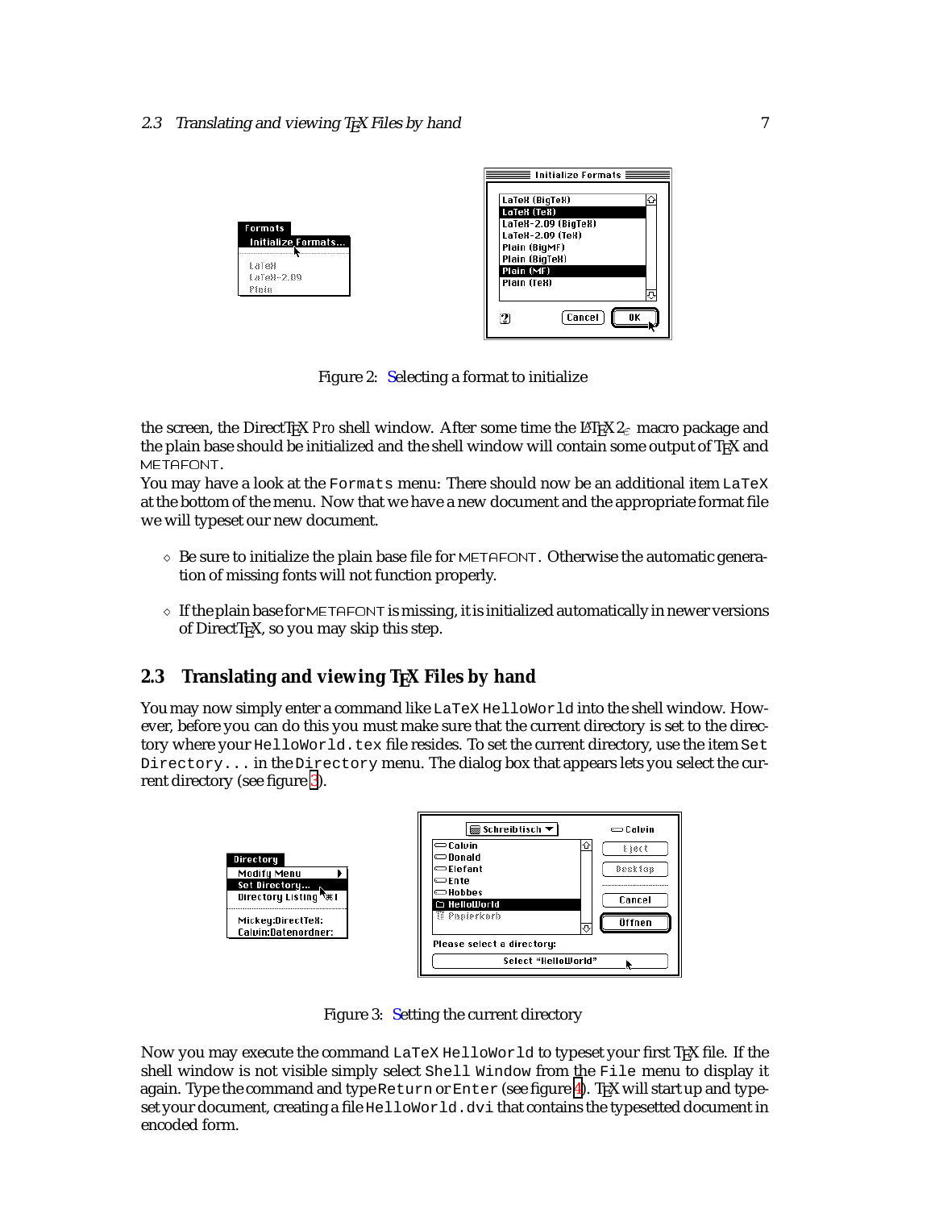Figure 2: Selecting a format to initialize

the screen, the DirectTEX *Pro* shell window. After some time the LATEX 2ε macro package and the plain base should be initialized and the shell window will contain some output of TEX and METAFONT.

You may have a look at the `Formats` menu: There should now be an additional item `LaTeX` at the bottom of the menu. Now that we have a new document and the appropriate format file we will typeset our new document.

- Be sure to initialize the plain base file for METAFONT. Otherwise the automatic generation of missing fonts will not function properly.
- If the plain base for METAFONT is missing, it is initialized automatically in newer versions of DirectTEX, so you may skip this step.

## 2.3 Translating and viewing TEX Files by hand

You may now simply enter a command like `LaTeX HelloWorld` into the shell window. However, before you can do this you must make sure that the current directory is set to the directory where your `HelloWorld.tex` file resides. To set the current directory, use the item `Set Directory...` in the `Directory` menu. The dialog box that appears lets you select the current directory (see figure 3).

Figure 3: Setting the current directory

Now you may execute the command `LaTeX HelloWorld` to typeset your first TEX file. If the shell window is not visible simply select `Shell Window` from the `File` menu to display it again. Type the command and type `Return` or `Enter` (see figure 4). TEX will start up and typeset your document, creating a file `HelloWorld.dvi` that contains the typesetted document in encoded form.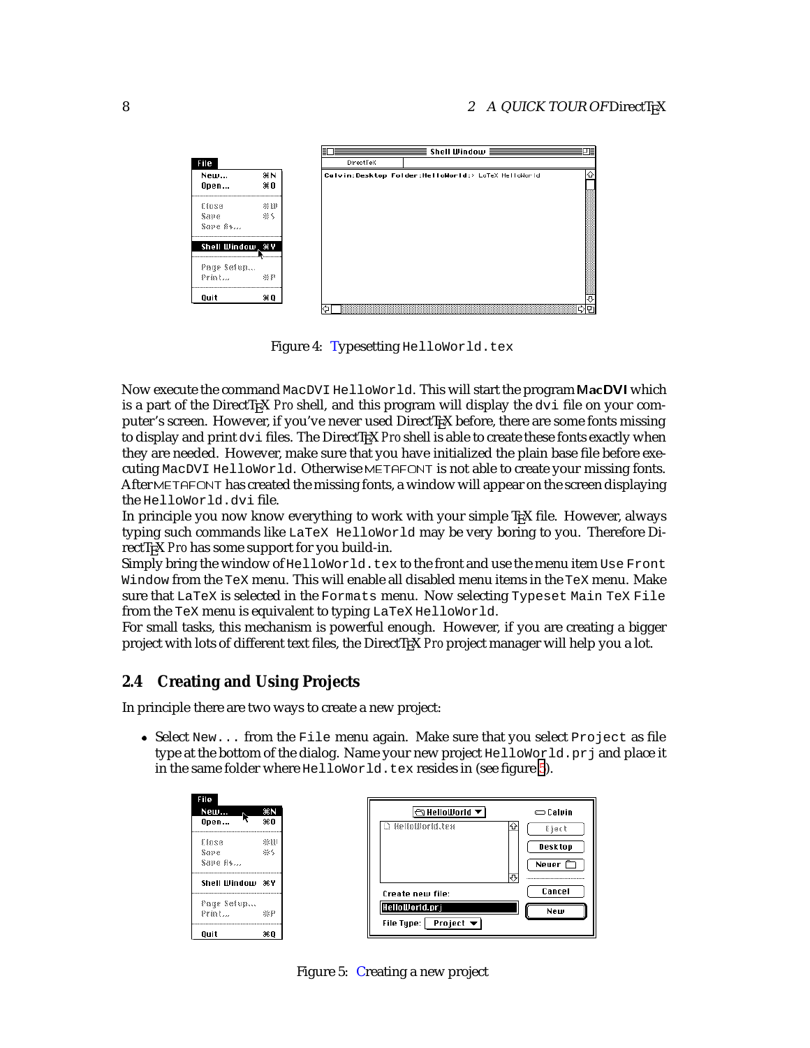Figure 4: Typesetting `HelloWorld.tex`

Now execute the command `MacDVI HelloWorld`. This will start the program **MacDVI** which is a part of the DirectTEX *Pro* shell, and this program will display the `dvi` file on your computer's screen. However, if you've never used DirectTEX before, there are some fonts missing to display and print `dvi` files. The DirectTEX *Pro* shell is able to create these fonts exactly when they are needed. However, make sure that you have initialized the plain base file before executing `MacDVI HelloWorld`. Otherwise METAFONT is not able to create your missing fonts. After METAFONT has created the missing fonts, a window will appear on the screen displaying the `HelloWorld.dvi` file.
In principle you now know everything to work with your simple TEX file. However, always typing such commands like `LaTeX HelloWorld` may be very boring to you. Therefore DirectTEX *Pro* has some support for you build-in.
Simply bring the window of `HelloWorld.tex` to the front and use the menu item `Use Front Window` from the `TeX` menu. This will enable all disabled menu items in the `TeX` menu. Make sure that `LaTeX` is selected in the `Formats` menu. Now selecting `Typeset Main TeX File` from the `TeX` menu is equivalent to typing `LaTeX HelloWorld`.
For small tasks, this mechanism is powerful enough. However, if you are creating a bigger project with lots of different text files, the DirectTEX *Pro* project manager will help you a lot.

## 2.4 Creating and Using Projects

In principle there are two ways to create a new project:

- Select `New...` from the `File` menu again. Make sure that you select `Project` as file type at the bottom of the dialog. Name your new project `HelloWorld.prj` and place it in the same folder where `HelloWorld.tex` resides in (see figure 5).

Figure 5: Creating a new project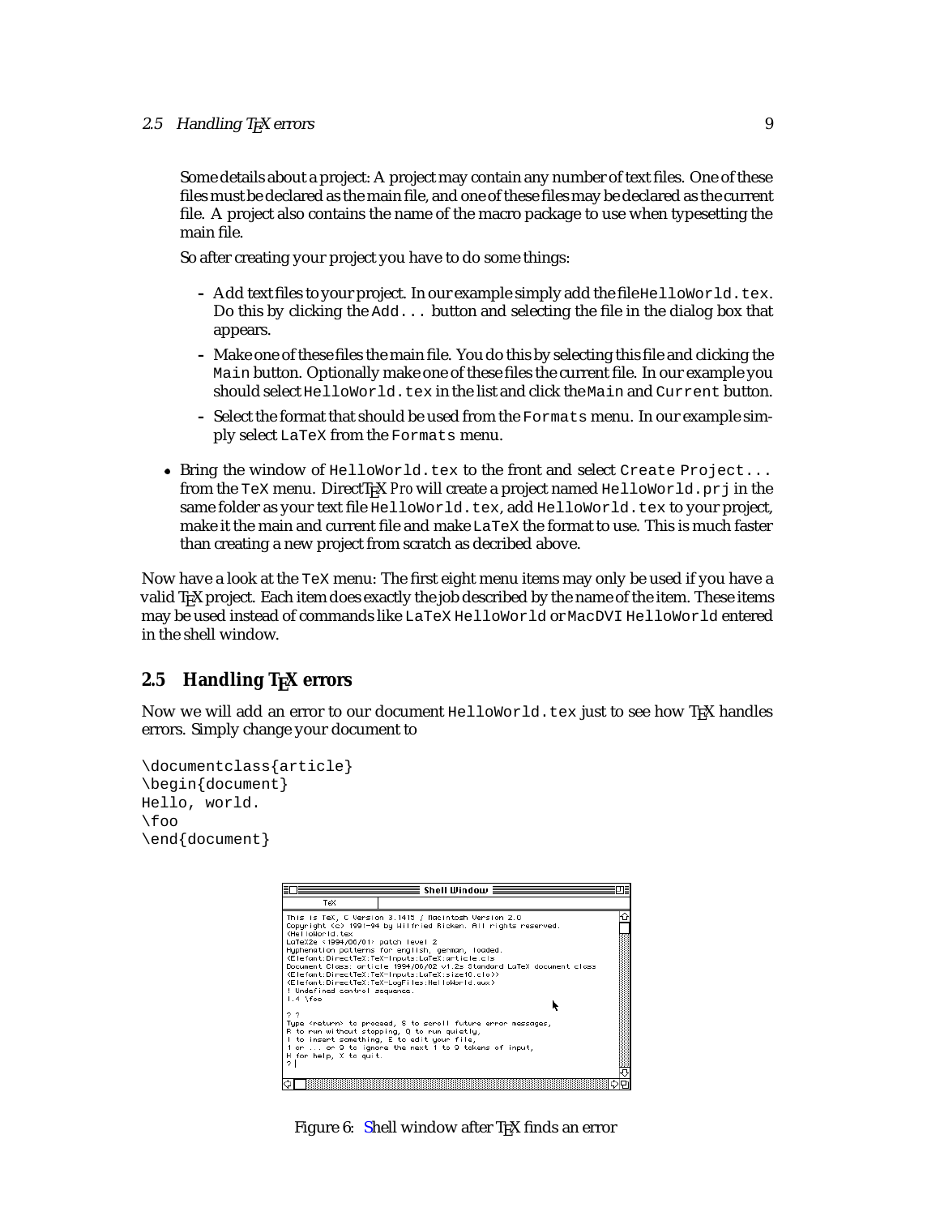Some details about a project: A project may contain any number of text files. One of these files must be declared as the main file, and one of these files may be declared as the current file. A project also contains the name of the macro package to use when typesetting the main file.

So after creating your project you have to do some things:

- Add text files to your project. In our example simply add the file `HelloWorld.tex`. Do this by clicking the `Add...` button and selecting the file in the dialog box that appears.
- Make one of these files the main file. You do this by selecting this file and clicking the `Main` button. Optionally make one of these files the current file. In our example you should select `HelloWorld.tex` in the list and click the `Main` and `Current` button.
- Select the format that should be used from the `Formats` menu. In our example simply select `LaTeX` from the `Formats` menu.

- Bring the window of `HelloWorld.tex` to the front and select `Create Project...` from the `TeX` menu. DirectTEX *Pro* will create a project named `HelloWorld.prj` in the same folder as your text file `HelloWorld.tex`, add `HelloWorld.tex` to your project, make it the main and current file and make `LaTeX` the format to use. This is much faster than creating a new project from scratch as decribed above.

Now have a look at the `TeX` menu: The first eight menu items may only be used if you have a valid TEX project. Each item does exactly the job described by the name of the item. These items may be used instead of commands like `LaTeX HelloWorld` or `MacDVI HelloWorld` entered in the shell window.

## 2.5 Handling TEX errors

Now we will add an error to our document `HelloWorld.tex` just to see how TEX handles errors. Simply change your document to

```
\documentclass{article}
\begin{document}
Hello, world.
\foo
\end{document}
```

Figure 6: Shell window after TEX finds an error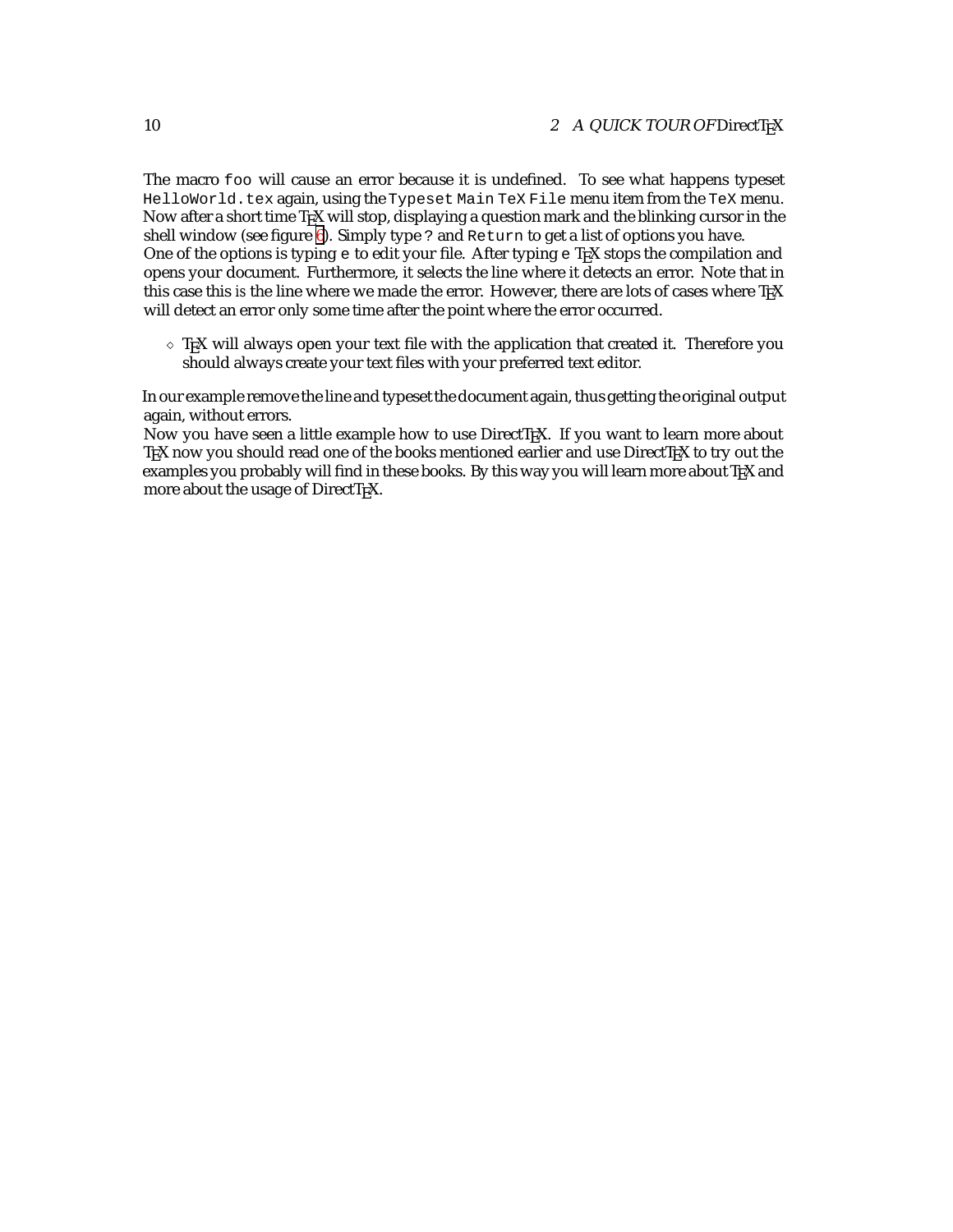The macro `foo` will cause an error because it is undefined. To see what happens typeset `HelloWorld.tex` again, using the `Typeset Main TeX File` menu item from the `TeX` menu. Now after a short time TEX will stop, displaying a question mark and the blinking cursor in the shell window (see figure 6). Simply type `?` and `Return` to get a list of options you have. One of the options is typing `e` to edit your file. After typing `e` TEX stops the compilation and opens your document. Furthermore, it selects the line where it detects an error. Note that in this case this *is* the line where we made the error. However, there are lots of cases where TEX will detect an error only some time after the point where the error occurred.

- ⋄ TEX will always open your text file with the application that created it. Therefore you should always create your text files with your preferred text editor.

In our example remove the line and typeset the document again, thus getting the original output again, without errors.
Now you have seen a little example how to use DirectTEX. If you want to learn more about TEX now you should read one of the books mentioned earlier and use DirectTEX to try out the examples you probably will find in these books. By this way you will learn more about TEX and more about the usage of DirectTEX.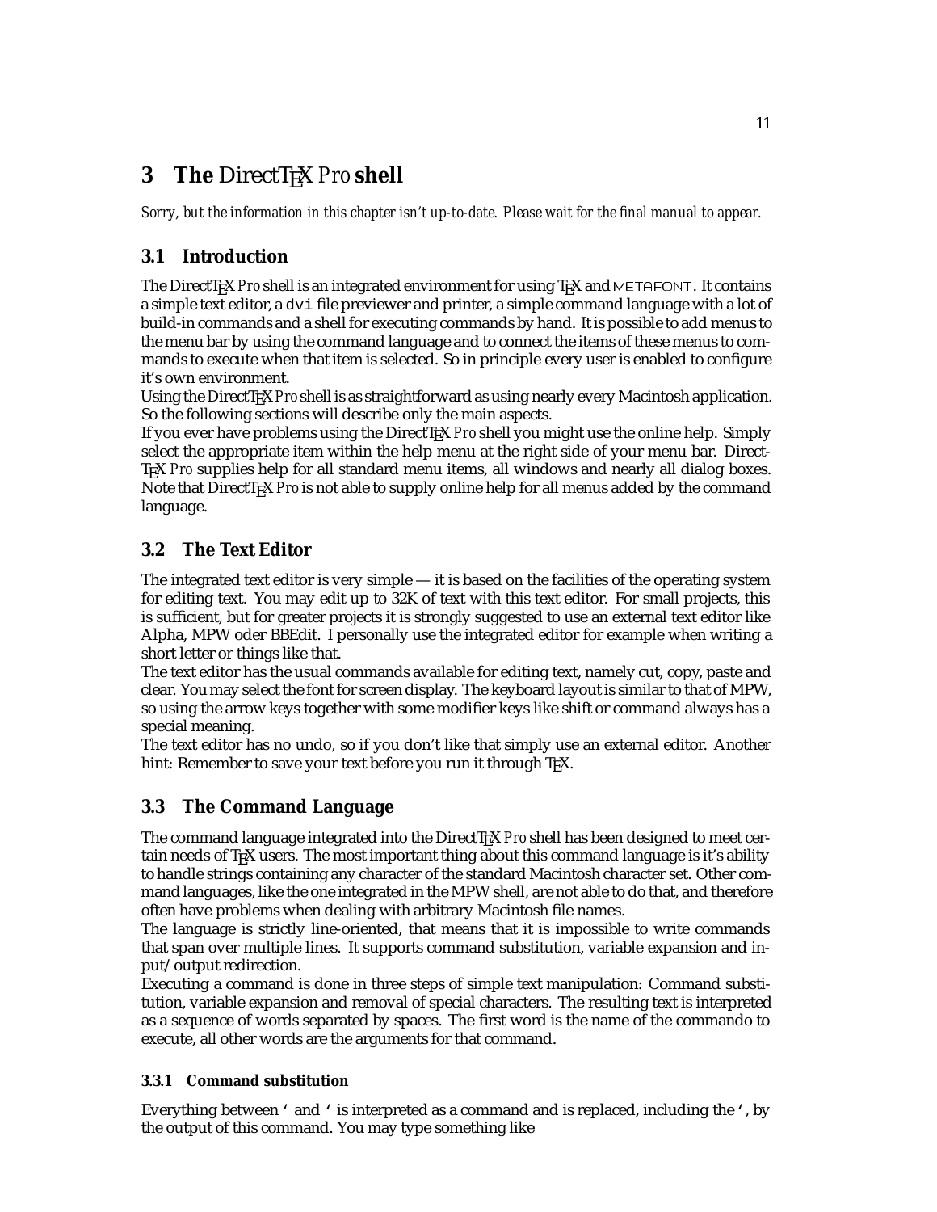# 3 The DirectTeX *Pro* shell

*Sorry, but the information in this chapter isn't up-to-date. Please wait for the final manual to appear.*

## 3.1 Introduction

The DirectTeX *Pro* shell is an integrated environment for using TeX and METAFONT. It contains a simple text editor, a `dvi` file previewer and printer, a simple command language with a lot of build-in commands and a shell for executing commands by hand. It is possible to add menus to the menu bar by using the command language and to connect the items of these menus to commands to execute when that item is selected. So in principle every user is enabled to configure it's own environment.

Using the DirectTeX *Pro* shell is as straightforward as using nearly every Macintosh application. So the following sections will describe only the main aspects.

If you ever have problems using the DirectTeX *Pro* shell you might use the online help. Simply select the appropriate item within the help menu at the right side of your menu bar. DirectTeX *Pro* supplies help for all standard menu items, all windows and nearly all dialog boxes. Note that DirectTeX *Pro* is not able to supply online help for all menus added by the command language.

## 3.2 The Text Editor

The integrated text editor is very simple — it is based on the facilities of the operating system for editing text. You may edit up to 32K of text with this text editor. For small projects, this is sufficient, but for greater projects it is strongly suggested to use an external text editor like Alpha, MPW oder BBEdit. I personally use the integrated editor for example when writing a short letter or things like that.

The text editor has the usual commands available for editing text, namely cut, copy, paste and clear. You may select the font for screen display. The keyboard layout is similar to that of MPW, so using the arrow keys together with some modifier keys like shift or command always has a special meaning.

The text editor has no undo, so if you don't like that simply use an external editor. Another hint: Remember to save your text before you run it through TeX.

## 3.3 The Command Language

The command language integrated into the DirectTeX *Pro* shell has been designed to meet certain needs of TeX users. The most important thing about this command language is it's ability to handle strings containing any character of the standard Macintosh character set. Other command languages, like the one integrated in the MPW shell, are not able to do that, and therefore often have problems when dealing with arbitrary Macintosh file names.

The language is strictly line-oriented, that means that it is impossible to write commands that span over multiple lines. It supports command substitution, variable expansion and input/output redirection.

Executing a command is done in three steps of simple text manipulation: Command substitution, variable expansion and removal of special characters. The resulting text is interpreted as a sequence of words separated by spaces. The first word is the name of the commando to execute, all other words are the arguments for that command.

### 3.3.1 Command substitution

Everything between ' and ' is interpreted as a command and is replaced, including the ', by the output of this command. You may type something like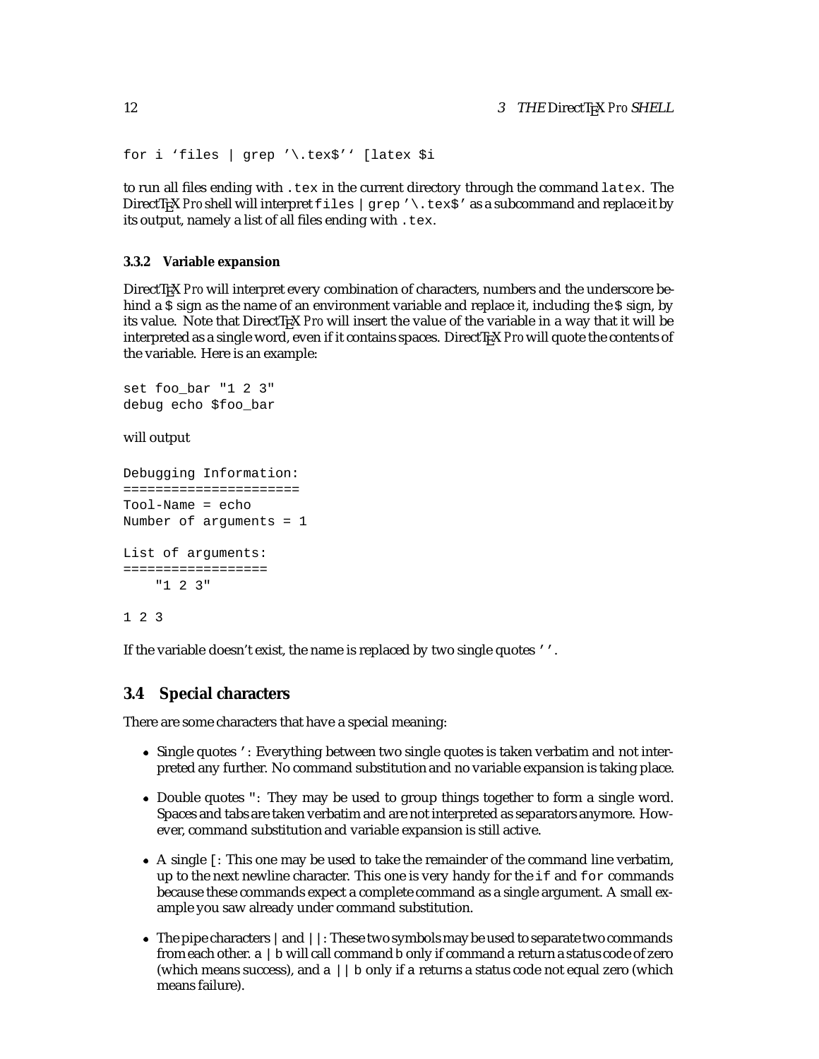```
for i 'files | grep '\.tex$'' [latex $i
```

to run all files ending with `.tex` in the current directory through the command `latex`. The DirectTeX *Pro* shell will interpret `files | grep '\.tex$'` as a subcommand and replace it by its output, namely a list of all files ending with `.tex`.

#### 3.3.2 Variable expansion

DirectTeX *Pro* will interpret every combination of characters, numbers and the underscore behind a `$` sign as the name of an environment variable and replace it, including the `$` sign, by its value. Note that DirectTeX *Pro* will insert the value of the variable in a way that it will be interpreted as a single word, even if it contains spaces. DirectTeX *Pro* will quote the contents of the variable. Here is an example:

```
set foo_bar "1 2 3"
debug echo $foo_bar
```

will output

```
Debugging Information:
======================
Tool-Name = echo
Number of arguments = 1

List of arguments:
==================
    "1 2 3"

1 2 3
```

If the variable doesn't exist, the name is replaced by two single quotes `''`.

### 3.4 Special characters

There are some characters that have a special meaning:

- Single quotes `'`: Everything between two single quotes is taken verbatim and not interpreted any further. No command substitution and no variable expansion is taking place.
- Double quotes `"`: They may be used to group things together to form a single word. Spaces and tabs are taken verbatim and are not interpreted as separators anymore. However, command substitution and variable expansion is still active.
- A single `[`: This one may be used to take the remainder of the command line verbatim, up to the next newline character. This one is very handy for the `if` and `for` commands because these commands expect a complete command as a single argument. A small example you saw already under command substitution.
- The pipe characters `|` and `||`: These two symbols may be used to separate two commands from each other. `a | b` will call command `b` only if command `a` return a status code of zero (which means success), and `a || b` only if `a` returns a status code not equal zero (which means failure).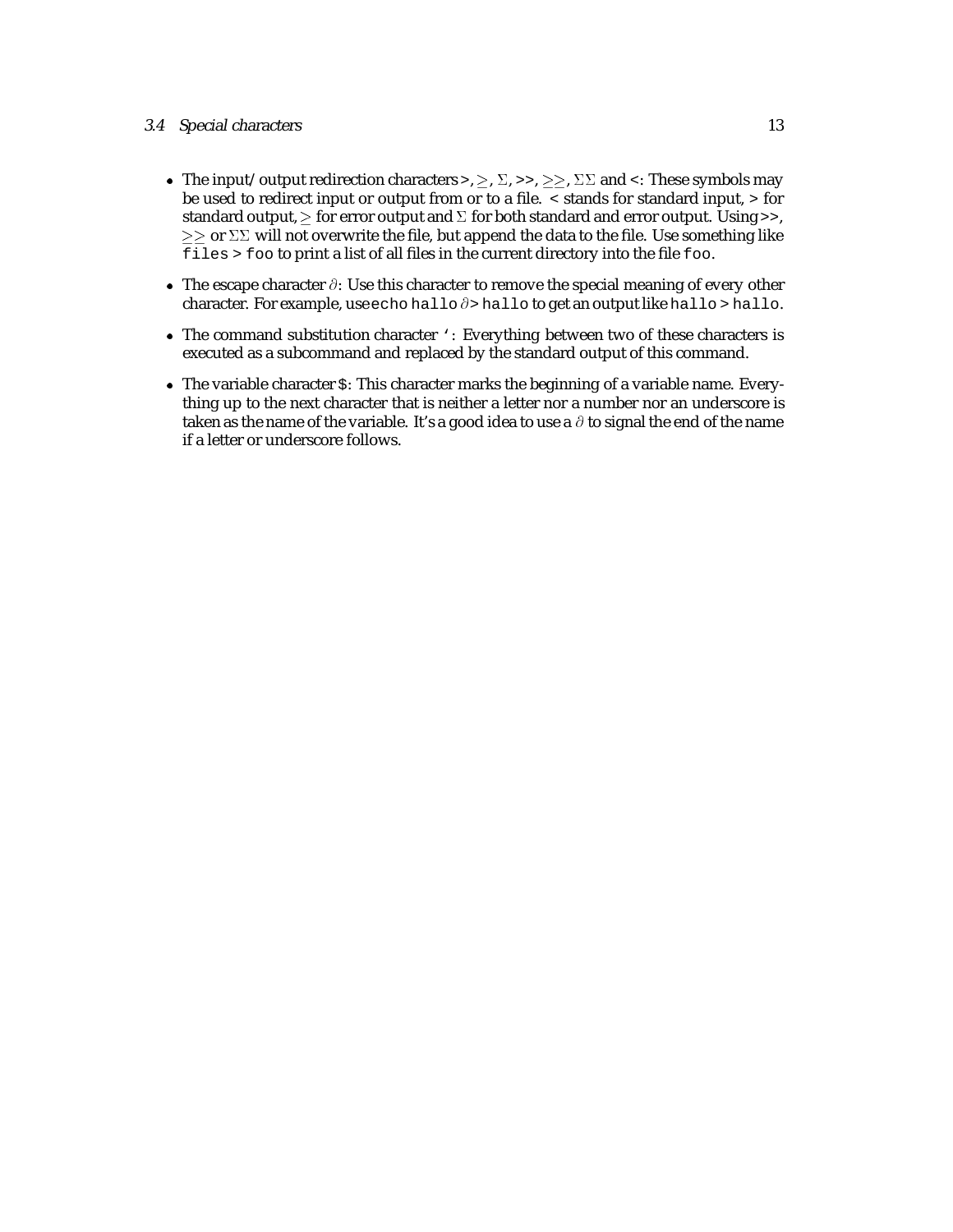- The input/output redirection characters >, $\geq$, $\Sigma$, >>, $\geq\geq$, $\Sigma\Sigma$ and <: These symbols may be used to redirect input or output from or to a file. < stands for standard input, > for standard output, $\geq$ for error output and $\Sigma$ for both standard and error output. Using >>, $\geq\geq$ or $\Sigma\Sigma$ will not overwrite the file, but append the data to the file. Use something like `files > foo` to print a list of all files in the current directory into the file `foo`.

- The escape character $\partial$: Use this character to remove the special meaning of every other character. For example, use `echo hallo` $\partial$`> hallo` to get an output like `hallo > hallo`.

- The command substitution character `'`: Everything between two of these characters is executed as a subcommand and replaced by the standard output of this command.

- The variable character `$`: This character marks the beginning of a variable name. Everything up to the next character that is neither a letter nor a number nor an underscore is taken as the name of the variable. It's a good idea to use a $\partial$ to signal the end of the name if a letter or underscore follows.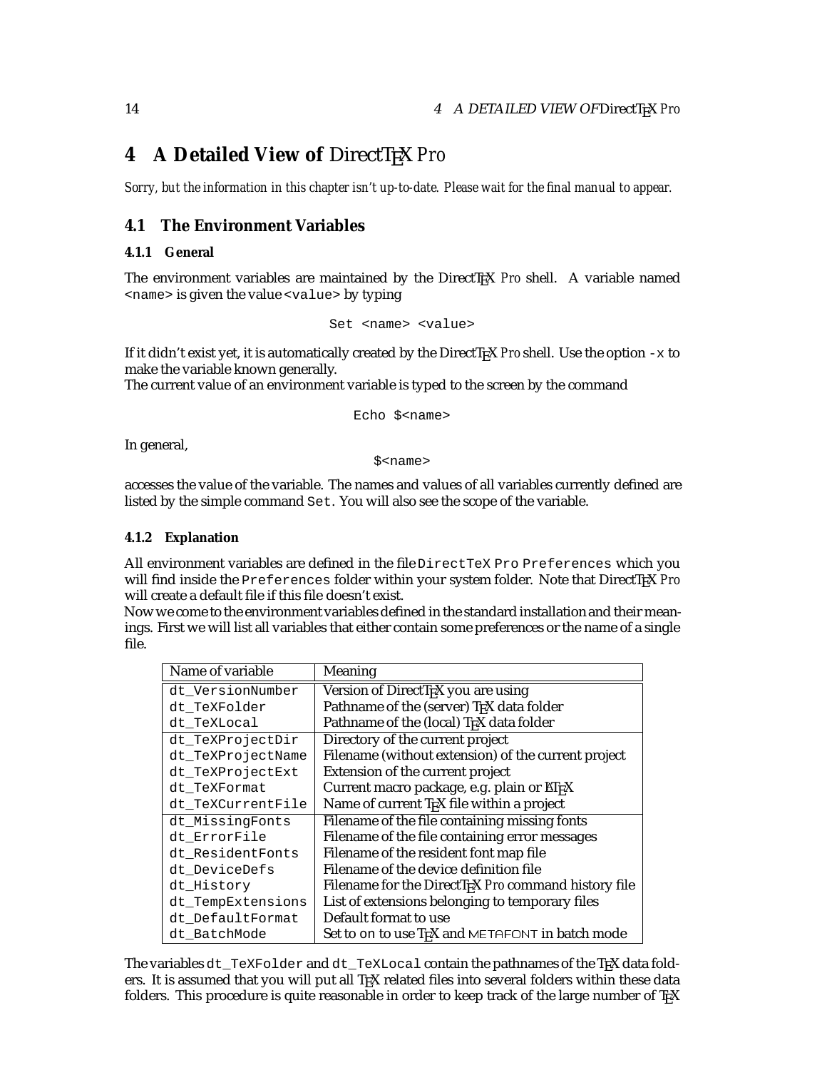# 4 A Detailed View of DirectTeX *Pro*

*Sorry, but the information in this chapter isn't up-to-date. Please wait for the final manual to appear.*

## 4.1 The Environment Variables

### 4.1.1 General

The environment variables are maintained by the DirectTeX *Pro* shell. A variable named `<name>` is given the value `<value>` by typing

```
Set <name> <value>
```

If it didn't exist yet, it is automatically created by the DirectTeX *Pro* shell. Use the option `-x` to make the variable known generally.
The current value of an environment variable is typed to the screen by the command

```
Echo $<name>
```

In general,

```
$<name>
```

accesses the value of the variable. The names and values of all variables currently defined are listed by the simple command `Set`. You will also see the scope of the variable.

### 4.1.2 Explanation

All environment variables are defined in the file `DirectTeX Pro Preferences` which you will find inside the `Preferences` folder within your system folder. Note that DirectTeX *Pro* will create a default file if this file doesn't exist.
Now we come to the environment variables defined in the standard installation and their meanings. First we will list all variables that either contain some preferences or the name of a single file.

| Name of variable | Meaning |
|---|---|
| `dt_VersionNumber` | Version of DirectTeX you are using |
| `dt_TeXFolder` | Pathname of the (server) TeX data folder |
| `dt_TeXLocal` | Pathname of the (local) TeX data folder |
| `dt_TeXProjectDir` | Directory of the current project |
| `dt_TeXProjectName` | Filename (without extension) of the current project |
| `dt_TeXProjectExt` | Extension of the current project |
| `dt_TeXFormat` | Current macro package, e.g. plain or LaTeX |
| `dt_TeXCurrentFile` | Name of current TeX file within a project |
| `dt_MissingFonts` | Filename of the file containing missing fonts |
| `dt_ErrorFile` | Filename of the file containing error messages |
| `dt_ResidentFonts` | Filename of the resident font map file |
| `dt_DeviceDefs` | Filename of the device definition file |
| `dt_History` | Filename for the DirectTeX *Pro* command history file |
| `dt_TempExtensions` | List of extensions belonging to temporary files |
| `dt_DefaultFormat` | Default format to use |
| `dt_BatchMode` | Set to on to use TeX and METAFONT in batch mode |

The variables `dt_TeXFolder` and `dt_TeXLocal` contain the pathnames of the TeX data folders. It is assumed that you will put all TeX related files into several folders within these data folders. This procedure is quite reasonable in order to keep track of the large number of TeX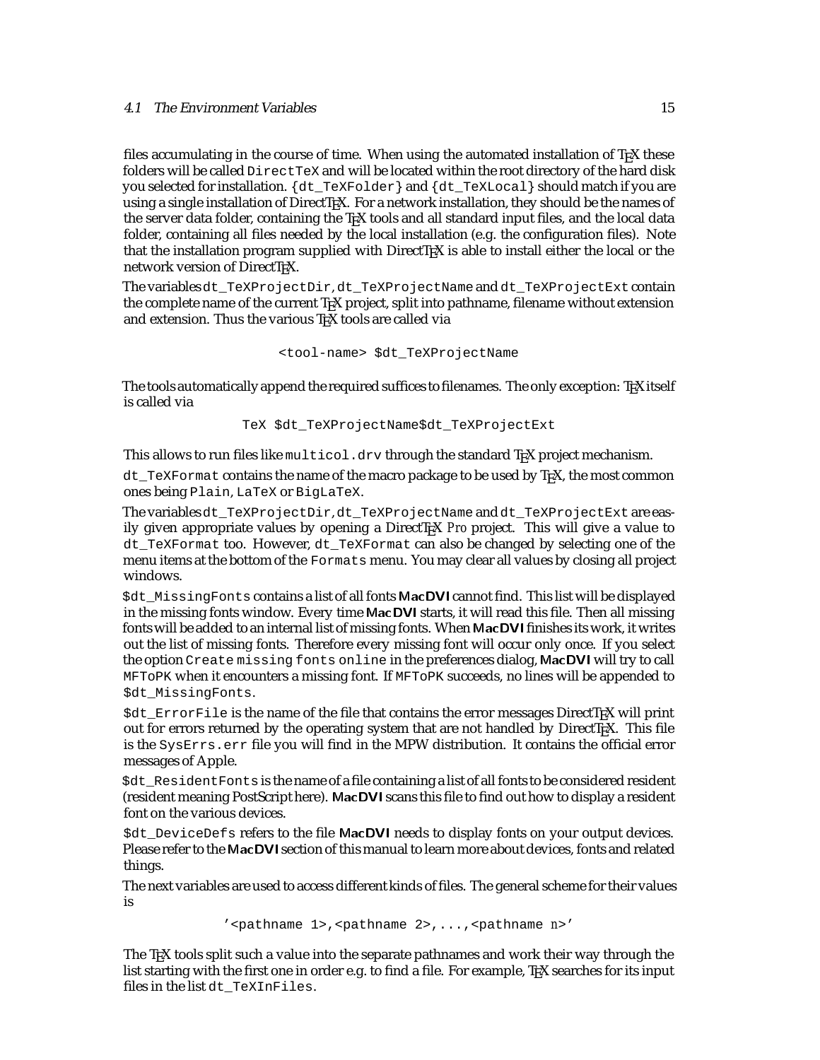files accumulating in the course of time. When using the automated installation of TeX these folders will be called `DirectTeX` and will be located within the root directory of the hard disk you selected for installation. `{dt_TeXFolder}` and `{dt_TeXLocal}` should match if you are using a single installation of DirectTeX. For a network installation, they should be the names of the server data folder, containing the TeX tools and all standard input files, and the local data folder, containing all files needed by the local installation (e.g. the configuration files). Note that the installation program supplied with DirectTeX is able to install either the local or the network version of DirectTeX.

The variables `dt_TeXProjectDir`, `dt_TeXProjectName` and `dt_TeXProjectExt` contain the complete name of the current TeX project, split into pathname, filename without extension and extension. Thus the various TeX tools are called via

```
<tool-name> $dt_TeXProjectName
```

The tools automatically append the required suffices to filenames. The only exception: TeX itself is called via

```
TeX $dt_TeXProjectName$dt_TeXProjectExt
```

This allows to run files like `multicol.drv` through the standard TeX project mechanism.

`dt_TeXFormat` contains the name of the macro package to be used by TeX, the most common ones being `Plain`, `LaTeX` or `BigLaTeX`.

The variables `dt_TeXProjectDir`, `dt_TeXProjectName` and `dt_TeXProjectExt` are easily given appropriate values by opening a DirectTeX *Pro* project. This will give a value to `dt_TeXFormat` too. However, `dt_TeXFormat` can also be changed by selecting one of the menu items at the bottom of the `Formats` menu. You may clear all values by closing all project windows.

`$dt_MissingFonts` contains a list of all fonts **MacDVI** cannot find. This list will be displayed in the missing fonts window. Every time **MacDVI** starts, it will read this file. Then all missing fonts will be added to an internal list of missing fonts. When **MacDVI** finishes its work, it writes out the list of missing fonts. Therefore every missing font will occur only once. If you select the option `Create missing fonts online` in the preferences dialog, **MacDVI** will try to call `MFToPK` when it encounters a missing font. If `MFToPK` succeeds, no lines will be appended to `$dt_MissingFonts`.

`$dt_ErrorFile` is the name of the file that contains the error messages DirectTeX will print out for errors returned by the operating system that are not handled by DirectTeX. This file is the `SysErrs.err` file you will find in the MPW distribution. It contains the official error messages of Apple.

`$dt_ResidentFonts` is the name of a file containing a list of all fonts to be considered resident (resident meaning PostScript here). **MacDVI** scans this file to find out how to display a resident font on the various devices.

`$dt_DeviceDefs` refers to the file **MacDVI** needs to display fonts on your output devices. Please refer to the **MacDVI** section of this manual to learn more about devices, fonts and related things.

The next variables are used to access different kinds of files. The general scheme for their values is

```
'<pathname 1>,<pathname 2>,...,<pathname n>'
```

The TeX tools split such a value into the separate pathnames and work their way through the list starting with the first one in order e.g. to find a file. For example, TeX searches for its input files in the list `dt_TeXInFiles`.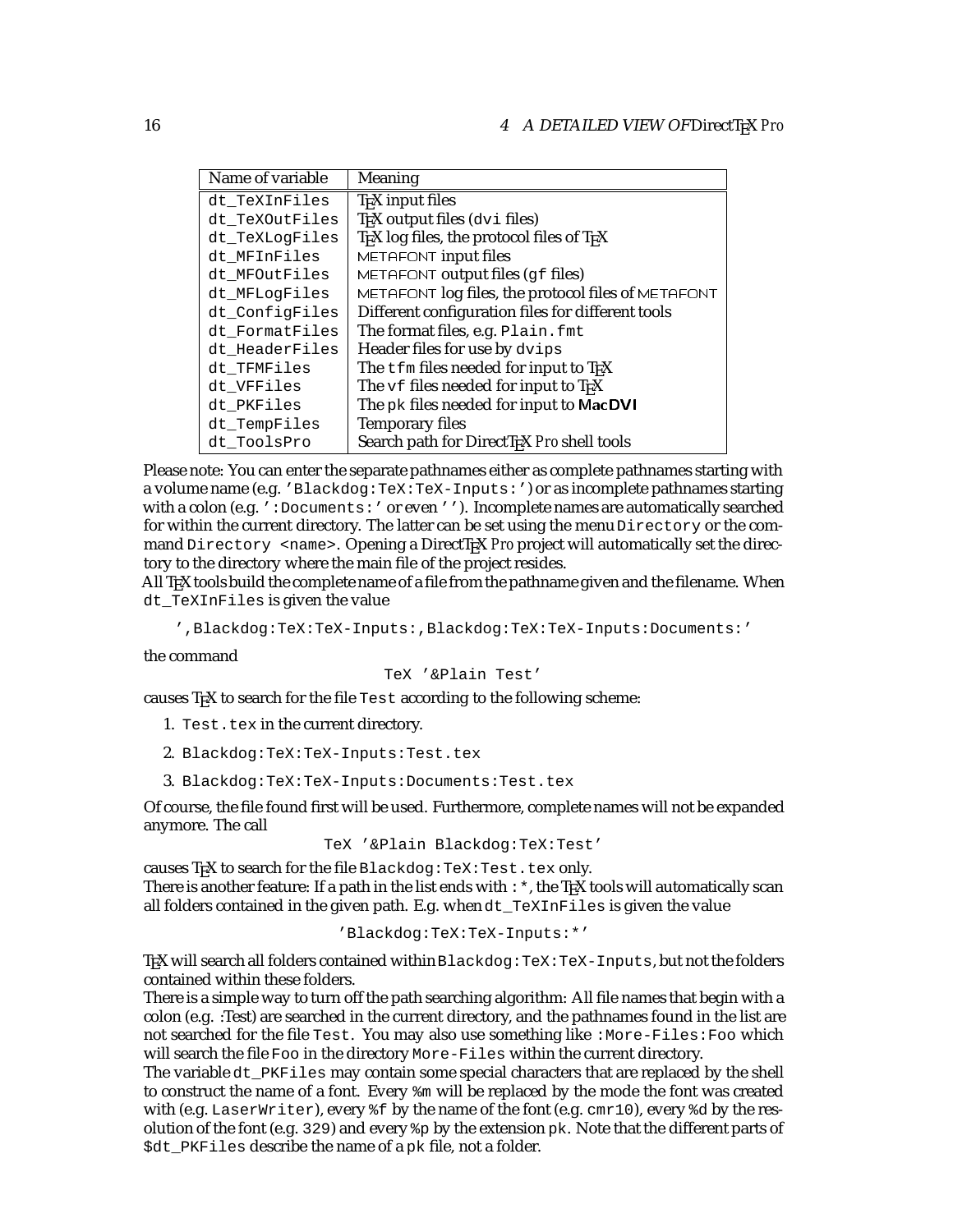| Name of variable | Meaning |
|---|---|
| dt_TeXInFiles | TeX input files |
| dt_TeXOutFiles | TeX output files (dvi files) |
| dt_TeXLogFiles | TeX log files, the protocol files of TeX |
| dt_MFInFiles | METAFONT input files |
| dt_MFOutFiles | METAFONT output files (gf files) |
| dt_MFLogFiles | METAFONT log files, the protocol files of METAFONT |
| dt_ConfigFiles | Different configuration files for different tools |
| dt_FormatFiles | The format files, e.g. Plain.fmt |
| dt_HeaderFiles | Header files for use by dvips |
| dt_TFMFiles | The tfm files needed for input to TeX |
| dt_VFFiles | The vf files needed for input to TeX |
| dt_PKFiles | The pk files needed for input to **MacDVI** |
| dt_TempFiles | Temporary files |
| dt_ToolsPro | Search path for DirectTeX *Pro* shell tools |

Please note: You can enter the separate pathnames either as complete pathnames starting with a volume name (e.g. 'Blackdog:TeX:TeX-Inputs:') or as incomplete pathnames starting with a colon (e.g. ':Documents:' or even ''). Incomplete names are automatically searched for within the current directory. The latter can be set using the menu `Directory` or the command `Directory <name>`. Opening a DirectTeX *Pro* project will automatically set the directory to the directory where the main file of the project resides.

All TeX tools build the complete name of a file from the pathname given and the filename. When `dt_TeXInFiles` is given the value

```
',Blackdog:TeX:TeX-Inputs:,Blackdog:TeX:TeX-Inputs:Documents:'
```

the command

```
TeX '&Plain Test'
```

causes TeX to search for the file `Test` according to the following scheme:

1. `Test.tex` in the current directory.
2. `Blackdog:TeX:TeX-Inputs:Test.tex`
3. `Blackdog:TeX:TeX-Inputs:Documents:Test.tex`

Of course, the file found first will be used. Furthermore, complete names will not be expanded anymore. The call

```
TeX '&Plain Blackdog:TeX:Test'
```

causes TeX to search for the file `Blackdog:TeX:Test.tex` only.

There is another feature: If a path in the list ends with `:*`, the TeX tools will automatically scan all folders contained in the given path. E.g. when `dt_TeXInFiles` is given the value

```
'Blackdog:TeX:TeX-Inputs:*'
```

TeX will search all folders contained within `Blackdog:TeX:TeX-Inputs`, but not the folders contained within these folders.

There is a simple way to turn off the path searching algorithm: All file names that begin with a colon (e.g. :Test) are searched in the current directory, and the pathnames found in the list are not searched for the file `Test`. You may also use something like `:More-Files:Foo` which will search the file `Foo` in the directory `More-Files` within the current directory.

The variable `dt_PKFiles` may contain some special characters that are replaced by the shell to construct the name of a font. Every `%m` will be replaced by the mode the font was created with (e.g. `LaserWriter`), every `%f` by the name of the font (e.g. `cmr10`), every `%d` by the resolution of the font (e.g. `329`) and every `%p` by the extension `pk`. Note that the different parts of `$dt_PKFiles` describe the name of a `pk` file, not a folder.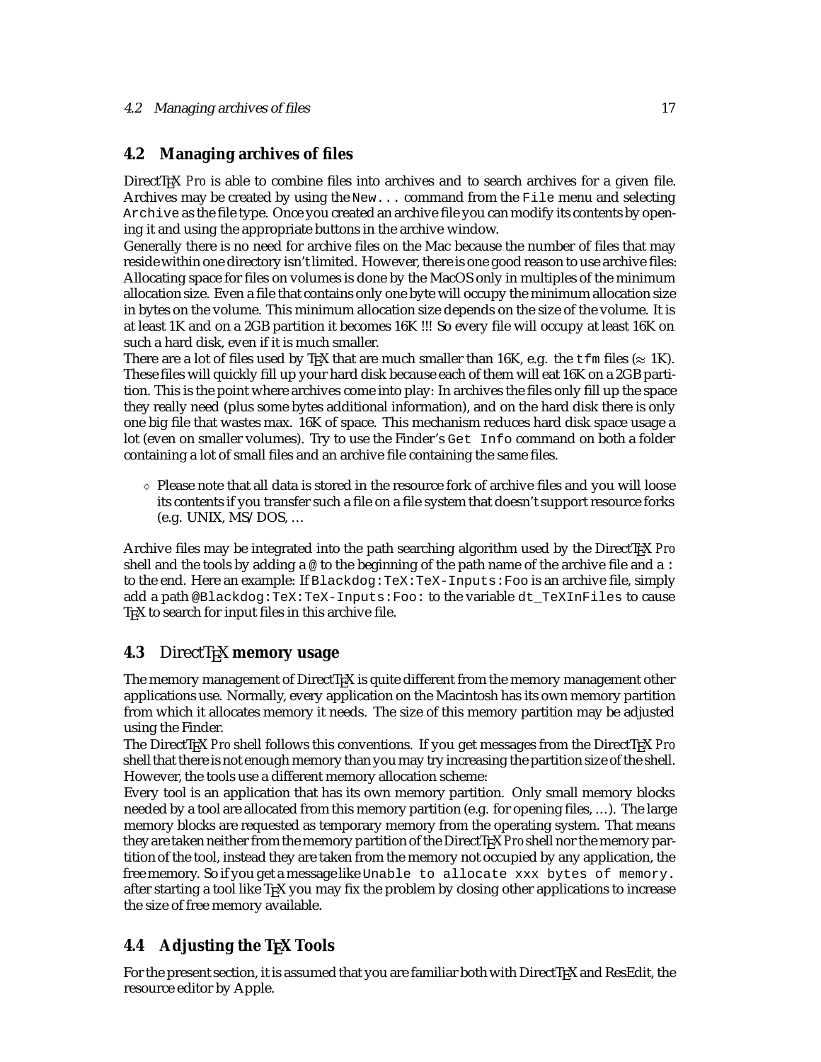## 4.2 Managing archives of files

DirectTEX *Pro* is able to combine files into archives and to search archives for a given file. Archives may be created by using the `New...` command from the `File` menu and selecting `Archive` as the file type. Once you created an archive file you can modify its contents by opening it and using the appropriate buttons in the archive window.

Generally there is no need for archive files on the Mac because the number of files that may reside within one directory isn't limited. However, there is one good reason to use archive files: Allocating space for files on volumes is done by the MacOS only in multiples of the minimum allocation size. Even a file that contains only one byte will occupy the minimum allocation size in bytes on the volume. This minimum allocation size depends on the size of the volume. It is at least 1K and on a 2GB partition it becomes 16K !!! So every file will occupy at least 16K on such a hard disk, even if it is much smaller.

There are a lot of files used by TEX that are much smaller than 16K, e.g. the `tfm` files ($\approx$ 1K). These files will quickly fill up your hard disk because each of them will eat 16K on a 2GB partition. This is the point where archives come into play: In archives the files only fill up the space they really need (plus some bytes additional information), and on the hard disk there is only one big file that wastes max. 16K of space. This mechanism reduces hard disk space usage a lot (even on smaller volumes). Try to use the Finder's `Get Info` command on both a folder containing a lot of small files and an archive file containing the same files.

- ◇ Please note that all data is stored in the resource fork of archive files and you will loose its contents if you transfer such a file on a file system that doesn't support resource forks (e.g. UNIX, MS/DOS, ...

Archive files may be integrated into the path searching algorithm used by the DirectTEX *Pro* shell and the tools by adding a `@` to the beginning of the path name of the archive file and a `:` to the end. Here an example: If `Blackdog:TeX:TeX-Inputs:Foo` is an archive file, simply add a path `@Blackdog:TeX:TeX-Inputs:Foo:` to the variable `dt_TeXInFiles` to cause TEX to search for input files in this archive file.

## 4.3 DirectTEX memory usage

The memory management of DirectTEX is quite different from the memory management other applications use. Normally, every application on the Macintosh has its own memory partition from which it allocates memory it needs. The size of this memory partition may be adjusted using the Finder.

The DirectTEX *Pro* shell follows this conventions. If you get messages from the DirectTEX *Pro* shell that there is not enough memory than you may try increasing the partition size of the shell. However, the tools use a different memory allocation scheme:

Every tool is an application that has its own memory partition. Only small memory blocks needed by a tool are allocated from this memory partition (e.g. for opening files, ...). The large memory blocks are requested as temporary memory from the operating system. That means they are taken neither from the memory partition of the DirectTEX *Pro* shell nor the memory partition of the tool, instead they are taken from the memory not occupied by any application, the free memory. So if you get a message like `Unable to allocate xxx bytes of memory.` after starting a tool like TEX you may fix the problem by closing other applications to increase the size of free memory available.

## 4.4 Adjusting the TEX Tools

For the present section, it is assumed that you are familiar both with DirectTEX and ResEdit, the resource editor by Apple.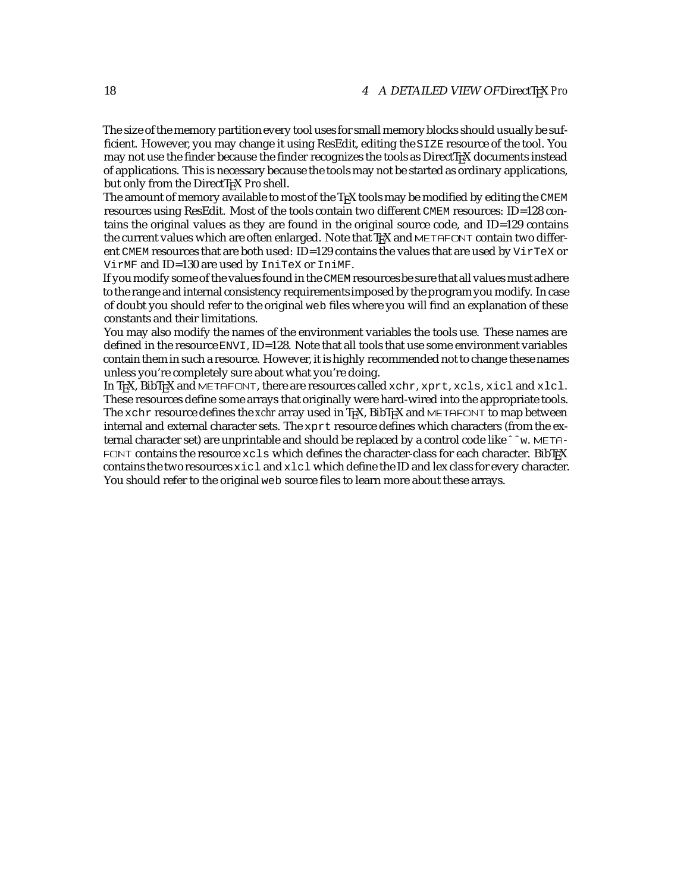The size of the memory partition every tool uses for small memory blocks should usually be sufficient. However, you may change it using ResEdit, editing the `SIZE` resource of the tool. You may not use the finder because the finder recognizes the tools as DirectTeX documents instead of applications. This is necessary because the tools may not be started as ordinary applications, but only from the DirectTeX *Pro* shell.

The amount of memory available to most of the TeX tools may be modified by editing the `CMEM` resources using ResEdit. Most of the tools contain two different `CMEM` resources: ID=128 contains the original values as they are found in the original source code, and ID=129 contains the current values which are often enlarged. Note that TeX and METAFONT contain two different `CMEM` resources that are both used: ID=129 contains the values that are used by `VirTeX` or `VirMF` and ID=130 are used by `IniTeX` or `IniMF`.

If you modify some of the values found in the `CMEM` resources be sure that all values must adhere to the range and internal consistency requirements imposed by the program you modify. In case of doubt you should refer to the original `web` files where you will find an explanation of these constants and their limitations.

You may also modify the names of the environment variables the tools use. These names are defined in the resource `ENVI`, ID=128. Note that all tools that use some environment variables contain them in such a resource. However, it is highly recommended not to change these names unless you're completely sure about what you're doing.

In TeX, BibTeX and METAFONT, there are resources called `xchr`, `xprt`, `xcls`, `xicl` and `xlcl`. These resources define some arrays that originally were hard-wired into the appropriate tools. The `xchr` resource defines the *xchr* array used in TeX, BibTeX and METAFONT to map between internal and external character sets. The `xprt` resource defines which characters (from the external character set) are unprintable and should be replaced by a control code like `^^w`. METAFONT contains the resource `xcls` which defines the character-class for each character. BibTeX contains the two resources `xicl` and `xlcl` which define the ID and lex class for every character. You should refer to the original `web` source files to learn more about these arrays.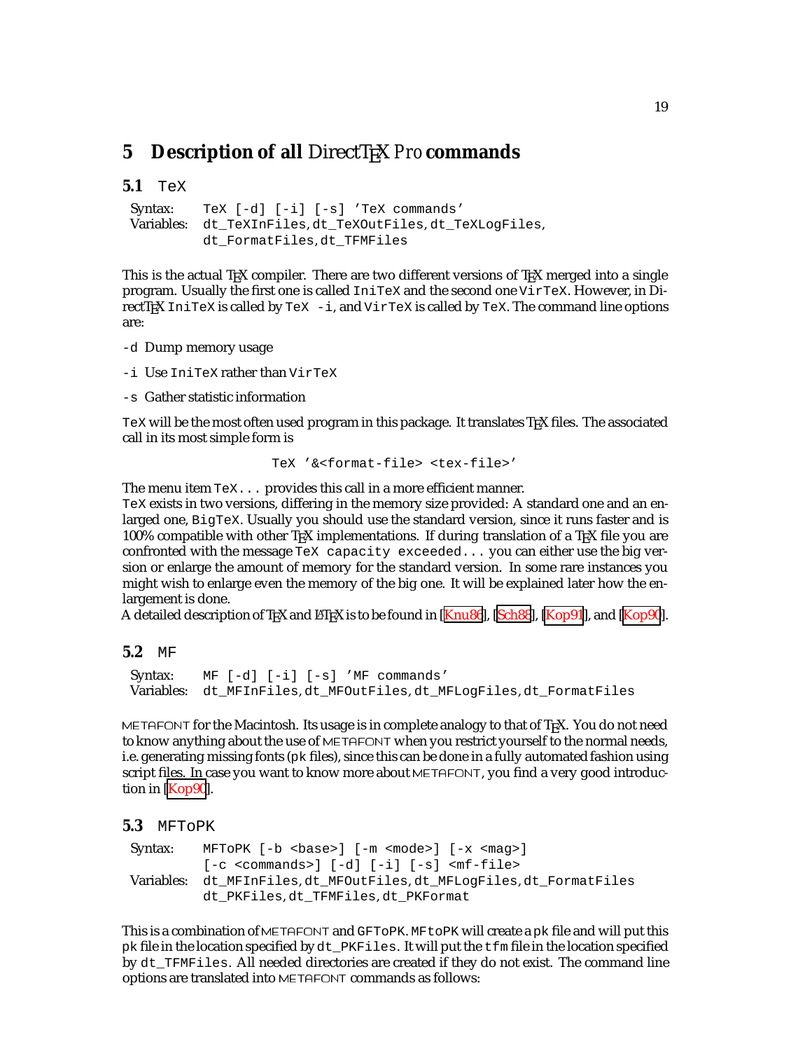# 5 Description of all DirectTEX Pro commands

## 5.1 `TeX`

| | |
|---|---|
| Syntax: | `TeX [-d] [-i] [-s] 'TeX commands'` |
| Variables: | `dt_TeXInFiles`, `dt_TeXOutFiles`, `dt_TeXLogFiles`, `dt_FormatFiles`, `dt_TFMFiles` |

This is the actual TEX compiler. There are two different versions of TEX merged into a single program. Usually the first one is called `IniTeX` and the second one `VirTeX`. However, in DirectTEX `IniTeX` is called by `TeX -i`, and `VirTeX` is called by `TeX`. The command line options are:

`-d` Dump memory usage

`-i` Use `IniTeX` rather than `VirTeX`

`-s` Gather statistic information

`TeX` will be the most often used program in this package. It translates TEX files. The associated call in its most simple form is

```
TeX '&<format-file> <tex-file>'
```

The menu item `TeX...` provides this call in a more efficient manner.
`TeX` exists in two versions, differing in the memory size provided: A standard one and an enlarged one, `BigTeX`. Usually you should use the standard version, since it runs faster and is 100% compatible with other TEX implementations. If during translation of a TEX file you are confronted with the message `TeX capacity exceeded...` you can either use the big version or enlarge the amount of memory for the standard version. In some rare instances you might wish to enlarge even the memory of the big one. It will be explained later how the enlargement is done.
A detailed description of TEX and LATEX is to be found in [Knu86], [Sch88], [Kop91], and [Kop90].

## 5.2 `MF`

| | |
|---|---|
| Syntax: | `MF [-d] [-i] [-s] 'MF commands'` |
| Variables: | `dt_MFInFiles`, `dt_MFOutFiles`, `dt_MFLogFiles`, `dt_FormatFiles` |

METAFONT for the Macintosh. Its usage is in complete analogy to that of TEX. You do not need to know anything about the use of METAFONT when you restrict yourself to the normal needs, i.e. generating missing fonts (`pk` files), since this can be done in a fully automated fashion using script files. In case you want to know more about METAFONT, you find a very good introduction in [Kop90].

## 5.3 `MFToPK`

| | |
|---|---|
| Syntax: | `MFToPK [-b <base>] [-m <mode>] [-x <mag>] [-c <commands>] [-d] [-i] [-s] <mf-file>` |
| Variables: | `dt_MFInFiles`, `dt_MFOutFiles`, `dt_MFLogFiles`, `dt_FormatFiles` `dt_PKFiles`, `dt_TFMFiles`, `dt_PKFormat` |

This is a combination of METAFONT and `GFToPK`. `MFtoPK` will create a `pk` file and will put this `pk` file in the location specified by `dt_PKFiles`. It will put the `tfm` file in the location specified by `dt_TFMFiles`. All needed directories are created if they do not exist. The command line options are translated into METAFONT commands as follows: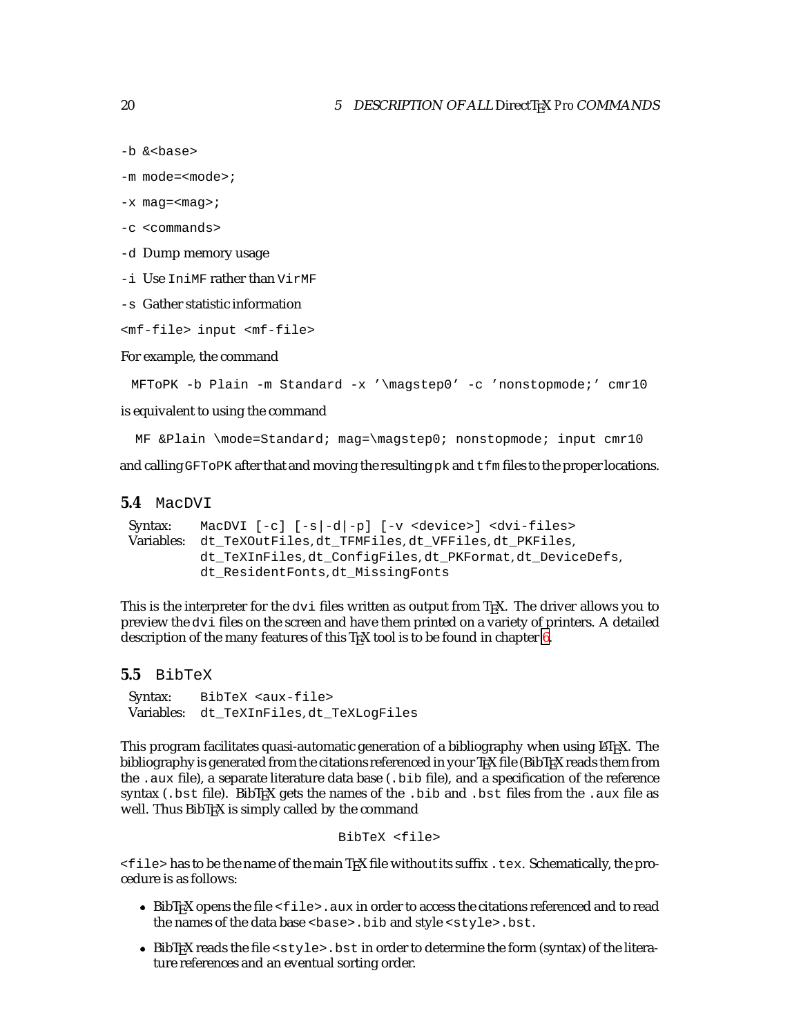`-b &<base>`

`-m mode=<mode>;`

`-x mag=<mag>;`

`-c <commands>`

`-d` Dump memory usage

`-i` Use `IniMF` rather than `VirMF`

`-s` Gather statistic information

`<mf-file> input <mf-file>`

For example, the command

```
MFToPK -b Plain -m Standard -x '\magstep0' -c 'nonstopmode;' cmr10
```

is equivalent to using the command

```
MF &Plain \mode=Standard; mag=\magstep0; nonstopmode; input cmr10
```

and calling `GFToPK` after that and moving the resulting `pk` and `tfm` files to the proper locations.

## 5.4 `MacDVI`

| | |
|---|---|
| Syntax: | `MacDVI [-c] [-s\|-d\|-p] [-v <device>] <dvi-files>` |
| Variables: | `dt_TeXOutFiles`, `dt_TFMFiles`, `dt_VFFiles`, `dt_PKFiles`, `dt_TeXInFiles`, `dt_ConfigFiles`, `dt_PKFormat`, `dt_DeviceDefs`, `dt_ResidentFonts`, `dt_MissingFonts` |

This is the interpreter for the `dvi` files written as output from TEX. The driver allows you to preview the `dvi` files on the screen and have them printed on a variety of printers. A detailed description of the many features of this TEX tool is to be found in chapter 6.

## 5.5 `BibTeX`

| | |
|---|---|
| Syntax: | `BibTeX <aux-file>` |
| Variables: | `dt_TeXInFiles`, `dt_TeXLogFiles` |

This program facilitates quasi-automatic generation of a bibliography when using LATEX. The bibliography is generated from the citations referenced in your TEX file (BibTEX reads them from the `.aux` file), a separate literature data base (`.bib` file), and a specification of the reference syntax (`.bst` file). BibTEX gets the names of the `.bib` and `.bst` files from the `.aux` file as well. Thus BibTEX is simply called by the command

```
BibTeX <file>
```

`<file>` has to be the name of the main TEX file without its suffix `.tex`. Schematically, the procedure is as follows:

- BibTEX opens the file `<file>.aux` in order to access the citations referenced and to read the names of the data base `<base>.bib` and style `<style>.bst`.
- BibTEX reads the file `<style>.bst` in order to determine the form (syntax) of the literature references and an eventual sorting order.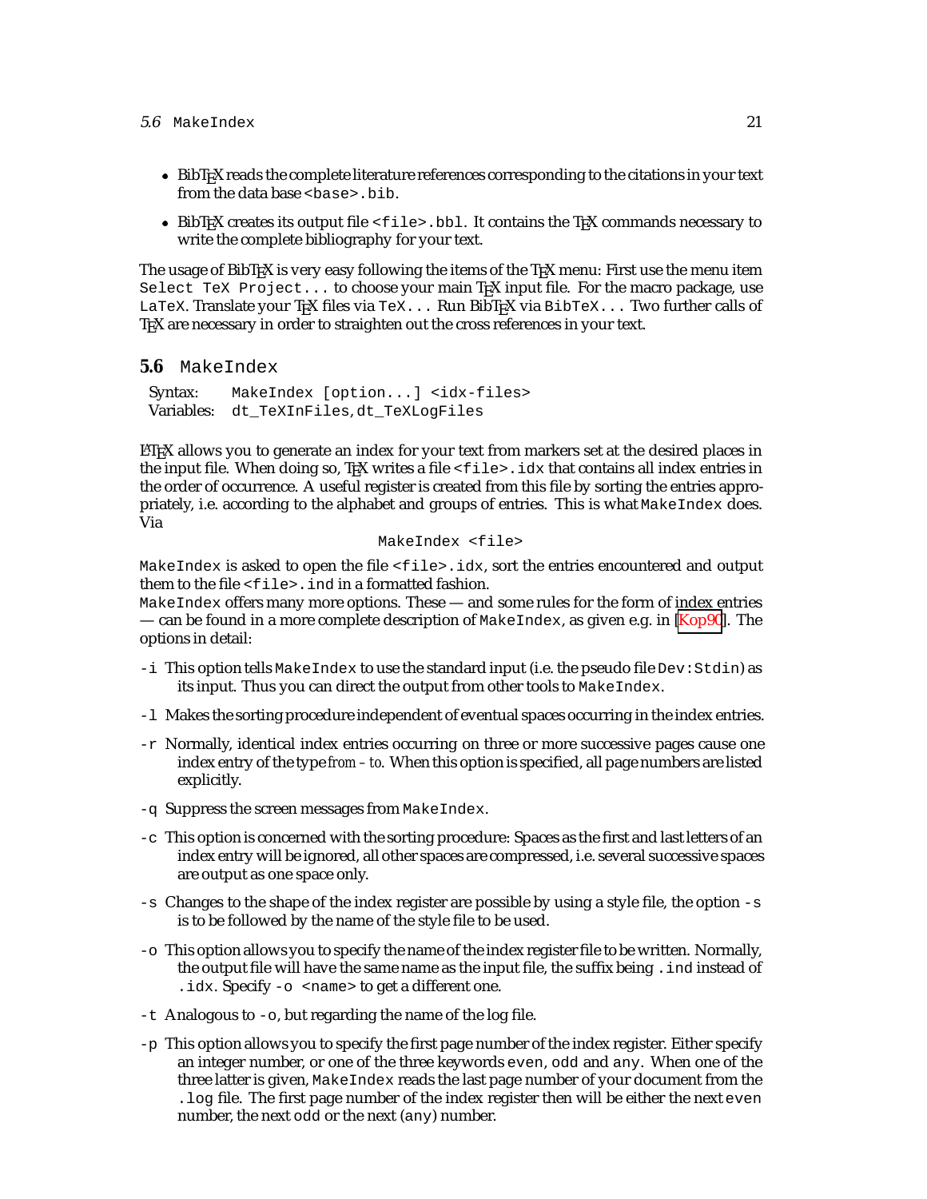- BibTEX reads the complete literature references corresponding to the citations in your text from the data base `<base>.bib`.
- BibTEX creates its output file `<file>.bbl`. It contains the TEX commands necessary to write the complete bibliography for your text.

The usage of BibTEX is very easy following the items of the TEX menu: First use the menu item `Select TeX Project...` to choose your main TEX input file. For the macro package, use `LaTeX`. Translate your TEX files via `TeX...` Run BibTEX via `BibTeX...` Two further calls of TEX are necessary in order to straighten out the cross references in your text.

## 5.6 MakeIndex

| | |
|---|---|
| Syntax: | `MakeIndex [option...] <idx-files>` |
| Variables: | `dt_TeXInFiles,dt_TeXLogFiles` |

LATEX allows you to generate an index for your text from markers set at the desired places in the input file. When doing so, TEX writes a file `<file>.idx` that contains all index entries in the order of occurrence. A useful register is created from this file by sorting the entries appropriately, i.e. according to the alphabet and groups of entries. This is what `MakeIndex` does. Via

```
MakeIndex <file>
```

`MakeIndex` is asked to open the file `<file>.idx`, sort the entries encountered and output them to the file `<file>.ind` in a formatted fashion.
`MakeIndex` offers many more options. These — and some rules for the form of index entries — can be found in a more complete description of `MakeIndex`, as given e.g. in [Kop90]. The options in detail:

- `-i` This option tells `MakeIndex` to use the standard input (i.e. the pseudo file `Dev:Stdin`) as its input. Thus you can direct the output from other tools to `MakeIndex`.
- `-l` Makes the sorting procedure independent of eventual spaces occurring in the index entries.
- `-r` Normally, identical index entries occurring on three or more successive pages cause one index entry of the type *from – to*. When this option is specified, all page numbers are listed explicitly.
- `-q` Suppress the screen messages from `MakeIndex`.
- `-c` This option is concerned with the sorting procedure: Spaces as the first and last letters of an index entry will be ignored, all other spaces are compressed, i.e. several successive spaces are output as one space only.
- `-s` Changes to the shape of the index register are possible by using a style file, the option `-s` is to be followed by the name of the style file to be used.
- `-o` This option allows you to specify the name of the index register file to be written. Normally, the output file will have the same name as the input file, the suffix being `.ind` instead of `.idx`. Specify `-o <name>` to get a different one.
- `-t` Analogous to `-o`, but regarding the name of the log file.
- `-p` This option allows you to specify the first page number of the index register. Either specify an integer number, or one of the three keywords `even`, `odd` and `any`. When one of the three latter is given, `MakeIndex` reads the last page number of your document from the `.log` file. The first page number of the index register then will be either the next `even` number, the next `odd` or the next (`any`) number.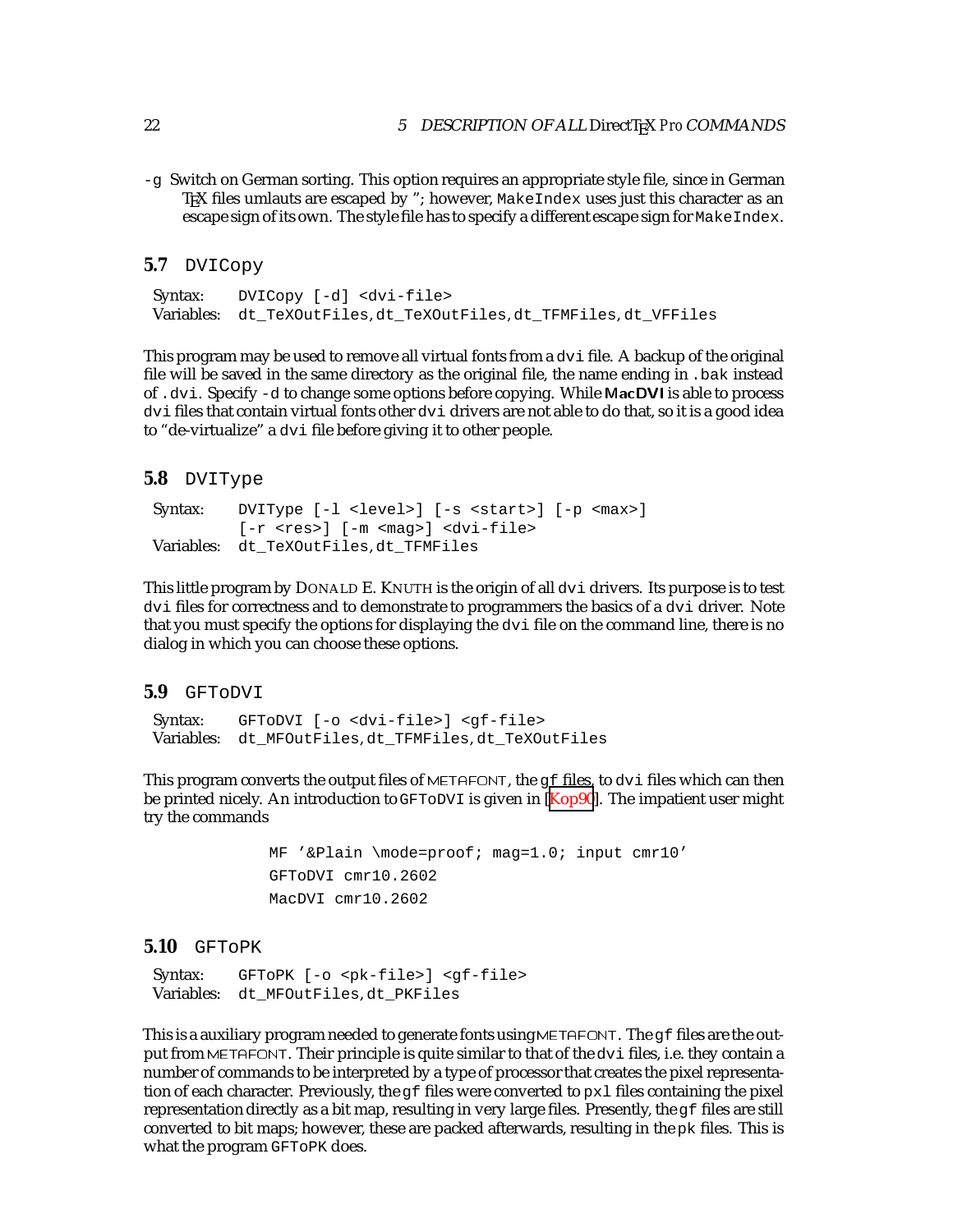-g Switch on German sorting. This option requires an appropriate style file, since in German TeX files umlauts are escaped by "; however, `MakeIndex` uses just this character as an escape sign of its own. The style file has to specify a different escape sign for `MakeIndex`.

## 5.7 DVICopy

Syntax: `DVICopy [-d] <dvi-file>`
Variables: `dt_TeXOutFiles,dt_TeXOutFiles,dt_TFMFiles,dt_VFFiles`

This program may be used to remove all virtual fonts from a `dvi` file. A backup of the original file will be saved in the same directory as the original file, the name ending in `.bak` instead of `.dvi`. Specify `-d` to change some options before copying. While **MacDVI** is able to process `dvi` files that contain virtual fonts other `dvi` drivers are not able to do that, so it is a good idea to "de-virtualize" a `dvi` file before giving it to other people.

## 5.8 DVIType

Syntax: `DVIType [-l <level>] [-s <start>] [-p <max>] [-r <res>] [-m <mag>] <dvi-file>`
Variables: `dt_TeXOutFiles,dt_TFMFiles`

This little program by Donald E. Knuth is the origin of all `dvi` drivers. Its purpose is to test `dvi` files for correctness and to demonstrate to programmers the basics of a `dvi` driver. Note that you must specify the options for displaying the `dvi` file on the command line, there is no dialog in which you can choose these options.

## 5.9 GFToDVI

Syntax: `GFToDVI [-o <dvi-file>] <gf-file>`
Variables: `dt_MFOutFiles,dt_TFMFiles,dt_TeXOutFiles`

This program converts the output files of METAFONT, the `gf` files, to `dvi` files which can then be printed nicely. An introduction to `GFToDVI` is given in [Kop90]. The impatient user might try the commands

```
MF '&Plain \mode=proof; mag=1.0; input cmr10'
GFToDVI cmr10.2602
MacDVI cmr10.2602
```

## 5.10 GFToPK

Syntax: `GFToPK [-o <pk-file>] <gf-file>`
Variables: `dt_MFOutFiles,dt_PKFiles`

This is a auxiliary program needed to generate fonts using METAFONT. The `gf` files are the output from METAFONT. Their principle is quite similar to that of the `dvi` files, i.e. they contain a number of commands to be interpreted by a type of processor that creates the pixel representation of each character. Previously, the `gf` files were converted to `pxl` files containing the pixel representation directly as a bit map, resulting in very large files. Presently, the `gf` files are still converted to bit maps; however, these are packed afterwards, resulting in the `pk` files. This is what the program `GFToPK` does.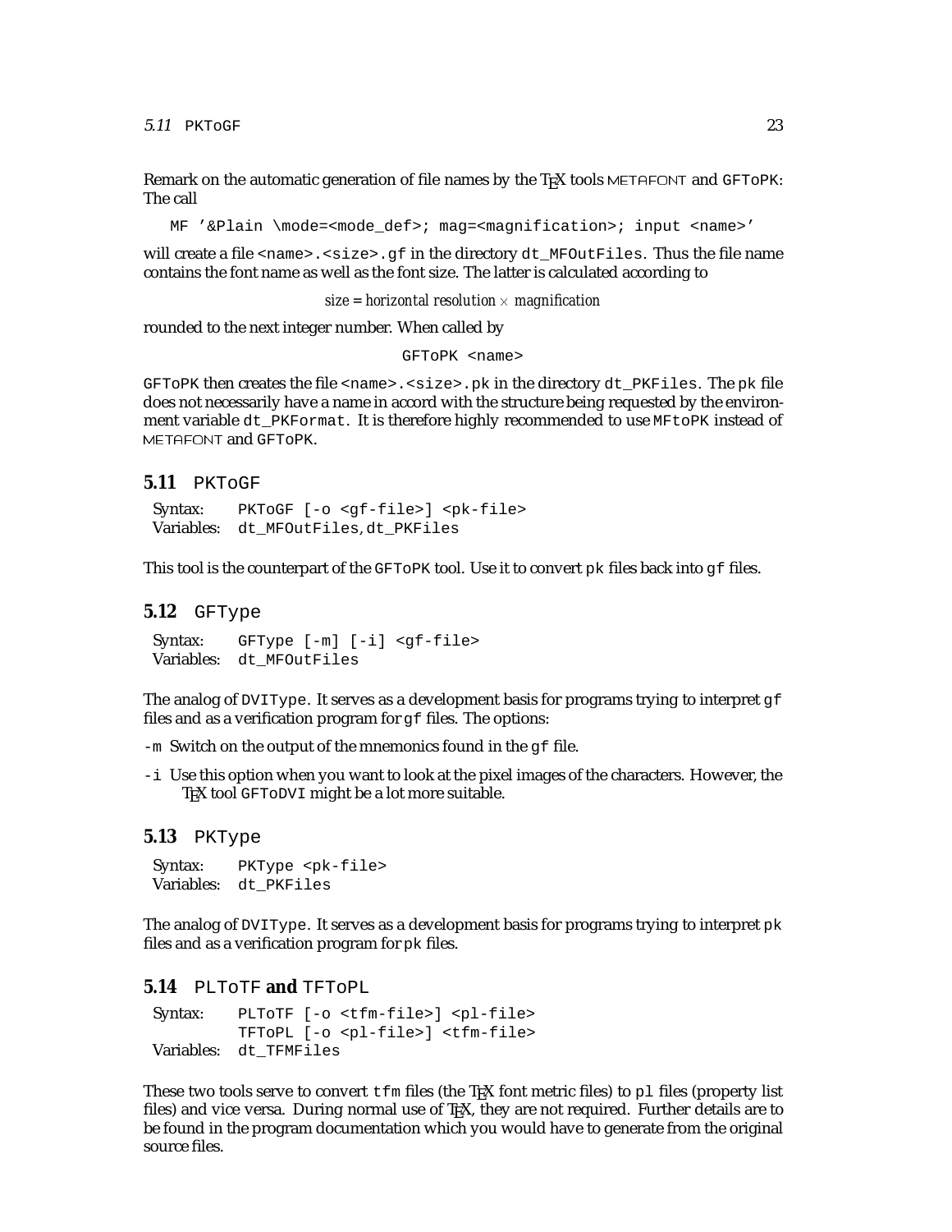Remark on the automatic generation of file names by the TEX tools METAFONT and `GFToPK`: The call

```
MF '&Plain \mode=<mode_def>; mag=<magnification>; input <name>'
```

will create a file `<name>.<size>.gf` in the directory `dt_MFOutFiles`. Thus the file name contains the font name as well as the font size. The latter is calculated according to

$$size = horizontal\ resolution \times magnification$$

rounded to the next integer number. When called by

```
GFToPK <name>
```

`GFToPK` then creates the file `<name>.<size>.pk` in the directory `dt_PKFiles`. The `pk` file does not necessarily have a name in accord with the structure being requested by the environment variable `dt_PKFormat`. It is therefore highly recommended to use `MFtoPK` instead of METAFONT and `GFToPK`.

## 5.11 PKToGF

| | |
|---|---|
| Syntax: | `PKToGF [-o <gf-file>] <pk-file>` |
| Variables: | `dt_MFOutFiles,dt_PKFiles` |

This tool is the counterpart of the `GFToPK` tool. Use it to convert `pk` files back into `gf` files.

## 5.12 GFType

| | |
|---|---|
| Syntax: | `GFType [-m] [-i] <gf-file>` |
| Variables: | `dt_MFOutFiles` |

The analog of `DVIType`. It serves as a development basis for programs trying to interpret `gf` files and as a verification program for `gf` files. The options:

- `-m` Switch on the output of the mnemonics found in the `gf` file.
- `-i` Use this option when you want to look at the pixel images of the characters. However, the TEX tool `GFToDVI` might be a lot more suitable.

## 5.13 PKType

| | |
|---|---|
| Syntax: | `PKType <pk-file>` |
| Variables: | `dt_PKFiles` |

The analog of `DVIType`. It serves as a development basis for programs trying to interpret `pk` files and as a verification program for `pk` files.

## 5.14 PLToTF and TFToPL

| | |
|---|---|
| Syntax: | `PLToTF [-o <tfm-file>] <pl-file>` |
| | `TFToPL [-o <pl-file>] <tfm-file>` |
| Variables: | `dt_TFMFiles` |

These two tools serve to convert `tfm` files (the TEX font metric files) to `pl` files (property list files) and vice versa. During normal use of TEX, they are not required. Further details are to be found in the program documentation which you would have to generate from the original source files.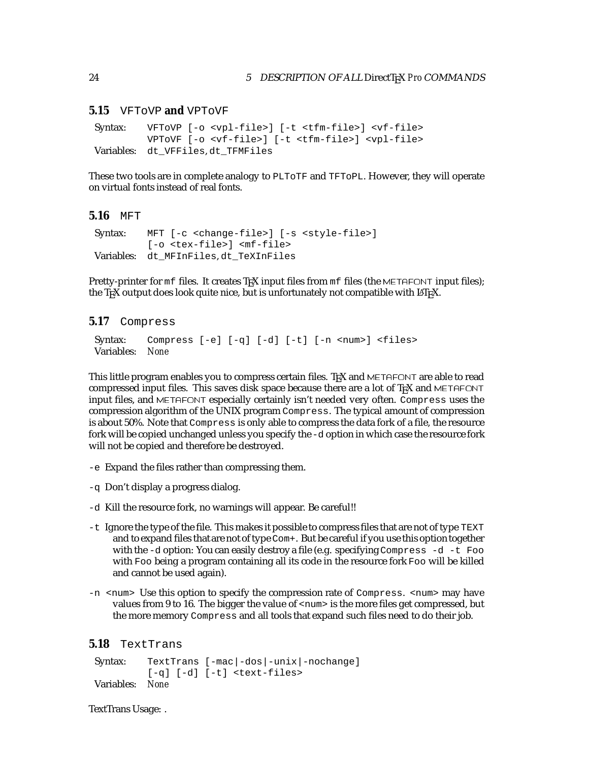## 5.15 VFToVP and VPToVF

Syntax: `VFToVP [-o <vpl-file>] [-t <tfm-file>] <vf-file>`
`VPToVF [-o <vf-file>] [-t <tfm-file>] <vpl-file>`
Variables: `dt_VFFiles`, `dt_TFMFiles`

These two tools are in complete analogy to `PLToTF` and `TFToPL`. However, they will operate on virtual fonts instead of real fonts.

## 5.16 MFT

Syntax: `MFT [-c <change-file>] [-s <style-file>]`
`[-o <tex-file>] <mf-file>`
Variables: `dt_MFInFiles`, `dt_TeXInFiles`

Pretty-printer for `mf` files. It creates TEX input files from `mf` files (the METAFONT input files); the TEX output does look quite nice, but is unfortunately not compatible with LATEX.

## 5.17 Compress

Syntax: `Compress [-e] [-q] [-d] [-t] [-n <num>] <files>`
Variables: *None*

This little program enables you to compress certain files. TEX and METAFONT are able to read compressed input files. This saves disk space because there are a lot of TEX and METAFONT input files, and METAFONT especially certainly isn't needed very often. `Compress` uses the compression algorithm of the UNIX program `Compress`. The typical amount of compression is about 50%. Note that `Compress` is only able to compress the data fork of a file, the resource fork will be copied unchanged unless you specify the `-d` option in which case the resource fork will not be copied and therefore be destroyed.

`-e` Expand the files rather than compressing them.

`-q` Don't display a progress dialog.

`-d` Kill the resource fork, no warnings will appear. Be careful!!

`-t` Ignore the type of the file. This makes it possible to compress files that are not of type `TEXT` and to expand files that are not of type `Com+`. But be careful if you use this option together with the `-d` option: You can easily destroy a file (e.g. specifying `Compress -d -t Foo` with `Foo` being a program containing all its code in the resource fork `Foo` will be killed and cannot be used again).

`-n <num>` Use this option to specify the compression rate of `Compress`. `<num>` may have values from 9 to 16. The bigger the value of `<num>` is the more files get compressed, but the more memory `Compress` and all tools that expand such files need to do their job.

## 5.18 TextTrans

Syntax: `TextTrans [-mac|-dos|-unix|-nochange]`
`[-q] [-d] [-t] <text-files>`
Variables: *None*

TextTrans Usage: .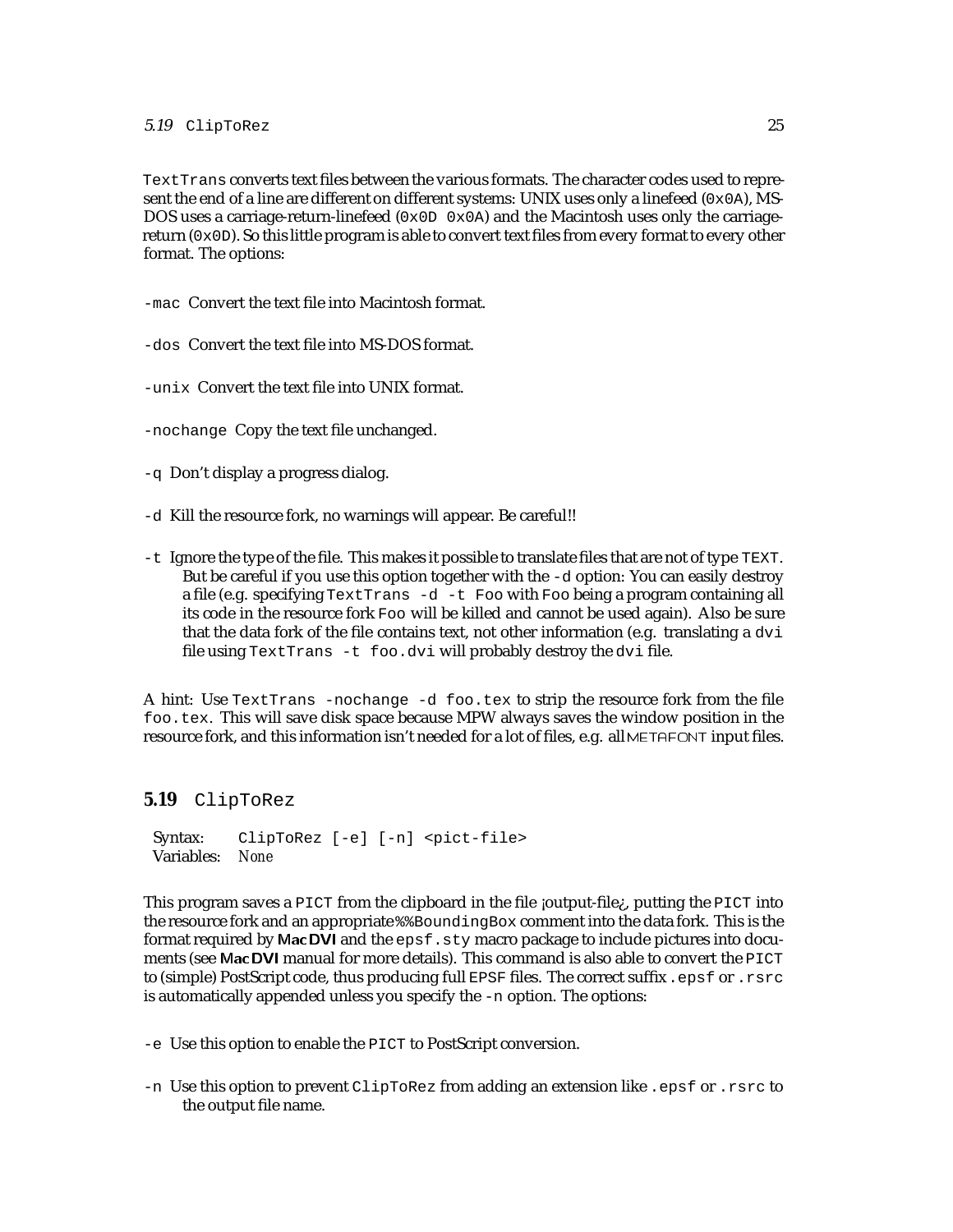`TextTrans` converts text files between the various formats. The character codes used to represent the end of a line are different on different systems: UNIX uses only a linefeed (`0x0A`), MS-DOS uses a carriage-return-linefeed (`0x0D 0x0A`) and the Macintosh uses only the carriage-return (`0x0D`). So this little program is able to convert text files from every format to every other format. The options:

`-mac` Convert the text file into Macintosh format.

`-dos` Convert the text file into MS-DOS format.

`-unix` Convert the text file into UNIX format.

`-nochange` Copy the text file unchanged.

`-q` Don't display a progress dialog.

`-d` Kill the resource fork, no warnings will appear. Be careful!!

`-t` Ignore the type of the file. This makes it possible to translate files that are not of type `TEXT`. But be careful if you use this option together with the `-d` option: You can easily destroy a file (e.g. specifying `TextTrans -d -t Foo` with `Foo` being a program containing all its code in the resource fork `Foo` will be killed and cannot be used again). Also be sure that the data fork of the file contains text, not other information (e.g. translating a `dvi` file using `TextTrans -t foo.dvi` will probably destroy the `dvi` file.

A hint: Use `TextTrans -nochange -d foo.tex` to strip the resource fork from the file `foo.tex`. This will save disk space because MPW always saves the window position in the resource fork, and this information isn't needed for a lot of files, e.g. all METAFONT input files.

## 5.19 `ClipToRez`

| | |
|---|---|
| Syntax: | `ClipToRez [-e] [-n] <pict-file>` |
| Variables: | *None* |

This program saves a `PICT` from the clipboard in the file ¡output-file¿, putting the `PICT` into the resource fork and an appropriate `%%BoundingBox` comment into the data fork. This is the format required by **MacDVI** and the `epsf.sty` macro package to include pictures into documents (see **MacDVI** manual for more details). This command is also able to convert the `PICT` to (simple) PostScript code, thus producing full `EPSF` files. The correct suffix `.epsf` or `.rsrc` is automatically appended unless you specify the `-n` option. The options:

`-e` Use this option to enable the `PICT` to PostScript conversion.

`-n` Use this option to prevent `ClipToRez` from adding an extension like `.epsf` or `.rsrc` to the output file name.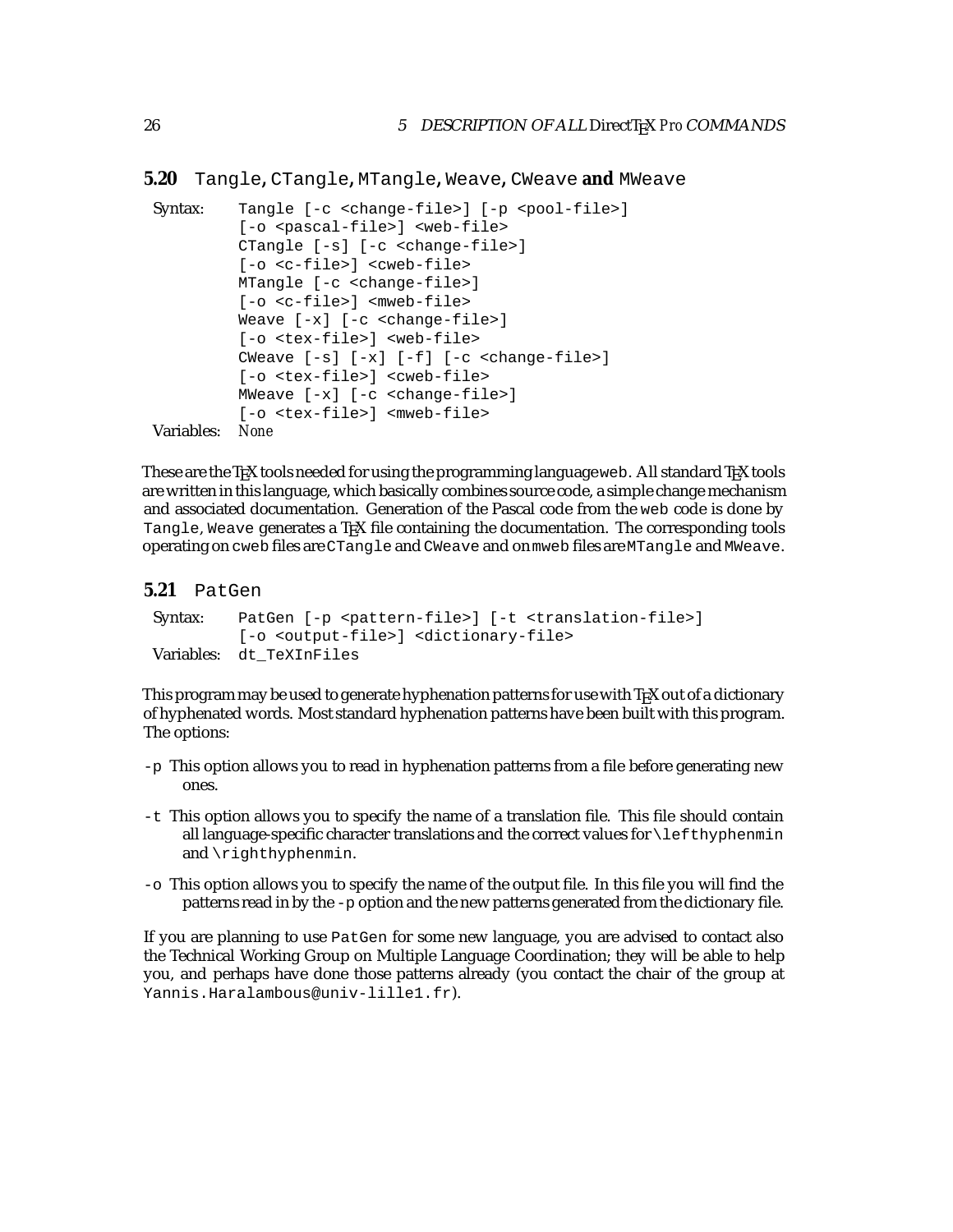## 5.20 `Tangle`, `CTangle`, `MTangle`, `Weave`, `CWeave` and `MWeave`

Syntax:
```
Tangle [-c <change-file>] [-p <pool-file>]
[-o <pascal-file>] <web-file>
CTangle [-s] [-c <change-file>]
[-o <c-file>] <cweb-file>
MTangle [-c <change-file>]
[-o <c-file>] <mweb-file>
Weave [-x] [-c <change-file>]
[-o <tex-file>] <web-file>
CWeave [-s] [-x] [-f] [-c <change-file>]
[-o <tex-file>] <cweb-file>
MWeave [-x] [-c <change-file>]
[-o <tex-file>] <mweb-file>
```

Variables: *None*

These are the TEX tools needed for using the programming language `web`. All standard TEX tools are written in this language, which basically combines source code, a simple change mechanism and associated documentation. Generation of the Pascal code from the `web` code is done by `Tangle`, `Weave` generates a TEX file containing the documentation. The corresponding tools operating on `cweb` files are `CTangle` and `CWeave` and on `mweb` files are `MTangle` and `MWeave`.

## 5.21 `PatGen`

Syntax:
```
PatGen [-p <pattern-file>] [-t <translation-file>]
[-o <output-file>] <dictionary-file>
```

Variables: `dt_TeXInFiles`

This program may be used to generate hyphenation patterns for use with TEX out of a dictionary of hyphenated words. Most standard hyphenation patterns have been built with this program. The options:

- `-p` This option allows you to read in hyphenation patterns from a file before generating new ones.
- `-t` This option allows you to specify the name of a translation file. This file should contain all language-specific character translations and the correct values for `\lefthyphenmin` and `\righthyphenmin`.
- `-o` This option allows you to specify the name of the output file. In this file you will find the patterns read in by the `-p` option and the new patterns generated from the dictionary file.

If you are planning to use `PatGen` for some new language, you are advised to contact also the Technical Working Group on Multiple Language Coordination; they will be able to help you, and perhaps have done those patterns already (you contact the chair of the group at `Yannis.Haralambous@univ-lille1.fr`).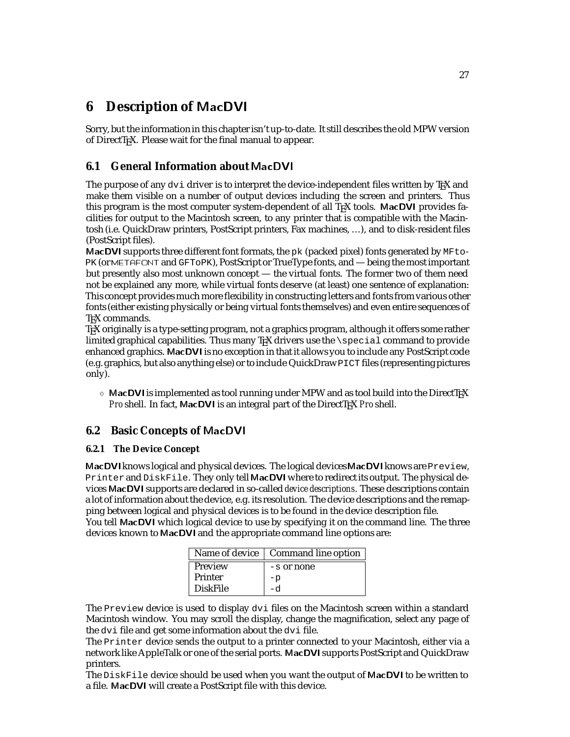# 6 Description of MacDVI

Sorry, but the information in this chapter isn't up-to-date. It still describes the old MPW version of DirectTEX. Please wait for the final manual to appear.

## 6.1 General Information about MacDVI

The purpose of any `dvi` driver is to interpret the device-independent files written by TEX and make them visible on a number of output devices including the screen and printers. Thus this program is the most computer system-dependent of all TEX tools. **MacDVI** provides facilities for output to the Macintosh screen, to any printer that is compatible with the Macintosh (i.e. QuickDraw printers, PostScript printers, Fax machines, …), and to disk-resident files (PostScript files).

**MacDVI** supports three different font formats, the `pk` (packed pixel) fonts generated by `MFtoPK` (or METAFONT and `GFToPK`), PostScript or TrueType fonts, and — being the most important but presently also most unknown concept — the virtual fonts. The former two of them need not be explained any more, while virtual fonts deserve (at least) one sentence of explanation: This concept provides much more flexibility in constructing letters and fonts from various other fonts (either existing physically or being virtual fonts themselves) and even entire sequences of TEX commands.

TEX originally is a type-setting program, not a graphics program, although it offers some rather limited graphical capabilities. Thus many TEX drivers use the `\special` command to provide enhanced graphics. **MacDVI** is no exception in that it allows you to include any PostScript code (e.g. graphics, but also anything else) or to include QuickDraw `PICT` files (representing pictures only).

◇ **MacDVI** is implemented as tool running under MPW and as tool build into the DirectTEX *Pro* shell. In fact, **MacDVI** is an integral part of the DirectTEX *Pro* shell.

## 6.2 Basic Concepts of MacDVI

### 6.2.1 The Device Concept

**MacDVI** knows logical and physical devices. The logical devices **MacDVI** knows are `Preview`, `Printer` and `DiskFile`. They only tell **MacDVI** where to redirect its output. The physical devices **MacDVI** supports are declared in so-called *device descriptions*. These descriptions contain a lot of information about the device, e.g. its resolution. The device descriptions and the remapping between logical and physical devices is to be found in the device description file.

You tell **MacDVI** which logical device to use by specifying it on the command line. The three devices known to **MacDVI** and the appropriate command line options are:

| Name of device | Command line option |
|---|---|
| Preview | `-s` or none |
| Printer | `-p` |
| DiskFile | `-d` |

The `Preview` device is used to display `dvi` files on the Macintosh screen within a standard Macintosh window. You may scroll the display, change the magnification, select any page of the `dvi` file and get some information about the `dvi` file.

The `Printer` device sends the output to a printer connected to your Macintosh, either via a network like AppleTalk or one of the serial ports. **MacDVI** supports PostScript and QuickDraw printers.

The `DiskFile` device should be used when you want the output of **MacDVI** to be written to a file. **MacDVI** will create a PostScript file with this device.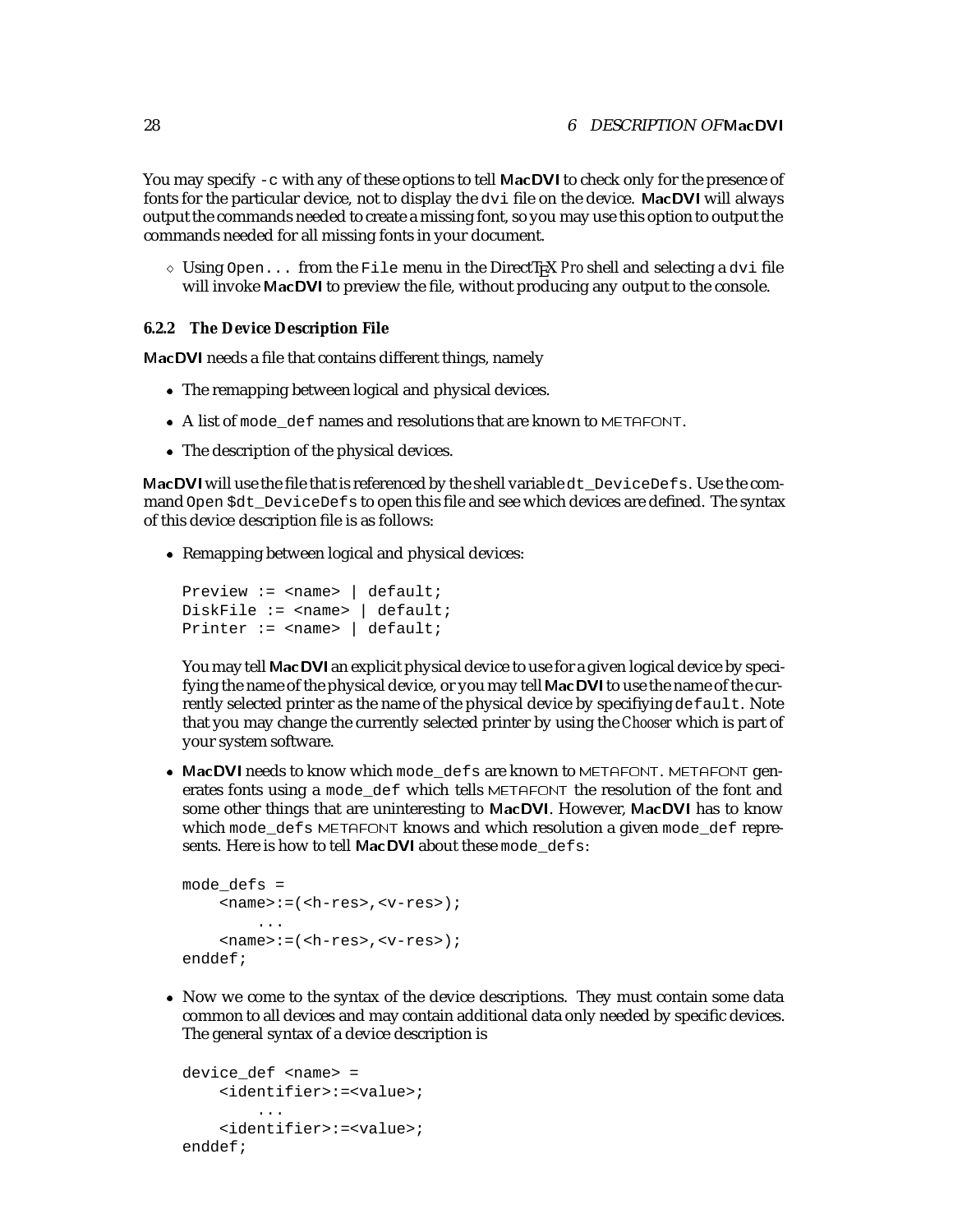You may specify `-c` with any of these options to tell **MacDVI** to check only for the presence of fonts for the particular device, not to display the `dvi` file on the device. **MacDVI** will always output the commands needed to create a missing font, so you may use this option to output the commands needed for all missing fonts in your document.

◇ Using `Open...` from the `File` menu in the DirectTEX *Pro* shell and selecting a `dvi` file will invoke **MacDVI** to preview the file, without producing any output to the console.

### 6.2.2 The Device Description File

**MacDVI** needs a file that contains different things, namely

- The remapping between logical and physical devices.
- A list of `mode_def` names and resolutions that are known to METAFONT.
- The description of the physical devices.

**MacDVI** will use the file that is referenced by the shell variable `dt_DeviceDefs`. Use the command `Open $dt_DeviceDefs` to open this file and see which devices are defined. The syntax of this device description file is as follows:

- Remapping between logical and physical devices:

  ```
  Preview := <name> | default;
  DiskFile := <name> | default;
  Printer := <name> | default;
  ```

  You may tell **MacDVI** an explicit physical device to use for a given logical device by specifying the name of the physical device, or you may tell **MacDVI** to use the name of the currently selected printer as the name of the physical device by specifiying `default`. Note that you may change the currently selected printer by using the *Chooser* which is part of your system software.

- **MacDVI** needs to know which `mode_defs` are known to METAFONT. METAFONT generates fonts using a `mode_def` which tells METAFONT the resolution of the font and some other things that are uninteresting to **MacDVI**. However, **MacDVI** has to know which `mode_defs` METAFONT knows and which resolution a given `mode_def` represents. Here is how to tell **MacDVI** about these `mode_defs`:

  ```
  mode_defs =
      <name>:=(<h-res>,<v-res>);
          ...
      <name>:=(<h-res>,<v-res>);
  enddef;
  ```

- Now we come to the syntax of the device descriptions. They must contain some data common to all devices and may contain additional data only needed by specific devices. The general syntax of a device description is

  ```
  device_def <name> =
      <identifier>:=<value>;
          ...
      <identifier>:=<value>;
  enddef;
  ```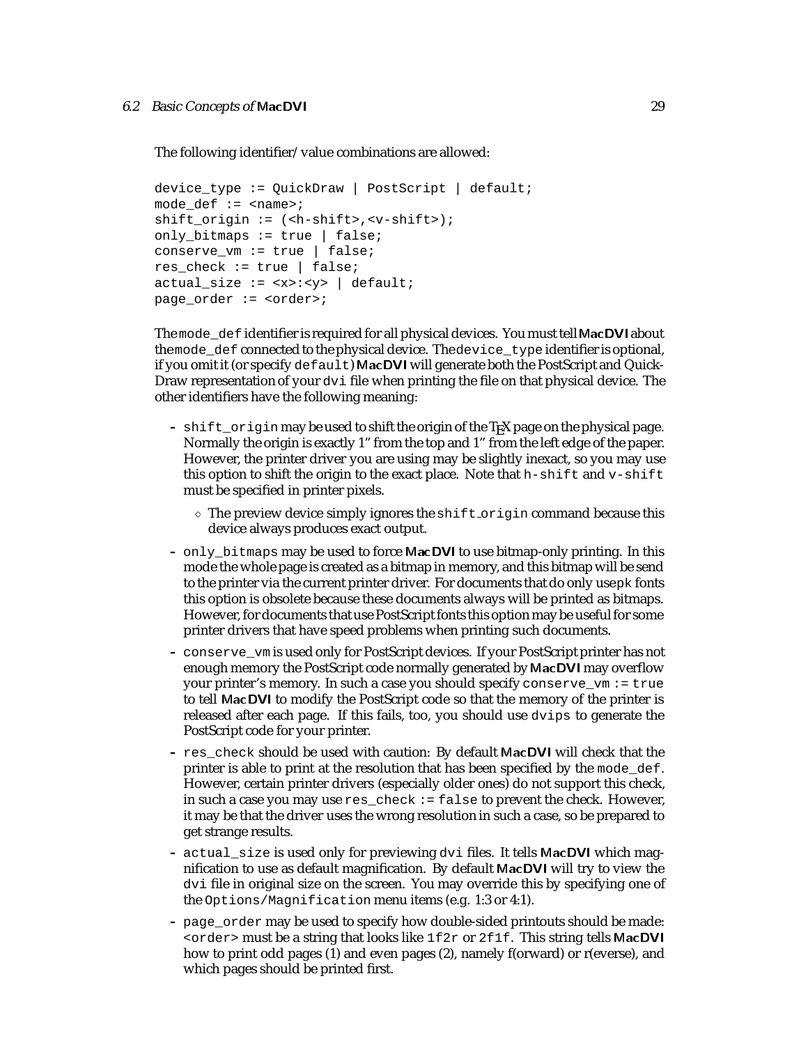The following identifier/value combinations are allowed:

```
device_type := QuickDraw | PostScript | default;
mode_def := <name>;
shift_origin := (<h-shift>,<v-shift>);
only_bitmaps := true | false;
conserve_vm := true | false;
res_check := true | false;
actual_size := <x>:<y> | default;
page_order := <order>;
```

The `mode_def` identifier is required for all physical devices. You must tell **MacDVI** about the `mode_def` connected to the physical device. The `device_type` identifier is optional, if you omit it (or specify `default`) **MacDVI** will generate both the PostScript and QuickDraw representation of your `dvi` file when printing the file on that physical device. The other identifiers have the following meaning:

- `shift_origin` may be used to shift the origin of the TEX page on the physical page. Normally the origin is exactly 1" from the top and 1" from the left edge of the paper. However, the printer driver you are using may be slightly inexact, so you may use this option to shift the origin to the exact place. Note that `h-shift` and `v-shift` must be specified in printer pixels.
  - ◇ The preview device simply ignores the `shift_origin` command because this device always produces exact output.
- `only_bitmaps` may be used to force **MacDVI** to use bitmap-only printing. In this mode the whole page is created as a bitmap in memory, and this bitmap will be send to the printer via the current printer driver. For documents that do only use `pk` fonts this option is obsolete because these documents always will be printed as bitmaps. However, for documents that use PostScript fonts this option may be useful for some printer drivers that have speed problems when printing such documents.
- `conserve_vm` is used only for PostScript devices. If your PostScript printer has not enough memory the PostScript code normally generated by **MacDVI** may overflow your printer's memory. In such a case you should specify `conserve_vm := true` to tell **MacDVI** to modify the PostScript code so that the memory of the printer is released after each page. If this fails, too, you should use `dvips` to generate the PostScript code for your printer.
- `res_check` should be used with caution: By default **MacDVI** will check that the printer is able to print at the resolution that has been specified by the `mode_def`. However, certain printer drivers (especially older ones) do not support this check, in such a case you may use `res_check := false` to prevent the check. However, it may be that the driver uses the wrong resolution in such a case, so be prepared to get strange results.
- `actual_size` is used only for previewing `dvi` files. It tells **MacDVI** which magnification to use as default magnification. By default **MacDVI** will try to view the `dvi` file in original size on the screen. You may override this by specifying one of the `Options/Magnification` menu items (e.g. 1:3 or 4:1).
- `page_order` may be used to specify how double-sided printouts should be made: `<order>` must be a string that looks like `1f2r` or `2f1f`. This string tells **MacDVI** how to print odd pages (1) and even pages (2), namely f(orward) or r(everse), and which pages should be printed first.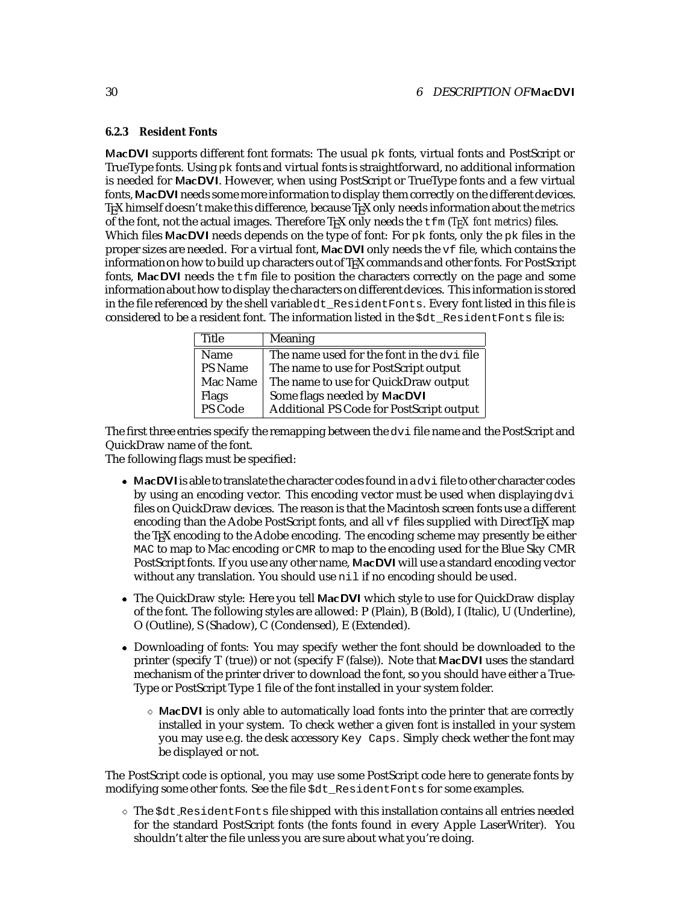### 6.2.3 Resident Fonts

**MacDVI** supports different font formats: The usual `pk` fonts, virtual fonts and PostScript or TrueType fonts. Using `pk` fonts and virtual fonts is straightforward, no additional information is needed for **MacDVI**. However, when using PostScript or TrueType fonts and a few virtual fonts, **MacDVI** needs some more information to display them correctly on the different devices. TEX himself doesn't make this difference, because TEX only needs information about the *metrics* of the font, not the actual images. Therefore TEX only needs the `tfm` (*TEX font metrics*) files.
Which files **MacDVI** needs depends on the type of font: For `pk` fonts, only the `pk` files in the proper sizes are needed. For a virtual font, **MacDVI** only needs the `vf` file, which contains the information on how to build up characters out of TEX commands and other fonts. For PostScript fonts, **MacDVI** needs the `tfm` file to position the characters correctly on the page and some information about how to display the characters on different devices. This information is stored in the file referenced by the shell variable `dt_ResidentFonts`. Every font listed in this file is considered to be a resident font. The information listed in the `$dt_ResidentFonts` file is:

| Title | Meaning |
|---|---|
| Name | The name used for the font in the `dvi` file |
| PS Name | The name to use for PostScript output |
| Mac Name | The name to use for QuickDraw output |
| Flags | Some flags needed by **MacDVI** |
| PS Code | Additional PS Code for PostScript output |

The first three entries specify the remapping between the `dvi` file name and the PostScript and QuickDraw name of the font.
The following flags must be specified:

- **MacDVI** is able to translate the character codes found in a `dvi` file to other character codes by using an encoding vector. This encoding vector must be used when displaying `dvi` files on QuickDraw devices. The reason is that the Macintosh screen fonts use a different encoding than the Adobe PostScript fonts, and all `vf` files supplied with DirectTEX map the TEX encoding to the Adobe encoding. The encoding scheme may presently be either `MAC` to map to Mac encoding or `CMR` to map to the encoding used for the Blue Sky CMR PostScript fonts. If you use any other name, **MacDVI** will use a standard encoding vector without any translation. You should use `nil` if no encoding should be used.

- The QuickDraw style: Here you tell **MacDVI** which style to use for QuickDraw display of the font. The following styles are allowed: P (Plain), B (Bold), I (Italic), U (Underline), O (Outline), S (Shadow), C (Condensed), E (Extended).

- Downloading of fonts: You may specify wether the font should be downloaded to the printer (specify T (true)) or not (specify F (false)). Note that **MacDVI** uses the standard mechanism of the printer driver to download the font, so you should have either a TrueType or PostScript Type 1 file of the font installed in your system folder.

  ⋄ **MacDVI** is only able to automatically load fonts into the printer that are correctly installed in your system. To check wether a given font is installed in your system you may use e.g. the desk accessory `Key Caps`. Simply check wether the font may be displayed or not.

The PostScript code is optional, you may use some PostScript code here to generate fonts by modifying some other fonts. See the file `$dt_ResidentFonts` for some examples.

⋄ The `$dt_ResidentFonts` file shipped with this installation contains all entries needed for the standard PostScript fonts (the fonts found in every Apple LaserWriter). You shouldn't alter the file unless you are sure about what you're doing.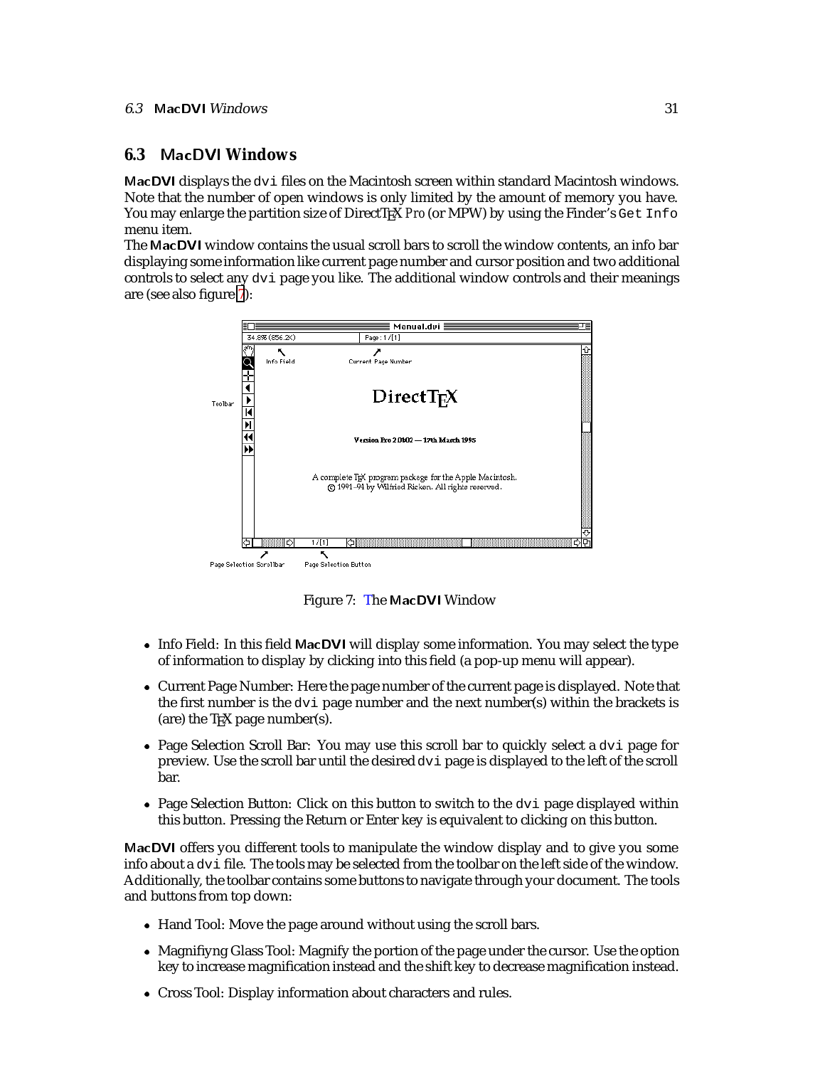## 6.3 MacDVI Windows

**MacDVI** displays the `dvi` files on the Macintosh screen within standard Macintosh windows. Note that the number of open windows is only limited by the amount of memory you have. You may enlarge the partition size of DirectTEX *Pro* (or MPW) by using the Finder's `Get Info` menu item.

The **MacDVI** window contains the usual scroll bars to scroll the window contents, an info bar displaying some information like current page number and cursor position and two additional controls to select any `dvi` page you like. The additional window controls and their meanings are (see also figure 7):

Figure 7: The **MacDVI** Window

- Info Field: In this field **MacDVI** will display some information. You may select the type of information to display by clicking into this field (a pop-up menu will appear).
- Current Page Number: Here the page number of the current page is displayed. Note that the first number is the `dvi` page number and the next number(s) within the brackets is (are) the TEX page number(s).
- Page Selection Scroll Bar: You may use this scroll bar to quickly select a `dvi` page for preview. Use the scroll bar until the desired `dvi` page is displayed to the left of the scroll bar.
- Page Selection Button: Click on this button to switch to the `dvi` page displayed within this button. Pressing the Return or Enter key is equivalent to clicking on this button.

**MacDVI** offers you different tools to manipulate the window display and to give you some info about a `dvi` file. The tools may be selected from the toolbar on the left side of the window. Additionally, the toolbar contains some buttons to navigate through your document. The tools and buttons from top down:

- Hand Tool: Move the page around without using the scroll bars.
- Magnifiyng Glass Tool: Magnify the portion of the page under the cursor. Use the option key to increase magnification instead and the shift key to decrease magnification instead.
- Cross Tool: Display information about characters and rules.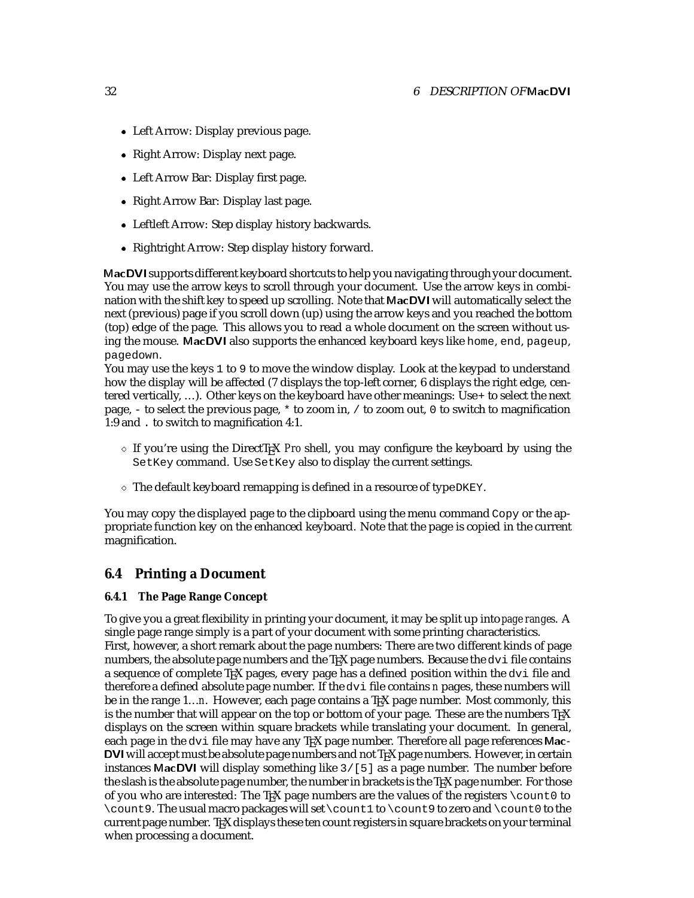- Left Arrow: Display previous page.
- Right Arrow: Display next page.
- Left Arrow Bar: Display first page.
- Right Arrow Bar: Display last page.
- Leftleft Arrow: Step display history backwards.
- Rightright Arrow: Step display history forward.

**MacDVI** supports different keyboard shortcuts to help you navigating through your document. You may use the arrow keys to scroll through your document. Use the arrow keys in combination with the shift key to speed up scrolling. Note that **MacDVI** will automatically select the next (previous) page if you scroll down (up) using the arrow keys and you reached the bottom (top) edge of the page. This allows you to read a whole document on the screen without using the mouse. **MacDVI** also supports the enhanced keyboard keys like `home`, `end`, `pageup`, `pagedown`.

You may use the keys `1` to `9` to move the window display. Look at the keypad to understand how the display will be affected (7 displays the top-left corner, 6 displays the right edge, centered vertically, …). Other keys on the keyboard have other meanings: Use `+` to select the next page, `-` to select the previous page, `*` to zoom in, `/` to zoom out, `0` to switch to magnification 1:9 and `.` to switch to magnification 4:1.

- ◇ If you're using the DirectTEX *Pro* shell, you may configure the keyboard by using the `SetKey` command. Use `SetKey` also to display the current settings.
- ◇ The default keyboard remapping is defined in a resource of type `DKEY`.

You may copy the displayed page to the clipboard using the menu command `Copy` or the appropriate function key on the enhanced keyboard. Note that the page is copied in the current magnification.

## 6.4 Printing a Document

### 6.4.1 The Page Range Concept

To give you a great flexibility in printing your document, it may be split up into *page ranges*. A single page range simply is a part of your document with some printing characteristics.

First, however, a short remark about the page numbers: There are two different kinds of page numbers, the absolute page numbers and the TEX page numbers. Because the `dvi` file contains a sequence of complete TEX pages, every page has a defined position within the `dvi` file and therefore a defined absolute page number. If the `dvi` file contains *n* pages, these numbers will be in the range 1…*n*. However, each page contains a TEX page number. Most commonly, this is the number that will appear on the top or bottom of your page. These are the numbers TEX displays on the screen within square brackets while translating your document. In general, each page in the `dvi` file may have any TEX page number. Therefore all page references **MacDVI** will accept must be absolute page numbers and not TEX page numbers. However, in certain instances **MacDVI** will display something like `3/[5]` as a page number. The number before the slash is the absolute page number, the number in brackets is the TEX page number. For those of you who are interested: The TEX page numbers are the values of the registers `\count0` to `\count9`. The usual macro packages will set `\count1` to `\count9` to zero and `\count0` to the current page number. TEX displays these ten count registers in square brackets on your terminal when processing a document.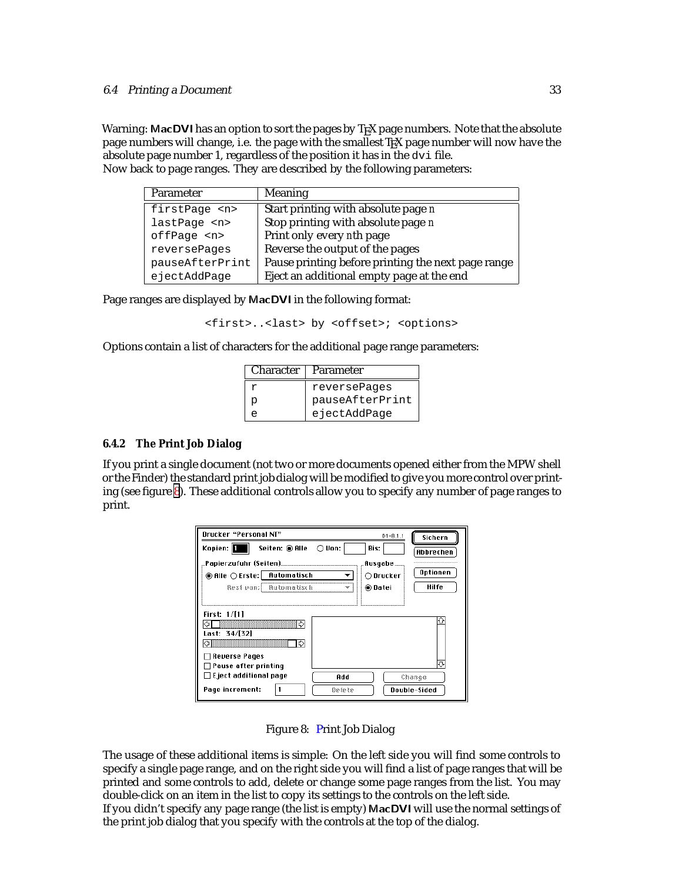Warning: **MacDVI** has an option to sort the pages by TEX page numbers. Note that the absolute page numbers will change, i.e. the page with the smallest TEX page number will now have the absolute page number 1, regardless of the position it has in the `dvi` file.
Now back to page ranges. They are described by the following parameters:

| Parameter | Meaning |
|---|---|
| `firstPage <n>` | Start printing with absolute page *n* |
| `lastPage <n>` | Stop printing with absolute page *n* |
| `offPage <n>` | Print only every *n*th page |
| `reversePages` | Reverse the output of the pages |
| `pauseAfterPrint` | Pause printing before printing the next page range |
| `ejectAddPage` | Eject an additional empty page at the end |

Page ranges are displayed by **MacDVI** in the following format:

```
<first>..<last> by <offset>; <options>
```

Options contain a list of characters for the additional page range parameters:

| Character | Parameter |
|---|---|
| `r` | `reversePages` |
| `p` | `pauseAfterPrint` |
| `e` | `ejectAddPage` |

### 6.4.2 The Print Job Dialog

If you print a single document (not two or more documents opened either from the MPW shell or the Finder) the standard print job dialog will be modified to give you more control over printing (see figure 8). These additional controls allow you to specify any number of page ranges to print.

Figure 8: Print Job Dialog

The usage of these additional items is simple: On the left side you will find some controls to specify a single page range, and on the right side you will find a list of page ranges that will be printed and some controls to add, delete or change some page ranges from the list. You may double-click on an item in the list to copy its settings to the controls on the left side.
If you didn't specify any page range (the list is empty) **MacDVI** will use the normal settings of the print job dialog that you specify with the controls at the top of the dialog.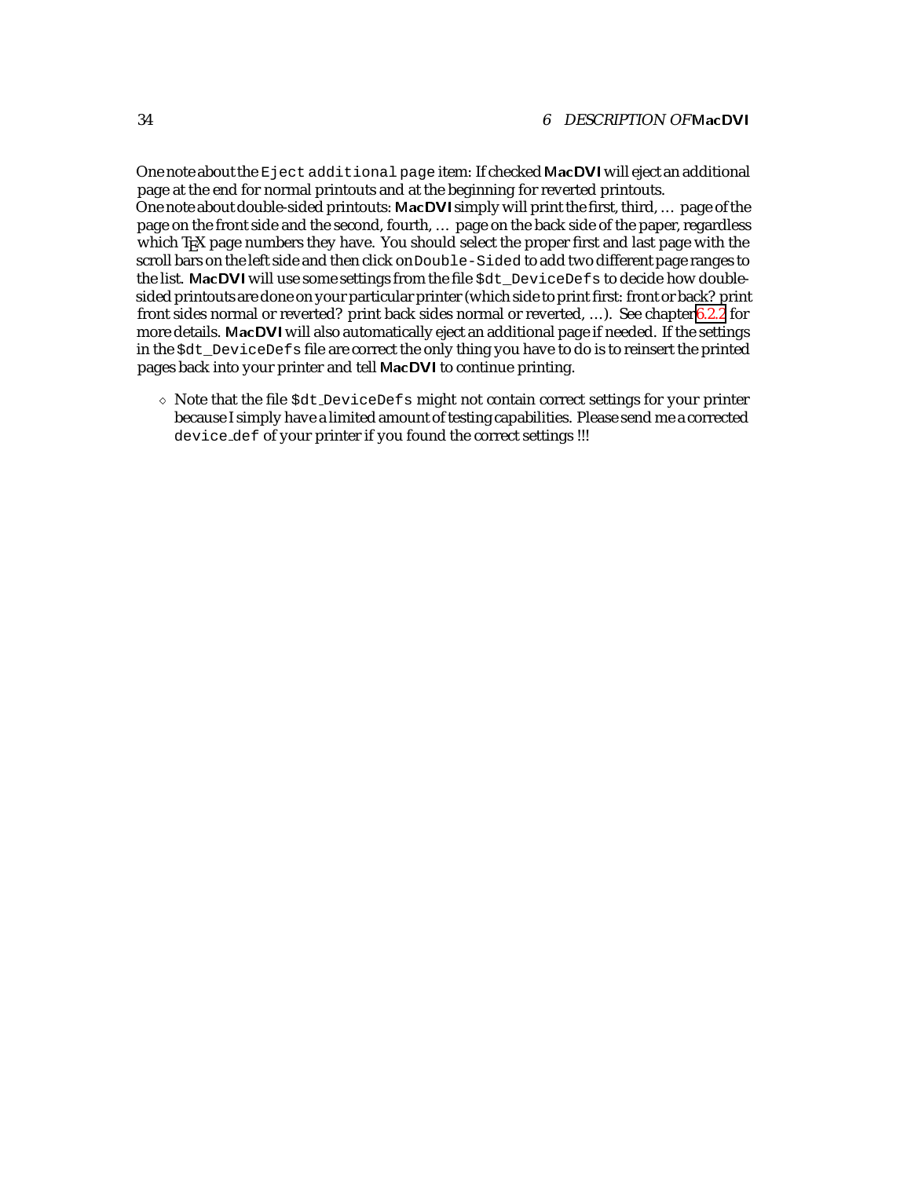One note about the `Eject additional page` item: If checked **MacDVI** will eject an additional page at the end for normal printouts and at the beginning for reverted printouts.
One note about double-sided printouts: **MacDVI** simply will print the first, third, … page of the page on the front side and the second, fourth, … page on the back side of the paper, regardless which TEX page numbers they have. You should select the proper first and last page with the scroll bars on the left side and then click on `Double-Sided` to add two different page ranges to the list. **MacDVI** will use some settings from the file `$dt_DeviceDefs` to decide how double-sided printouts are done on your particular printer (which side to print first: front or back? print front sides normal or reverted? print back sides normal or reverted, …). See chapter 6.2.2 for more details. **MacDVI** will also automatically eject an additional page if needed. If the settings in the `$dt_DeviceDefs` file are correct the only thing you have to do is to reinsert the printed pages back into your printer and tell **MacDVI** to continue printing.

- ⋄ Note that the file `$dt_DeviceDefs` might not contain correct settings for your printer because I simply have a limited amount of testing capabilities. Please send me a corrected `device_def` of your printer if you found the correct settings !!!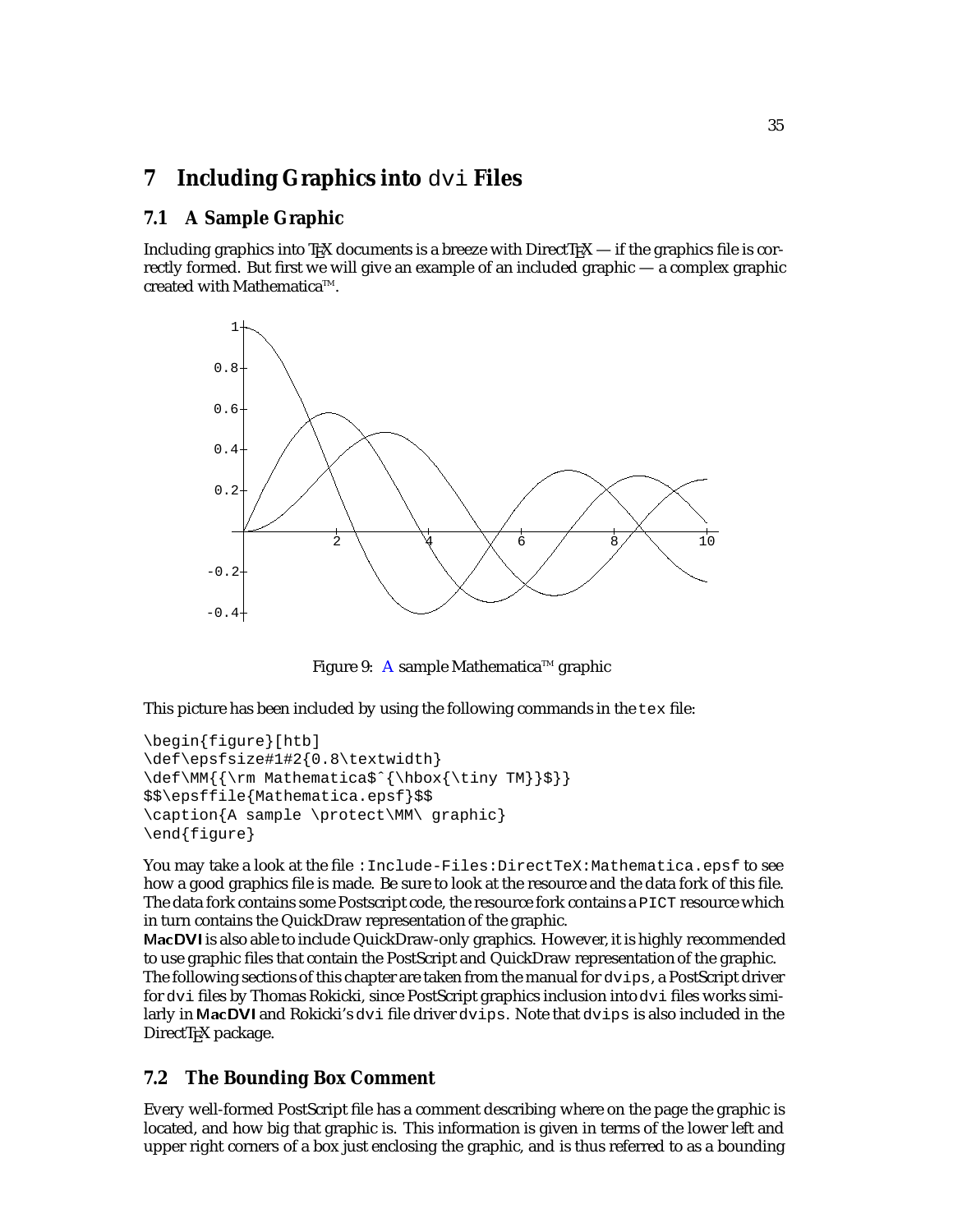# 7 Including Graphics into dvi Files

## 7.1 A Sample Graphic

Including graphics into TEX documents is a breeze with DirectTEX — if the graphics file is correctly formed. But first we will give an example of an included graphic — a complex graphic created with Mathematica™.

Figure 9: A sample Mathematica™ graphic

This picture has been included by using the following commands in the tex file:

```
\begin{figure}[htb]
\def\epsfsize#1#2{0.8\textwidth}
\def\MM{{\rm Mathematica$^{\hbox{\tiny TM}}$}}
$$\epsffile{Mathematica.epsf}$$
\caption{A sample \protect\MM\ graphic}
\end{figure}
```

You may take a look at the file :Include-Files:DirectTeX:Mathematica.epsf to see how a good graphics file is made. Be sure to look at the resource and the data fork of this file. The data fork contains some Postscript code, the resource fork contains a PICT resource which in turn contains the QuickDraw representation of the graphic.

**MacDVI** is also able to include QuickDraw-only graphics. However, it is highly recommended to use graphic files that contain the PostScript and QuickDraw representation of the graphic.

The following sections of this chapter are taken from the manual for dvips, a PostScript driver for dvi files by Thomas Rokicki, since PostScript graphics inclusion into dvi files works similarly in **MacDVI** and Rokicki's dvi file driver dvips. Note that dvips is also included in the DirectTEX package.

## 7.2 The Bounding Box Comment

Every well-formed PostScript file has a comment describing where on the page the graphic is located, and how big that graphic is. This information is given in terms of the lower left and upper right corners of a box just enclosing the graphic, and is thus referred to as a bounding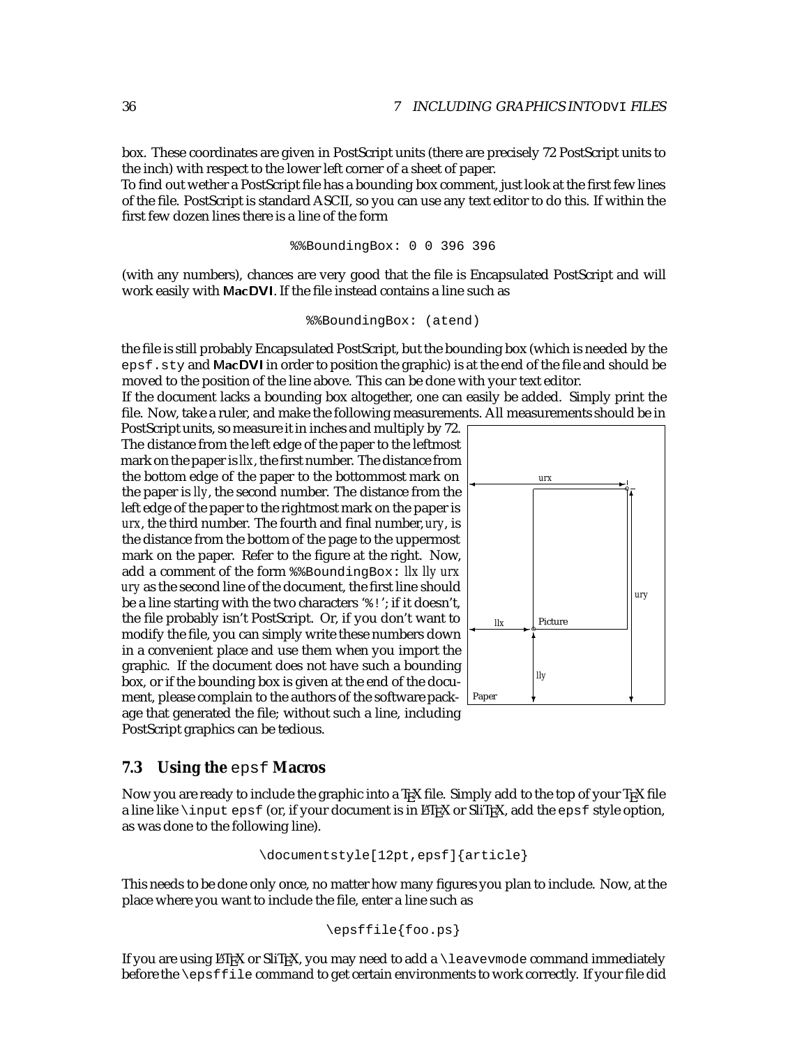box. These coordinates are given in PostScript units (there are precisely 72 PostScript units to the inch) with respect to the lower left corner of a sheet of paper.

To find out wether a PostScript file has a bounding box comment, just look at the first few lines of the file. PostScript is standard ASCII, so you can use any text editor to do this. If within the first few dozen lines there is a line of the form

```
%%BoundingBox: 0 0 396 396
```

(with any numbers), chances are very good that the file is Encapsulated PostScript and will work easily with **MacDVI**. If the file instead contains a line such as

```
%%BoundingBox: (atend)
```

the file is still probably Encapsulated PostScript, but the bounding box (which is needed by the `epsf.sty` and **MacDVI** in order to position the graphic) is at the end of the file and should be moved to the position of the line above. This can be done with your text editor.

If the document lacks a bounding box altogether, one can easily be added. Simply print the file. Now, take a ruler, and make the following measurements. All measurements should be in PostScript units, so measure it in inches and multiply by 72. The distance from the left edge of the paper to the leftmost mark on the paper is *llx*, the first number. The distance from the bottom edge of the paper to the bottommost mark on the paper is *lly*, the second number. The distance from the left edge of the paper to the rightmost mark on the paper is *urx*, the third number. The fourth and final number, *ury*, is the distance from the bottom of the page to the uppermost mark on the paper. Refer to the figure at the right. Now, add a comment of the form `%%BoundingBox:` *llx lly urx ury* as the second line of the document, the first line should be a line starting with the two characters '`%!`'; if it doesn't, the file probably isn't PostScript. Or, if you don't want to modify the file, you can simply write these numbers down in a convenient place and use them when you import the graphic. If the document does not have such a bounding box, or if the bounding box is given at the end of the document, please complain to the authors of the software package that generated the file; without such a line, including PostScript graphics can be tedious.

## 7.3 Using the `epsf` Macros

Now you are ready to include the graphic into a TEX file. Simply add to the top of your TEX file a line like `\input epsf` (or, if your document is in LATEX or SliTEX, add the `epsf` style option, as was done to the following line).

```
\documentstyle[12pt,epsf]{article}
```

This needs to be done only once, no matter how many figures you plan to include. Now, at the place where you want to include the file, enter a line such as

```
\epsffile{foo.ps}
```

If you are using LATEX or SliTEX, you may need to add a `\leavevmode` command immediately before the `\epsffile` command to get certain environments to work correctly. If your file did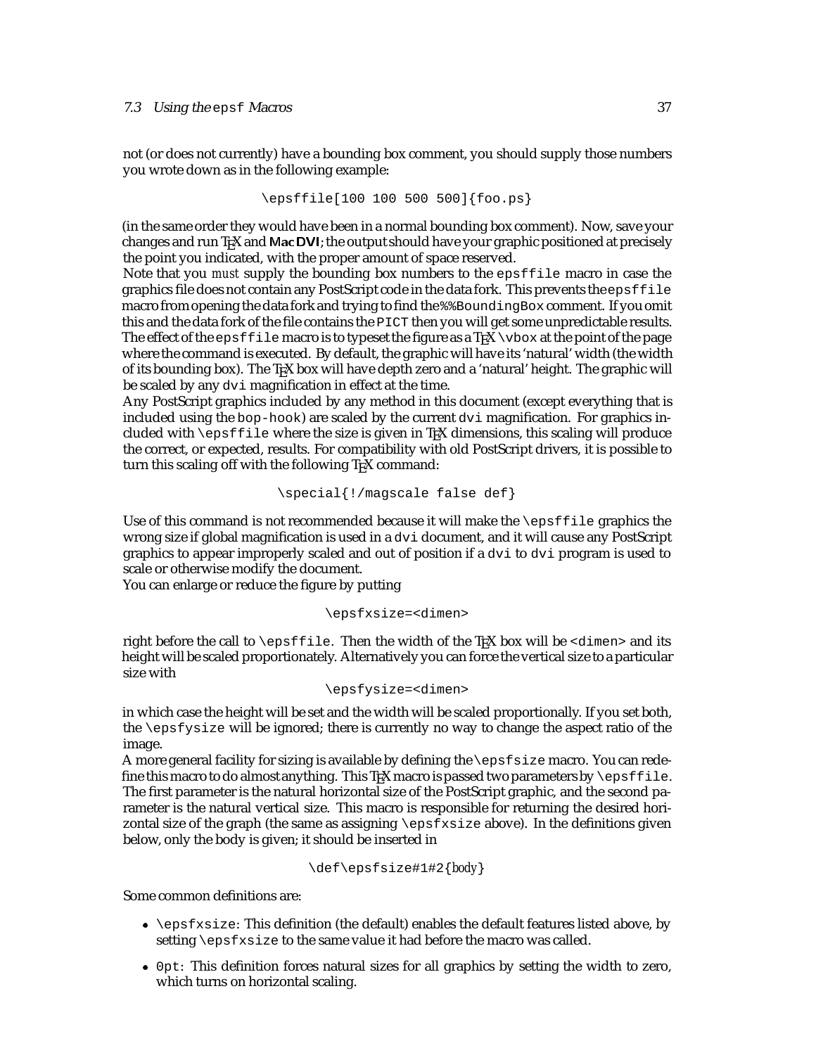not (or does not currently) have a bounding box comment, you should supply those numbers you wrote down as in the following example:

```
\epsffile[100 100 500 500]{foo.ps}
```

(in the same order they would have been in a normal bounding box comment). Now, save your changes and run TEX and **MacDVI**; the output should have your graphic positioned at precisely the point you indicated, with the proper amount of space reserved.

Note that you *must* supply the bounding box numbers to the `epsffile` macro in case the graphics file does not contain any PostScript code in the data fork. This prevents the `epsffile` macro from opening the data fork and trying to find the `%%BoundingBox` comment. If you omit this and the data fork of the file contains the `PICT` then you will get some unpredictable results.

The effect of the `epsffile` macro is to typeset the figure as a TEX `\vbox` at the point of the page where the command is executed. By default, the graphic will have its 'natural' width (the width of its bounding box). The TEX box will have depth zero and a 'natural' height. The graphic will be scaled by any `dvi` magnification in effect at the time.

Any PostScript graphics included by any method in this document (except everything that is included using the `bop-hook`) are scaled by the current `dvi` magnification. For graphics included with `\epsffile` where the size is given in TEX dimensions, this scaling will produce the correct, or expected, results. For compatibility with old PostScript drivers, it is possible to turn this scaling off with the following TEX command:

```
\special{!/magscale false def}
```

Use of this command is not recommended because it will make the `\epsffile` graphics the wrong size if global magnification is used in a `dvi` document, and it will cause any PostScript graphics to appear improperly scaled and out of position if a `dvi` to `dvi` program is used to scale or otherwise modify the document.

You can enlarge or reduce the figure by putting

```
\epsfxsize=<dimen>
```

right before the call to `\epsffile`. Then the width of the TEX box will be `<dimen>` and its height will be scaled proportionately. Alternatively you can force the vertical size to a particular size with

```
\epsfysize=<dimen>
```

in which case the height will be set and the width will be scaled proportionally. If you set both, the `\epsfysize` will be ignored; there is currently no way to change the aspect ratio of the image.

A more general facility for sizing is available by defining the `\epsfsize` macro. You can redefine this macro to do almost anything. This TEX macro is passed two parameters by `\epsffile`. The first parameter is the natural horizontal size of the PostScript graphic, and the second parameter is the natural vertical size. This macro is responsible for returning the desired horizontal size of the graph (the same as assigning `\epsfxsize` above). In the definitions given below, only the body is given; it should be inserted in

```
\def\epsfsize#1#2{body}
```

Some common definitions are:

- `\epsfxsize`: This definition (the default) enables the default features listed above, by setting `\epsfxsize` to the same value it had before the macro was called.
- `0pt`: This definition forces natural sizes for all graphics by setting the width to zero, which turns on horizontal scaling.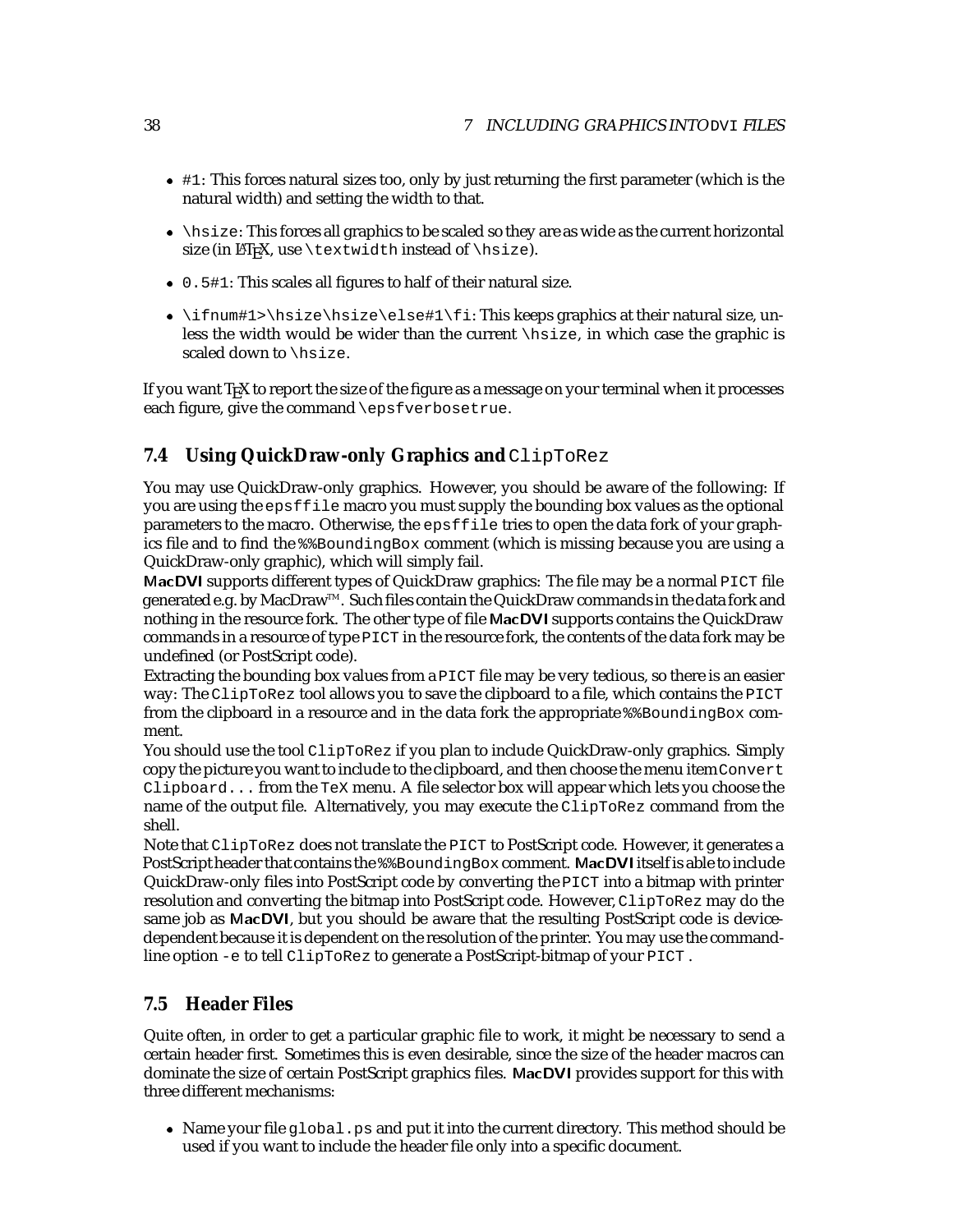- `#1`: This forces natural sizes too, only by just returning the first parameter (which is the natural width) and setting the width to that.
- `\hsize`: This forces all graphics to be scaled so they are as wide as the current horizontal size (in LaTeX, use `\textwidth` instead of `\hsize`).
- `0.5#1`: This scales all figures to half of their natural size.
- `\ifnum#1>\hsize\hsize\else#1\fi`: This keeps graphics at their natural size, unless the width would be wider than the current `\hsize`, in which case the graphic is scaled down to `\hsize`.

If you want TeX to report the size of the figure as a message on your terminal when it processes each figure, give the command `\epsfverbosetrue`.

## 7.4 Using QuickDraw-only Graphics and `ClipToRez`

You may use QuickDraw-only graphics. However, you should be aware of the following: If you are using the `epsffile` macro you must supply the bounding box values as the optional parameters to the macro. Otherwise, the `epsffile` tries to open the data fork of your graphics file and to find the `%%BoundingBox` comment (which is missing because you are using a QuickDraw-only graphic), which will simply fail.

**MacDVI** supports different types of QuickDraw graphics: The file may be a normal `PICT` file generated e.g. by MacDraw™. Such files contain the QuickDraw commands in the data fork and nothing in the resource fork. The other type of file **MacDVI** supports contains the QuickDraw commands in a resource of type `PICT` in the resource fork, the contents of the data fork may be undefined (or PostScript code).

Extracting the bounding box values from a `PICT` file may be very tedious, so there is an easier way: The `ClipToRez` tool allows you to save the clipboard to a file, which contains the `PICT` from the clipboard in a resource and in the data fork the appropriate `%%BoundingBox` comment.

You should use the tool `ClipToRez` if you plan to include QuickDraw-only graphics. Simply copy the picture you want to include to the clipboard, and then choose the menu item `Convert Clipboard...` from the `TeX` menu. A file selector box will appear which lets you choose the name of the output file. Alternatively, you may execute the `ClipToRez` command from the shell.

Note that `ClipToRez` does not translate the `PICT` to PostScript code. However, it generates a PostScript header that contains the `%%BoundingBox` comment. **MacDVI** itself is able to include QuickDraw-only files into PostScript code by converting the `PICT` into a bitmap with printer resolution and converting the bitmap into PostScript code. However, `ClipToRez` may do the same job as **MacDVI**, but you should be aware that the resulting PostScript code is device-dependent because it is dependent on the resolution of the printer. You may use the command-line option `-e` to tell `ClipToRez` to generate a PostScript-bitmap of your `PICT` .

## 7.5 Header Files

Quite often, in order to get a particular graphic file to work, it might be necessary to send a certain header first. Sometimes this is even desirable, since the size of the header macros can dominate the size of certain PostScript graphics files. **MacDVI** provides support for this with three different mechanisms:

- Name your file `global.ps` and put it into the current directory. This method should be used if you want to include the header file only into a specific document.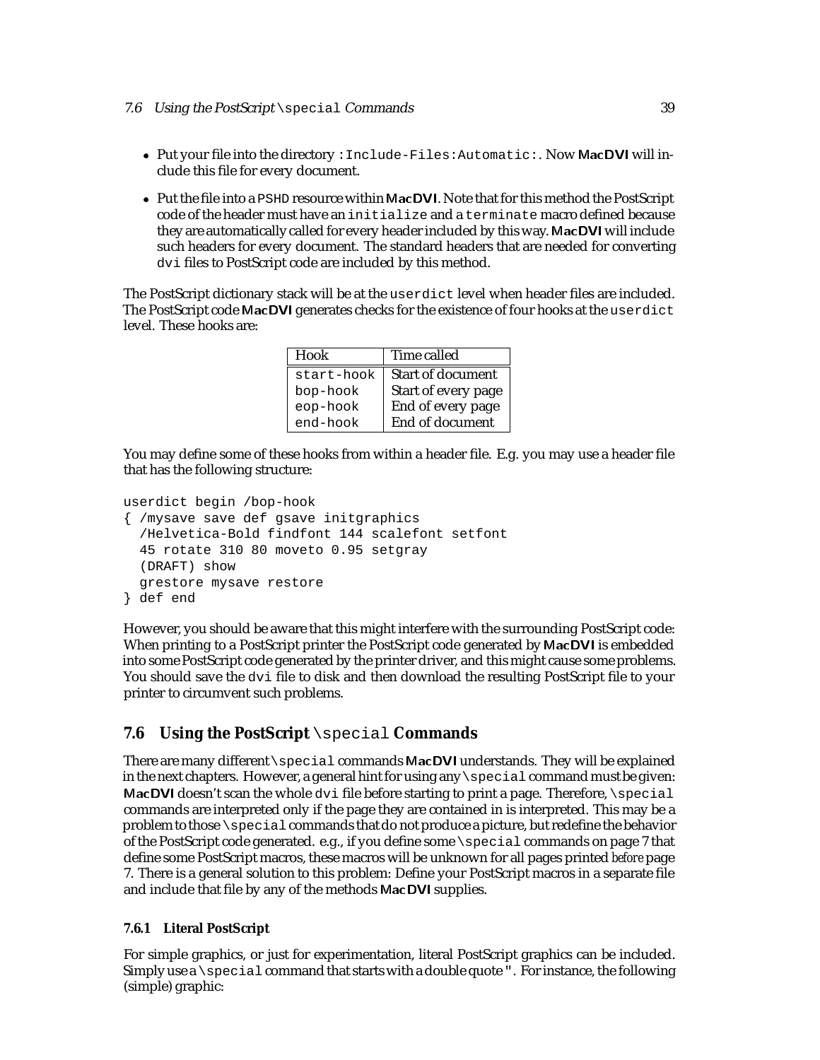- Put your file into the directory `:Include-Files:Automatic:`. Now **MacDVI** will include this file for every document.
- Put the file into a `PSHD` resource within **MacDVI**. Note that for this method the PostScript code of the header must have an `initialize` and a `terminate` macro defined because they are automatically called for every header included by this way. **MacDVI** will include such headers for every document. The standard headers that are needed for converting `dvi` files to PostScript code are included by this method.

The PostScript dictionary stack will be at the `userdict` level when header files are included. The PostScript code **MacDVI** generates checks for the existence of four hooks at the `userdict` level. These hooks are:

| Hook | Time called |
|---|---|
| `start-hook` | Start of document |
| `bop-hook` | Start of every page |
| `eop-hook` | End of every page |
| `end-hook` | End of document |

You may define some of these hooks from within a header file. E.g. you may use a header file that has the following structure:

```
userdict begin /bop-hook
{ /mysave save def gsave initgraphics
  /Helvetica-Bold findfont 144 scalefont setfont
  45 rotate 310 80 moveto 0.95 setgray
  (DRAFT) show
  grestore mysave restore
} def end
```

However, you should be aware that this might interfere with the surrounding PostScript code: When printing to a PostScript printer the PostScript code generated by **MacDVI** is embedded into some PostScript code generated by the printer driver, and this might cause some problems. You should save the `dvi` file to disk and then download the resulting PostScript file to your printer to circumvent such problems.

## 7.6 Using the PostScript `\special` Commands

There are many different `\special` commands **MacDVI** understands. They will be explained in the next chapters. However, a general hint for using any `\special` command must be given: **MacDVI** doesn't scan the whole `dvi` file before starting to print a page. Therefore, `\special` commands are interpreted only if the page they are contained in is interpreted. This may be a problem to those `\special` commands that do not produce a picture, but redefine the behavior of the PostScript code generated. e.g., if you define some `\special` commands on page 7 that define some PostScript macros, these macros will be unknown for all pages printed *before* page 7. There is a general solution to this problem: Define your PostScript macros in a separate file and include that file by any of the methods **MacDVI** supplies.

### 7.6.1 Literal PostScript

For simple graphics, or just for experimentation, literal PostScript graphics can be included. Simply use a `\special` command that starts with a double quote `"`. For instance, the following (simple) graphic: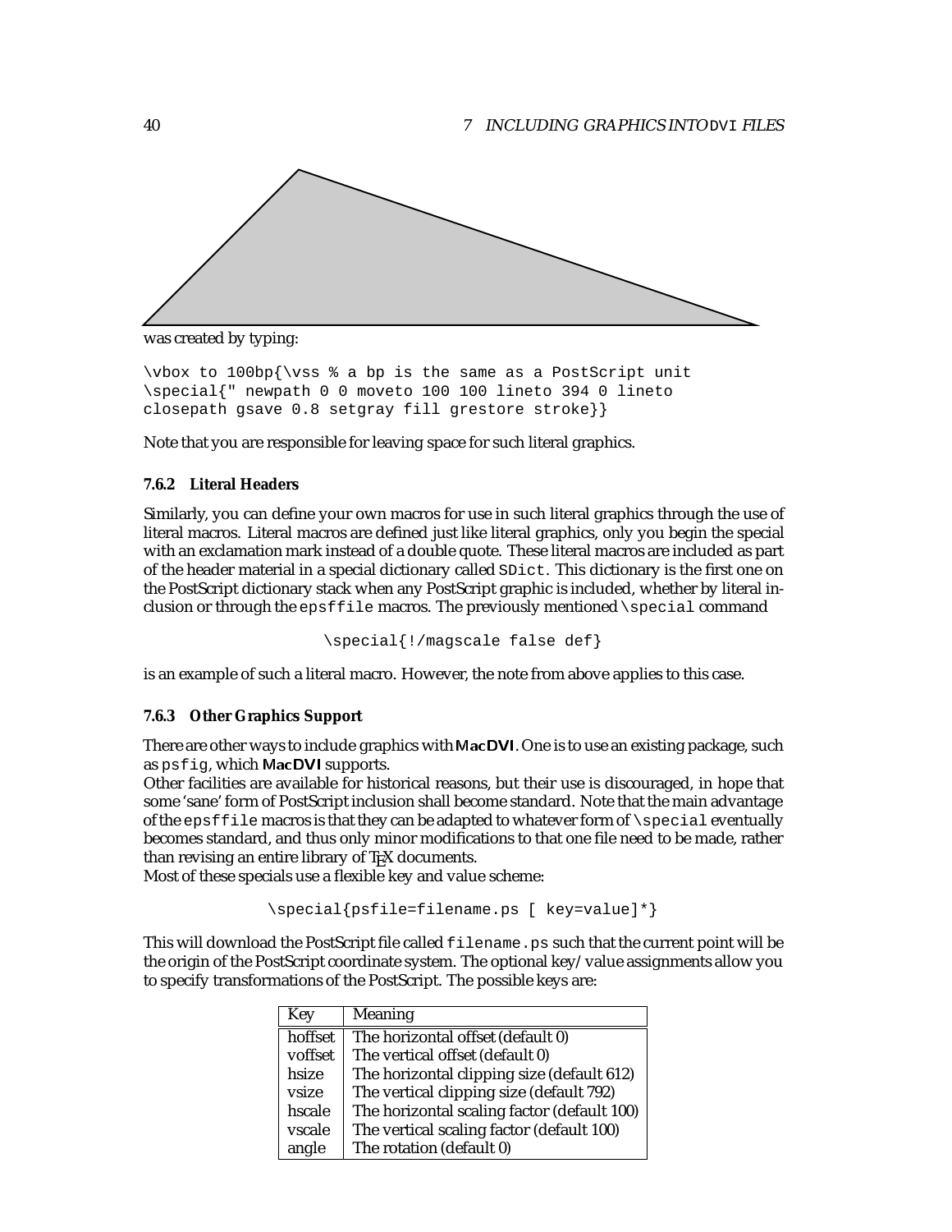was created by typing:

```
\vbox to 100bp{\vss % a bp is the same as a PostScript unit
\special{" newpath 0 0 moveto 100 100 lineto 394 0 lineto
closepath gsave 0.8 setgray fill grestore stroke}}
```

Note that you are responsible for leaving space for such literal graphics.

### 7.6.2 Literal Headers

Similarly, you can define your own macros for use in such literal graphics through the use of literal macros. Literal macros are defined just like literal graphics, only you begin the special with an exclamation mark instead of a double quote. These literal macros are included as part of the header material in a special dictionary called `SDict`. This dictionary is the first one on the PostScript dictionary stack when any PostScript graphic is included, whether by literal inclusion or through the `epsffile` macros. The previously mentioned `\special` command

```
\special{!/magscale false def}
```

is an example of such a literal macro. However, the note from above applies to this case.

### 7.6.3 Other Graphics Support

There are other ways to include graphics with **MacDVI**. One is to use an existing package, such as `psfig`, which **MacDVI** supports.
Other facilities are available for historical reasons, but their use is discouraged, in hope that some 'sane' form of PostScript inclusion shall become standard. Note that the main advantage of the `epsffile` macros is that they can be adapted to whatever form of `\special` eventually becomes standard, and thus only minor modifications to that one file need to be made, rather than revising an entire library of TeX documents.
Most of these specials use a flexible key and value scheme:

```
\special{psfile=filename.ps [ key=value]*}
```

This will download the PostScript file called `filename.ps` such that the current point will be the origin of the PostScript coordinate system. The optional key/value assignments allow you to specify transformations of the PostScript. The possible keys are:

| Key | Meaning |
|---|---|
| hoffset | The horizontal offset (default 0) |
| voffset | The vertical offset (default 0) |
| hsize | The horizontal clipping size (default 612) |
| vsize | The vertical clipping size (default 792) |
| hscale | The horizontal scaling factor (default 100) |
| vscale | The vertical scaling factor (default 100) |
| angle | The rotation (default 0) |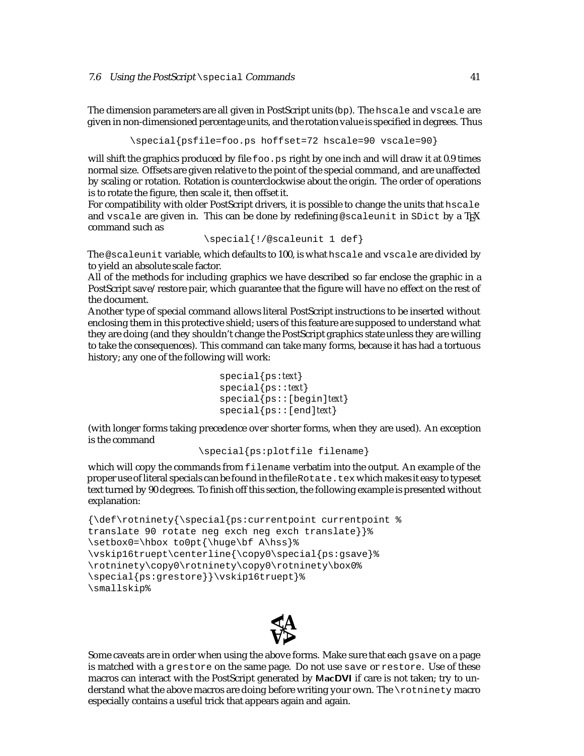The dimension parameters are all given in PostScript units (bp). The `hscale` and `vscale` are given in non-dimensioned percentage units, and the rotation value is specified in degrees. Thus

```
\special{psfile=foo.ps hoffset=72 hscale=90 vscale=90}
```

will shift the graphics produced by file `foo.ps` right by one inch and will draw it at 0.9 times normal size. Offsets are given relative to the point of the special command, and are unaffected by scaling or rotation. Rotation is counterclockwise about the origin. The order of operations is to rotate the figure, then scale it, then offset it.

For compatibility with older PostScript drivers, it is possible to change the units that `hscale` and `vscale` are given in. This can be done by redefining `@scaleunit` in `SDict` by a TeX command such as

```
\special{!/@scaleunit 1 def}
```

The `@scaleunit` variable, which defaults to 100, is what `hscale` and `vscale` are divided by to yield an absolute scale factor.

All of the methods for including graphics we have described so far enclose the graphic in a PostScript save/restore pair, which guarantee that the figure will have no effect on the rest of the document.

Another type of special command allows literal PostScript instructions to be inserted without enclosing them in this protective shield; users of this feature are supposed to understand what they are doing (and they shouldn't change the PostScript graphics state unless they are willing to take the consequences). This command can take many forms, because it has had a tortuous history; any one of the following will work:

```
special{ps:text}
special{ps::text}
special{ps::[begin]text}
special{ps::[end]text}
```

(with longer forms taking precedence over shorter forms, when they are used). An exception is the command

```
\special{ps:plotfile filename}
```

which will copy the commands from `filename` verbatim into the output. An example of the proper use of literal specials can be found in the file `Rotate.tex` which makes it easy to typeset text turned by 90 degrees. To finish off this section, the following example is presented without explanation:

```
{\def\rotninety{\special{ps:currentpoint currentpoint %
translate 90 rotate neg exch neg exch translate}}%
\setbox0=\hbox to0pt{\huge\bf A\hss}%
\vskip16truept\centerline{\copy0\special{ps:gsave}%
\rotninety\copy0\rotninety\copy0\rotninety\box0%
\special{ps:grestore}}\vskip16truept}%
\smallskip%
```

Some caveats are in order when using the above forms. Make sure that each `gsave` on a page is matched with a `grestore` on the same page. Do not use `save` or `restore`. Use of these macros can interact with the PostScript generated by **MacDVI** if care is not taken; try to understand what the above macros are doing before writing your own. The `\rotninety` macro especially contains a useful trick that appears again and again.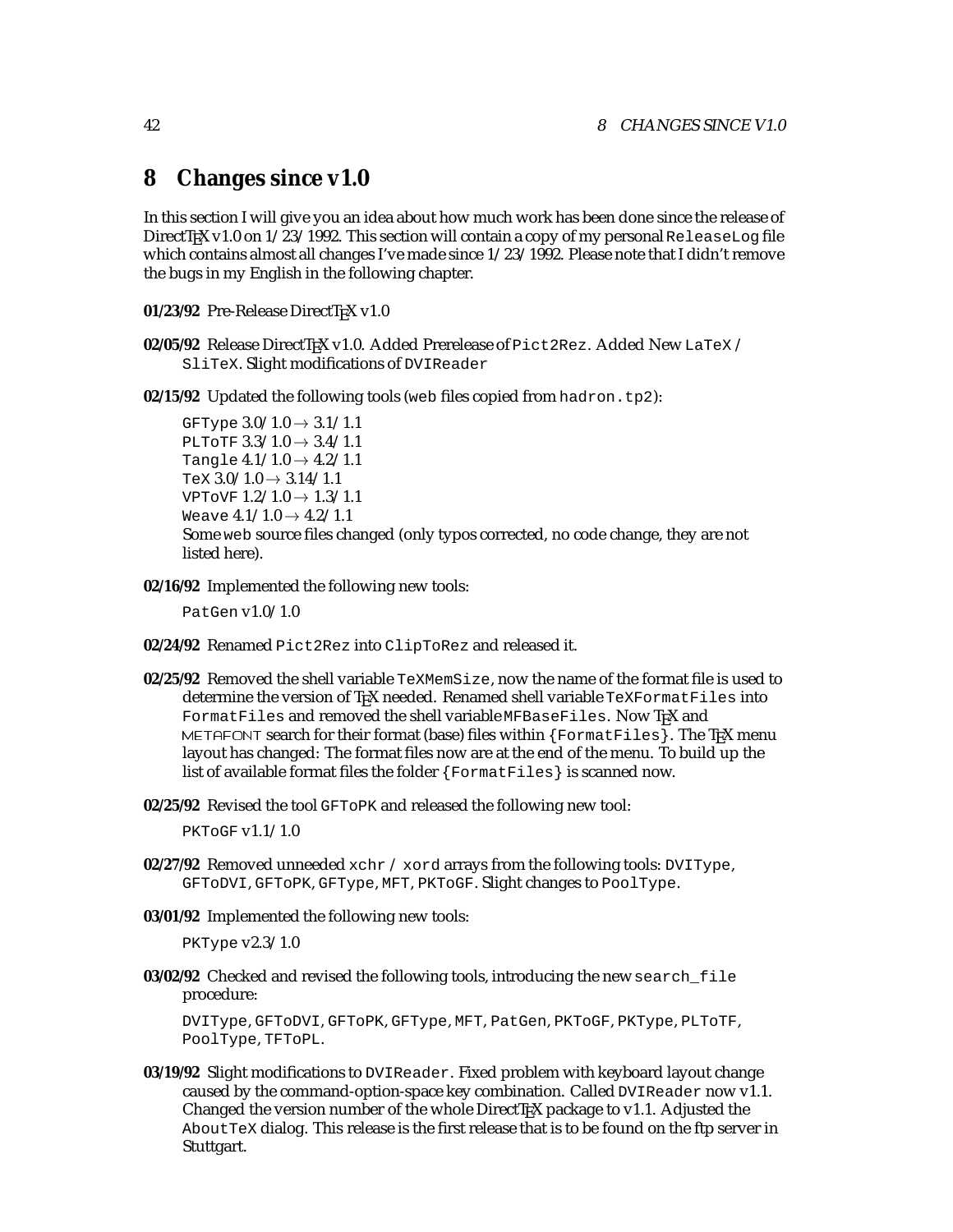## 8 Changes since v1.0

In this section I will give you an idea about how much work has been done since the release of DirectTEX v1.0 on 1/23/1992. This section will contain a copy of my personal `ReleaseLog` file which contains almost all changes I've made since 1/23/1992. Please note that I didn't remove the bugs in my English in the following chapter.

**01/23/92** Pre-Release DirectTEX v1.0

**02/05/92** Release DirectTEX v1.0. Added Prerelease of `Pict2Rez`. Added New `LaTeX` / `SliTeX`. Slight modifications of `DVIReader`

**02/15/92** Updated the following tools (`web` files copied from `hadron.tp2`):

`GFType` 3.0/1.0 → 3.1/1.1
`PLToTF` 3.3/1.0 → 3.4/1.1
`Tangle` 4.1/1.0 → 4.2/1.1
`TeX` 3.0/1.0 → 3.14/1.1
`VPToVF` 1.2/1.0 → 1.3/1.1
`Weave` 4.1/1.0 → 4.2/1.1
Some `web` source files changed (only typos corrected, no code change, they are not listed here).

**02/16/92** Implemented the following new tools:

`PatGen` v1.0/1.0

**02/24/92** Renamed `Pict2Rez` into `ClipToRez` and released it.

**02/25/92** Removed the shell variable `TeXMemSize`, now the name of the format file is used to determine the version of TEX needed. Renamed shell variable `TeXFormatFiles` into `FormatFiles` and removed the shell variable `MFBaseFiles`. Now TEX and METAFONT search for their format (base) files within `{FormatFiles}`. The TEX menu layout has changed: The format files now are at the end of the menu. To build up the list of available format files the folder `{FormatFiles}` is scanned now.

**02/25/92** Revised the tool `GFToPK` and released the following new tool:

`PKToGF` v1.1/1.0

**02/27/92** Removed unneeded `xchr` / `xord` arrays from the following tools: `DVIType`, `GFToDVI`, `GFToPK`, `GFType`, `MFT`, `PKToGF`. Slight changes to `PoolType`.

**03/01/92** Implemented the following new tools:

`PKType` v2.3/1.0

**03/02/92** Checked and revised the following tools, introducing the new `search_file` procedure:

`DVIType`, `GFToDVI`, `GFToPK`, `GFType`, `MFT`, `PatGen`, `PKToGF`, `PKType`, `PLToTF`, `PoolType`, `TFToPL`.

**03/19/92** Slight modifications to `DVIReader`. Fixed problem with keyboard layout change caused by the command-option-space key combination. Called `DVIReader` now v1.1. Changed the version number of the whole DirectTEX package to v1.1. Adjusted the `AboutTeX` dialog. This release is the first release that is to be found on the ftp server in Stuttgart.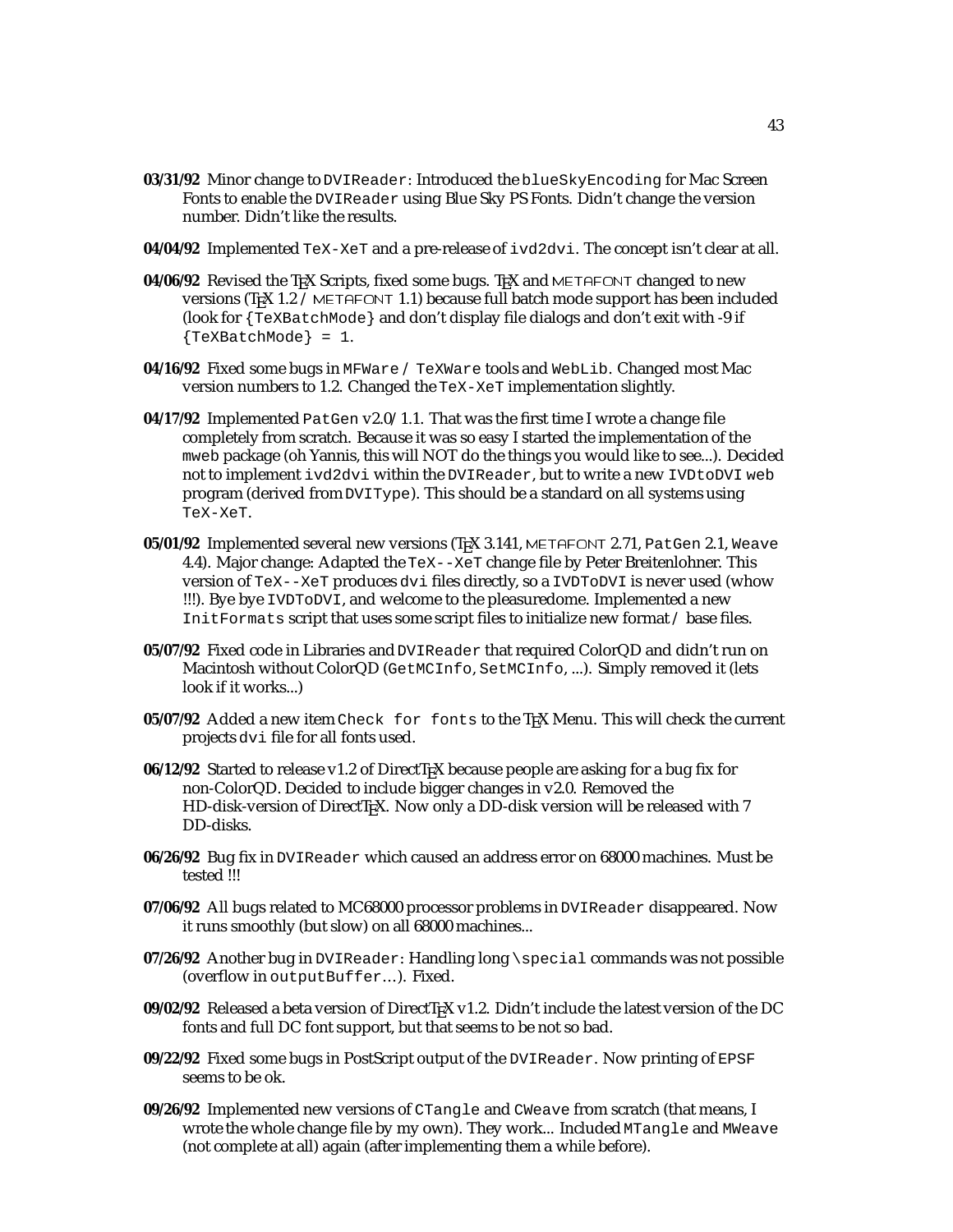**03/31/92** Minor change to `DVIReader`: Introduced the `blueSkyEncoding` for Mac Screen Fonts to enable the `DVIReader` using Blue Sky PS Fonts. Didn't change the version number. Didn't like the results.

**04/04/92** Implemented `TeX-XeT` and a pre-release of `ivd2dvi`. The concept isn't clear at all.

**04/06/92** Revised the TEX Scripts, fixed some bugs. TEX and METAFONT changed to new versions (TEX 1.2 / METAFONT 1.1) because full batch mode support has been included (look for `{TeXBatchMode}` and don't display file dialogs and don't exit with -9 if `{TeXBatchMode} = 1`.

**04/16/92** Fixed some bugs in `MFWare / TeXWare` tools and `WebLib`. Changed most Mac version numbers to 1.2. Changed the `TeX-XeT` implementation slightly.

**04/17/92** Implemented `PatGen` v2.0/ 1.1. That was the first time I wrote a change file completely from scratch. Because it was so easy I started the implementation of the `mweb` package (oh Yannis, this will NOT do the things you would like to see...). Decided not to implement `ivd2dvi` within the `DVIReader`, but to write a new `IVDtoDVI web` program (derived from `DVIType`). This should be a standard on all systems using `TeX-XeT`.

**05/01/92** Implemented several new versions (TEX 3.141, METAFONT 2.71, `PatGen` 2.1, `Weave` 4.4). Major change: Adapted the `TeX--XeT` change file by Peter Breitenlohner. This version of `TeX--XeT` produces `dvi` files directly, so a `IVDToDVI` is never used (whow !!!). Bye bye `IVDToDVI`, and welcome to the pleasuredome. Implemented a new `InitFormats` script that uses some script files to initialize new format / base files.

**05/07/92** Fixed code in Libraries and `DVIReader` that required ColorQD and didn't run on Macintosh without ColorQD (`GetMCInfo`, `SetMCInfo`, ...). Simply removed it (lets look if it works...)

**05/07/92** Added a new item `Check for fonts` to the TEX Menu. This will check the current projects `dvi` file for all fonts used.

**06/12/92** Started to release v1.2 of DirectTEX because people are asking for a bug fix for non-ColorQD. Decided to include bigger changes in v2.0. Removed the HD-disk-version of DirectTEX. Now only a DD-disk version will be released with 7 DD-disks.

**06/26/92** Bug fix in `DVIReader` which caused an address error on 68000 machines. Must be tested !!!

**07/06/92** All bugs related to MC68000 processor problems in `DVIReader` disappeared. Now it runs smoothly (but slow) on all 68000 machines...

**07/26/92** Another bug in `DVIReader`: Handling long `\special` commands was not possible (overflow in `outputBuffer`...). Fixed.

**09/02/92** Released a beta version of DirectTEX v1.2. Didn't include the latest version of the DC fonts and full DC font support, but that seems to be not so bad.

**09/22/92** Fixed some bugs in PostScript output of the `DVIReader`. Now printing of `EPSF` seems to be ok.

**09/26/92** Implemented new versions of `CTangle` and `CWeave` from scratch (that means, I wrote the whole change file by my own). They work... Included `MTangle` and `MWeave` (not complete at all) again (after implementing them a while before).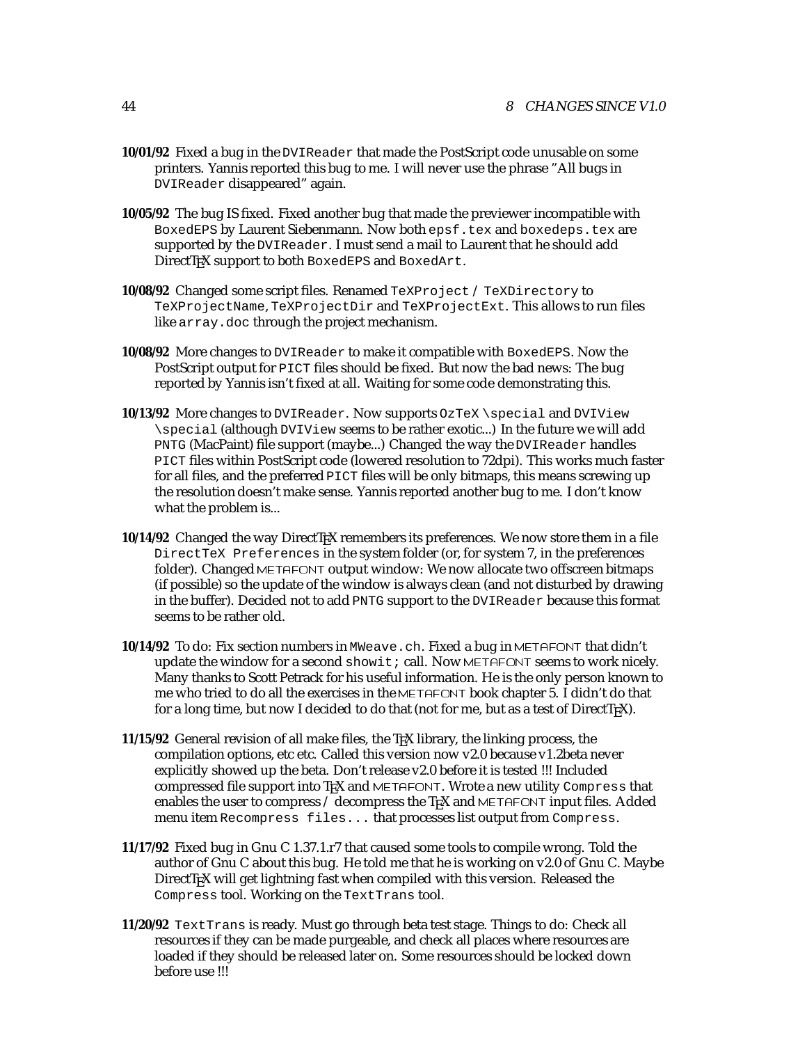**10/01/92** Fixed a bug in the `DVIReader` that made the PostScript code unusable on some printers. Yannis reported this bug to me. I will never use the phrase "All bugs in `DVIReader` disappeared" again.

**10/05/92** The bug IS fixed. Fixed another bug that made the previewer incompatible with `BoxedEPS` by Laurent Siebenmann. Now both `epsf.tex` and `boxedeps.tex` are supported by the `DVIReader`. I must send a mail to Laurent that he should add DirectTEX support to both `BoxedEPS` and `BoxedArt`.

**10/08/92** Changed some script files. Renamed `TeXProject` / `TeXDirectory` to `TeXProjectName`, `TeXProjectDir` and `TeXProjectExt`. This allows to run files like `array.doc` through the project mechanism.

**10/08/92** More changes to `DVIReader` to make it compatible with `BoxedEPS`. Now the PostScript output for `PICT` files should be fixed. But now the bad news: The bug reported by Yannis isn't fixed at all. Waiting for some code demonstrating this.

**10/13/92** More changes to `DVIReader`. Now supports `OzTeX \special` and `DVIView \special` (although `DVIView` seems to be rather exotic...) In the future we will add `PNTG` (MacPaint) file support (maybe...) Changed the way the `DVIReader` handles `PICT` files within PostScript code (lowered resolution to 72dpi). This works much faster for all files, and the preferred `PICT` files will be only bitmaps, this means screwing up the resolution doesn't make sense. Yannis reported another bug to me. I don't know what the problem is...

**10/14/92** Changed the way DirectTEX remembers its preferences. We now store them in a file `DirectTeX Preferences` in the system folder (or, for system 7, in the preferences folder). Changed METAFONT output window: We now allocate two offscreen bitmaps (if possible) so the update of the window is always clean (and not disturbed by drawing in the buffer). Decided not to add `PNTG` support to the `DVIReader` because this format seems to be rather old.

**10/14/92** To do: Fix section numbers in `MWeave.ch`. Fixed a bug in METAFONT that didn't update the window for a second `showit;` call. Now METAFONT seems to work nicely. Many thanks to Scott Petrack for his useful information. He is the only person known to me who tried to do all the exercises in the METAFONT book chapter 5. I didn't do that for a long time, but now I decided to do that (not for me, but as a test of DirectTEX).

**11/15/92** General revision of all make files, the TEX library, the linking process, the compilation options, etc etc. Called this version now v2.0 because v1.2beta never explicitly showed up the beta. Don't release v2.0 before it is tested !!! Included compressed file support into TEX and METAFONT. Wrote a new utility `Compress` that enables the user to compress / decompress the TEX and METAFONT input files. Added menu item `Recompress files...` that processes list output from `Compress`.

**11/17/92** Fixed bug in Gnu C 1.37.1.r7 that caused some tools to compile wrong. Told the author of Gnu C about this bug. He told me that he is working on v2.0 of Gnu C. Maybe DirectTEX will get lightning fast when compiled with this version. Released the `Compress` tool. Working on the `TextTrans` tool.

**11/20/92** `TextTrans` is ready. Must go through beta test stage. Things to do: Check all resources if they can be made purgeable, and check all places where resources are loaded if they should be released later on. Some resources should be locked down before use !!!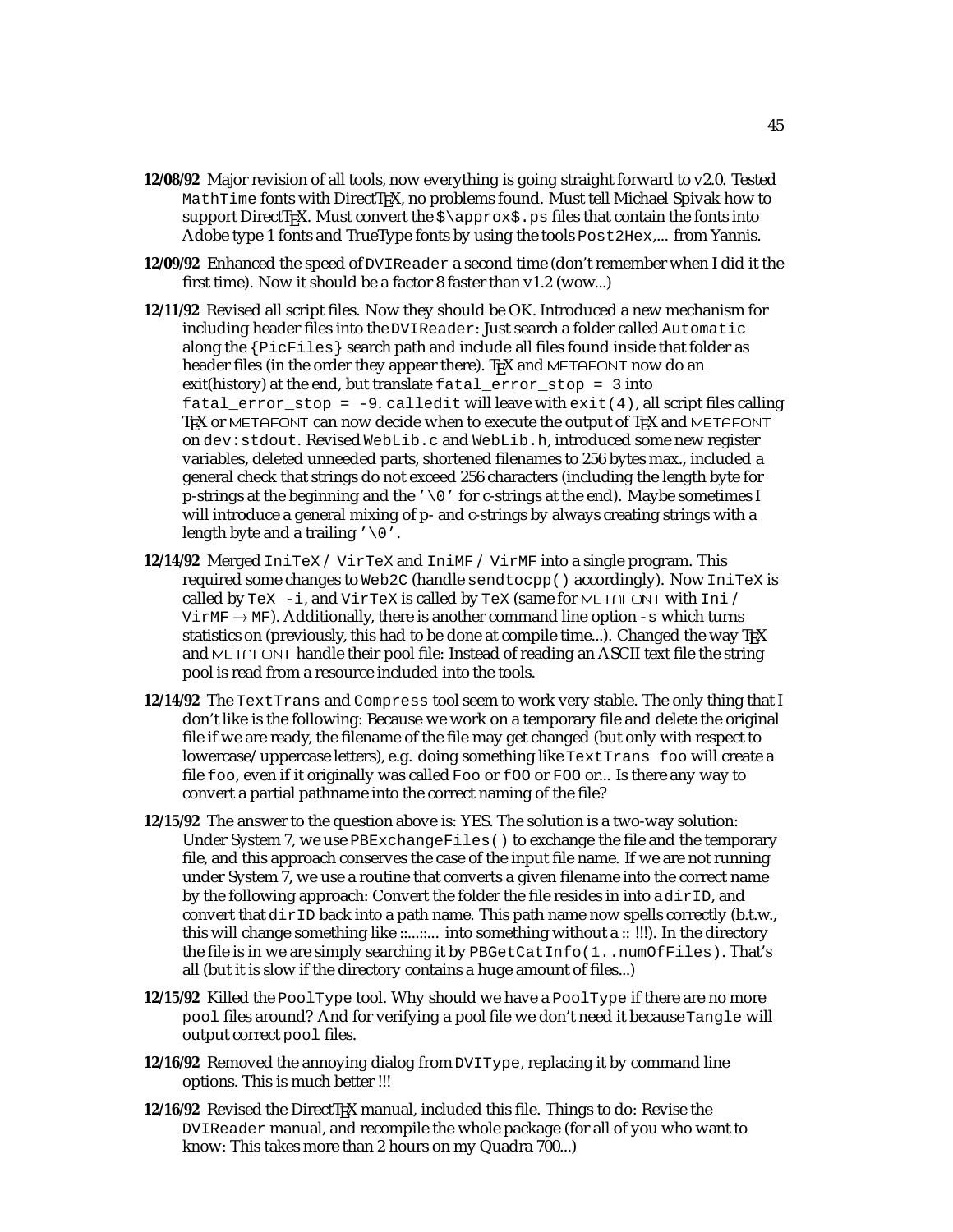**12/08/92** Major revision of all tools, now everything is going straight forward to v2.0. Tested `MathTime` fonts with DirectTEX, no problems found. Must tell Michael Spivak how to support DirectTEX. Must convert the `$\approx$.ps` files that contain the fonts into Adobe type 1 fonts and TrueType fonts by using the tools `Post2Hex`,... from Yannis.

**12/09/92** Enhanced the speed of `DVIReader` a second time (don't remember when I did it the first time). Now it should be a factor 8 faster than v1.2 (wow...)

**12/11/92** Revised all script files. Now they should be OK. Introduced a new mechanism for including header files into the `DVIReader`: Just search a folder called `Automatic` along the `{PicFiles}` search path and include all files found inside that folder as header files (in the order they appear there). TEX and METAFONT now do an exit(history) at the end, but translate `fatal_error_stop = 3` into `fatal_error_stop = -9`. `calledit` will leave with `exit(4)`, all script files calling TEX or METAFONT can now decide when to execute the output of TEX and METAFONT on `dev:stdout`. Revised `WebLib.c` and `WebLib.h`, introduced some new register variables, deleted unneeded parts, shortened filenames to 256 bytes max., included a general check that strings do not exceed 256 characters (including the length byte for p-strings at the beginning and the `'\0'` for c-strings at the end). Maybe sometimes I will introduce a general mixing of p- and c-strings by always creating strings with a length byte and a trailing `'\0'`.

**12/14/92** Merged `IniTeX / VirTeX` and `IniMF / VirMF` into a single program. This required some changes to `Web2C` (handle `sendtocpp()` accordingly). Now `IniTeX` is called by `TeX -i`, and `VirTeX` is called by `TeX` (same for METAFONT with `Ini / VirMF` → `MF`). Additionally, there is another command line option `-s` which turns statistics on (previously, this had to be done at compile time...). Changed the way TEX and METAFONT handle their pool file: Instead of reading an ASCII text file the string pool is read from a resource included into the tools.

**12/14/92** The `TextTrans` and `Compress` tool seem to work very stable. The only thing that I don't like is the following: Because we work on a temporary file and delete the original file if we are ready, the filename of the file may get changed (but only with respect to lowercase/uppercase letters), e.g. doing something like `TextTrans foo` will create a file `foo`, even if it originally was called `Foo` or `fOO` or `FOO` or... Is there any way to convert a partial pathname into the correct naming of the file?

**12/15/92** The answer to the question above is: YES. The solution is a two-way solution: Under System 7, we use `PBExchangeFiles()` to exchange the file and the temporary file, and this approach conserves the case of the input file name. If we are not running under System 7, we use a routine that converts a given filename into the correct name by the following approach: Convert the folder the file resides in into a `dirID`, and convert that `dirID` back into a path name. This path name now spells correctly (b.t.w., this will change something like ::...::... into something without a :: !!!). In the directory the file is in we are simply searching it by `PBGetCatInfo(1..numOfFiles)`. That's all (but it is slow if the directory contains a huge amount of files...)

**12/15/92** Killed the `PoolType` tool. Why should we have a `PoolType` if there are no more `pool` files around? And for verifying a pool file we don't need it because `Tangle` will output correct `pool` files.

**12/16/92** Removed the annoying dialog from `DVIType`, replacing it by command line options. This is much better !!!

**12/16/92** Revised the DirectTEX manual, included this file. Things to do: Revise the `DVIReader` manual, and recompile the whole package (for all of you who want to know: This takes more than 2 hours on my Quadra 700...)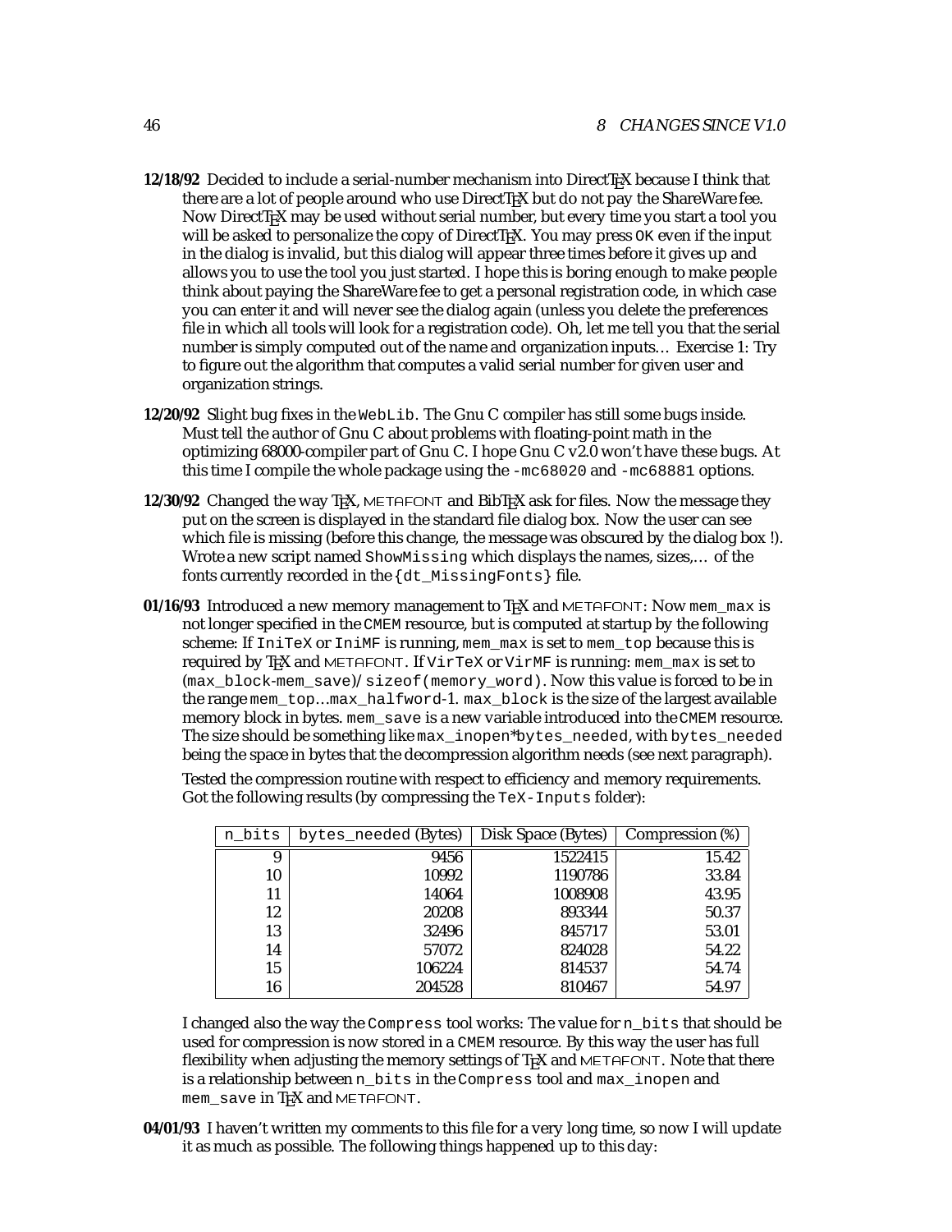**12/18/92** Decided to include a serial-number mechanism into DirectTEX because I think that there are a lot of people around who use DirectTEX but do not pay the ShareWare fee. Now DirectTEX may be used without serial number, but every time you start a tool you will be asked to personalize the copy of DirectTEX. You may press `OK` even if the input in the dialog is invalid, but this dialog will appear three times before it gives up and allows you to use the tool you just started. I hope this is boring enough to make people think about paying the ShareWare fee to get a personal registration code, in which case you can enter it and will never see the dialog again (unless you delete the preferences file in which all tools will look for a registration code). Oh, let me tell you that the serial number is simply computed out of the name and organization inputs… Exercise 1: Try to figure out the algorithm that computes a valid serial number for given user and organization strings.

**12/20/92** Slight bug fixes in the `WebLib`. The Gnu C compiler has still some bugs inside. Must tell the author of Gnu C about problems with floating-point math in the optimizing 68000-compiler part of Gnu C. I hope Gnu C v2.0 won't have these bugs. At this time I compile the whole package using the `-mc68020` and `-mc68881` options.

**12/30/92** Changed the way TEX, METAFONT and BibTEX ask for files. Now the message they put on the screen is displayed in the standard file dialog box. Now the user can see which file is missing (before this change, the message was obscured by the dialog box !). Wrote a new script named `ShowMissing` which displays the names, sizes,… of the fonts currently recorded in the `{dt_MissingFonts}` file.

**01/16/93** Introduced a new memory management to TEX and METAFONT: Now `mem_max` is not longer specified in the `CMEM` resource, but is computed at startup by the following scheme: If `IniTeX` or `IniMF` is running, `mem_max` is set to `mem_top` because this is required by TEX and METAFONT. If `VirTeX` or `VirMF` is running: `mem_max` is set to (`max_block-mem_save`)/ `sizeof(memory_word)`. Now this value is forced to be in the range `mem_top`…`max_halfword`-1. `max_block` is the size of the largest available memory block in bytes. `mem_save` is a new variable introduced into the `CMEM` resource. The size should be something like `max_inopen*bytes_needed`, with `bytes_needed` being the space in bytes that the decompression algorithm needs (see next paragraph).

Tested the compression routine with respect to efficiency and memory requirements. Got the following results (by compressing the `TeX-Inputs` folder):

| `n_bits` | `bytes_needed` (Bytes) | Disk Space (Bytes) | Compression (%) |
|---:|---:|---:|---:|
| 9 | 9456 | 1522415 | 15.42 |
| 10 | 10992 | 1190786 | 33.84 |
| 11 | 14064 | 1008908 | 43.95 |
| 12 | 20208 | 893344 | 50.37 |
| 13 | 32496 | 845717 | 53.01 |
| 14 | 57072 | 824028 | 54.22 |
| 15 | 106224 | 814537 | 54.74 |
| 16 | 204528 | 810467 | 54.97 |

I changed also the way the `Compress` tool works: The value for `n_bits` that should be used for compression is now stored in a `CMEM` resource. By this way the user has full flexibility when adjusting the memory settings of TEX and METAFONT. Note that there is a relationship between `n_bits` in the `Compress` tool and `max_inopen` and `mem_save` in TEX and METAFONT.

**04/01/93** I haven't written my comments to this file for a very long time, so now I will update it as much as possible. The following things happened up to this day: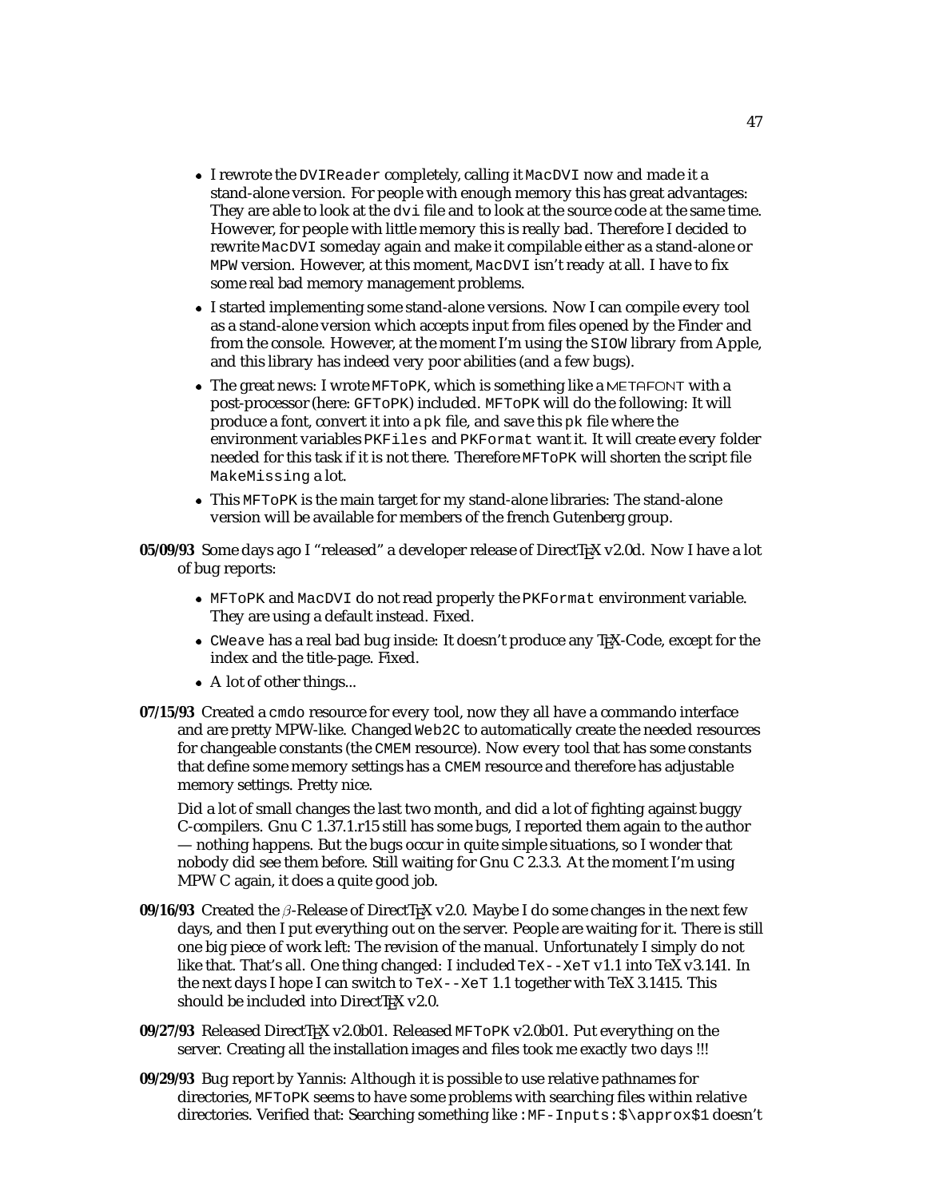- I rewrote the `DVIReader` completely, calling it `MacDVI` now and made it a stand-alone version. For people with enough memory this has great advantages: They are able to look at the `dvi` file and to look at the source code at the same time. However, for people with little memory this is really bad. Therefore I decided to rewrite `MacDVI` someday again and make it compilable either as a stand-alone or `MPW` version. However, at this moment, `MacDVI` isn't ready at all. I have to fix some real bad memory management problems.
- I started implementing some stand-alone versions. Now I can compile every tool as a stand-alone version which accepts input from files opened by the Finder and from the console. However, at the moment I'm using the `SIOW` library from Apple, and this library has indeed very poor abilities (and a few bugs).
- The great news: I wrote `MFToPK`, which is something like a METAFONT with a post-processor (here: `GFToPK`) included. `MFToPK` will do the following: It will produce a font, convert it into a `pk` file, and save this `pk` file where the environment variables `PKFiles` and `PKFormat` want it. It will create every folder needed for this task if it is not there. Therefore `MFToPK` will shorten the script file `MakeMissing` a lot.
- This `MFToPK` is the main target for my stand-alone libraries: The stand-alone version will be available for members of the french Gutenberg group.

**05/09/93** Some days ago I "released" a developer release of DirectTEX v2.0d. Now I have a lot of bug reports:

- `MFToPK` and `MacDVI` do not read properly the `PKFormat` environment variable. They are using a default instead. Fixed.
- `CWeave` has a real bad bug inside: It doesn't produce any TEX-Code, except for the index and the title-page. Fixed.
- A lot of other things...

**07/15/93** Created a `cmdo` resource for every tool, now they all have a commando interface and are pretty MPW-like. Changed `Web2C` to automatically create the needed resources for changeable constants (the `CMEM` resource). Now every tool that has some constants that define some memory settings has a `CMEM` resource and therefore has adjustable memory settings. Pretty nice.

Did a lot of small changes the last two month, and did a lot of fighting against buggy C-compilers. Gnu C 1.37.1.r15 still has some bugs, I reported them again to the author — nothing happens. But the bugs occur in quite simple situations, so I wonder that nobody did see them before. Still waiting for Gnu C 2.3.3. At the moment I'm using MPW C again, it does a quite good job.

**09/16/93** Created the $\beta$-Release of DirectTEX v2.0. Maybe I do some changes in the next few days, and then I put everything out on the server. People are waiting for it. There is still one big piece of work left: The revision of the manual. Unfortunately I simply do not like that. That's all. One thing changed: I included `TeX--XeT` v1.1 into TeX v3.141. In the next days I hope I can switch to `TeX--XeT` 1.1 together with TeX 3.1415. This should be included into DirectTEX v2.0.

**09/27/93** Released DirectTEX v2.0b01. Released `MFToPK` v2.0b01. Put everything on the server. Creating all the installation images and files took me exactly two days !!!

**09/29/93** Bug report by Yannis: Although it is possible to use relative pathnames for directories, `MFToPK` seems to have some problems with searching files within relative directories. Verified that: Searching something like `:MF-Inputs:$\approx$1` doesn't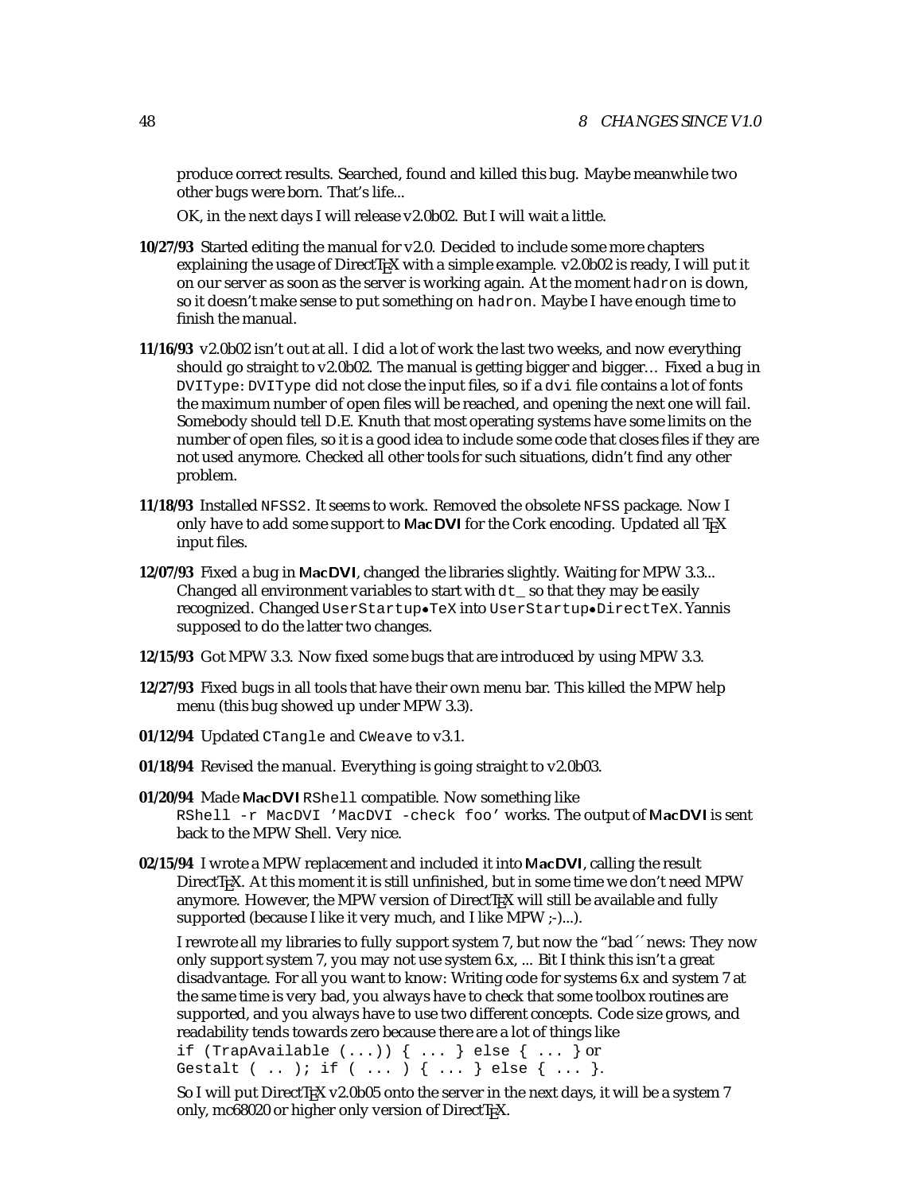produce correct results. Searched, found and killed this bug. Maybe meanwhile two other bugs were born. That's life...

OK, in the next days I will release v2.0b02. But I will wait a little.

**10/27/93** Started editing the manual for v2.0. Decided to include some more chapters explaining the usage of DirectTEX with a simple example. v2.0b02 is ready, I will put it on our server as soon as the server is working again. At the moment `hadron` is down, so it doesn't make sense to put something on `hadron`. Maybe I have enough time to finish the manual.

**11/16/93** v2.0b02 isn't out at all. I did a lot of work the last two weeks, and now everything should go straight to v2.0b02. The manual is getting bigger and bigger… Fixed a bug in `DVIType`: `DVIType` did not close the input files, so if a `dvi` file contains a lot of fonts the maximum number of open files will be reached, and opening the next one will fail. Somebody should tell D.E. Knuth that most operating systems have some limits on the number of open files, so it is a good idea to include some code that closes files if they are not used anymore. Checked all other tools for such situations, didn't find any other problem.

**11/18/93** Installed `NFSS2`. It seems to work. Removed the obsolete `NFSS` package. Now I only have to add some support to **MacDVI** for the Cork encoding. Updated all TEX input files.

**12/07/93** Fixed a bug in **MacDVI**, changed the libraries slightly. Waiting for MPW 3.3... Changed all environment variables to start with `dt_` so that they may be easily recognized. Changed `UserStartup•TeX` into `UserStartup•DirectTeX`. Yannis supposed to do the latter two changes.

**12/15/93** Got MPW 3.3. Now fixed some bugs that are introduced by using MPW 3.3.

**12/27/93** Fixed bugs in all tools that have their own menu bar. This killed the MPW help menu (this bug showed up under MPW 3.3).

**01/12/94** Updated `CTangle` and `CWeave` to v3.1.

**01/18/94** Revised the manual. Everything is going straight to v2.0b03.

**01/20/94** Made **MacDVI** `RShell` compatible. Now something like `RShell -r MacDVI 'MacDVI -check foo'` works. The output of **MacDVI** is sent back to the MPW Shell. Very nice.

**02/15/94** I wrote a MPW replacement and included it into **MacDVI**, calling the result DirectTEX. At this moment it is still unfinished, but in some time we don't need MPW anymore. However, the MPW version of DirectTEX will still be available and fully supported (because I like it very much, and I like MPW ;-)...).

I rewrote all my libraries to fully support system 7, but now the "bad´´ news: They now only support system 7, you may not use system 6.x, ... Bit I think this isn't a great disadvantage. For all you want to know: Writing code for systems 6.x and system 7 at the same time is very bad, you always have to check that some toolbox routines are supported, and you always have to use two different concepts. Code size grows, and readability tends towards zero because there are a lot of things like
`if (TrapAvailable (...)) { ... } else { ... }` or
`Gestalt ( .. ); if ( ... ) { ... } else { ... }`.

So I will put DirectTEX v2.0b05 onto the server in the next days, it will be a system 7 only, mc68020 or higher only version of DirectTEX.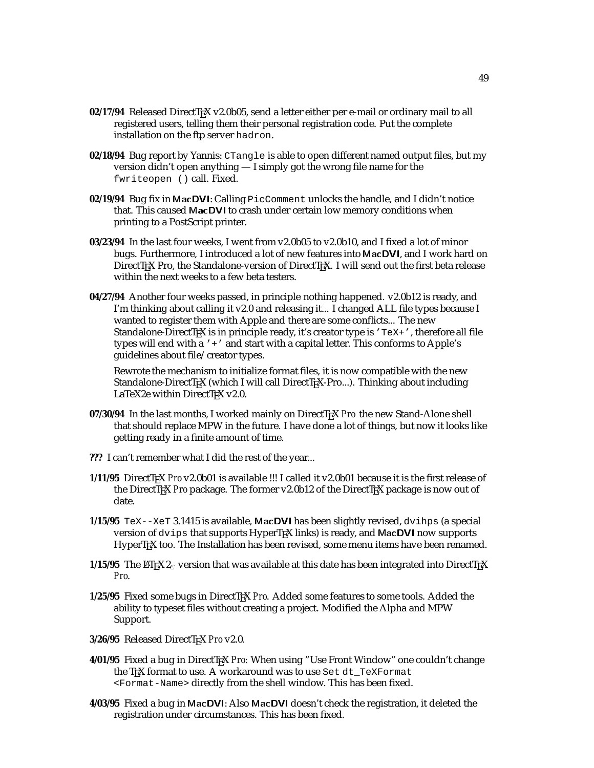**02/17/94** Released DirectTEX v2.0b05, send a letter either per e-mail or ordinary mail to all registered users, telling them their personal registration code. Put the complete installation on the ftp server `hadron`.

**02/18/94** Bug report by Yannis: `CTangle` is able to open different named output files, but my version didn't open anything — I simply got the wrong file name for the `fwriteopen ()` call. Fixed.

**02/19/94** Bug fix in **MacDVI**: Calling `PicComment` unlocks the handle, and I didn't notice that. This caused **MacDVI** to crash under certain low memory conditions when printing to a PostScript printer.

**03/23/94** In the last four weeks, I went from v2.0b05 to v2.0b10, and I fixed a lot of minor bugs. Furthermore, I introduced a lot of new features into **MacDVI**, and I work hard on DirectTEX Pro, the Standalone-version of DirectTEX. I will send out the first beta release within the next weeks to a few beta testers.

**04/27/94** Another four weeks passed, in principle nothing happened. v2.0b12 is ready, and I'm thinking about calling it v2.0 and releasing it... I changed ALL file types because I wanted to register them with Apple and there are some conflicts... The new Standalone-DirectTEX is in principle ready, it's creator type is `'TeX+'`, therefore all file types will end with a `'+'` and start with a capital letter. This conforms to Apple's guidelines about file/creator types.

Rewrote the mechanism to initialize format files, it is now compatible with the new Standalone-DirectTEX (which I will call DirectTEX-Pro...). Thinking about including LaTeX2e within DirectTEX v2.0.

**07/30/94** In the last months, I worked mainly on DirectTEX *Pro* the new Stand-Alone shell that should replace MPW in the future. I have done a lot of things, but now it looks like getting ready in a finite amount of time.

**???** I can't remember what I did the rest of the year...

**1/11/95** DirectTEX *Pro* v2.0b01 is available !!! I called it v2.0b01 because it is the first release of the DirectTEX *Pro* package. The former v2.0b12 of the DirectTEX package is now out of date.

**1/15/95** `TeX--XeT` 3.1415 is available, **MacDVI** has been slightly revised, `dvihps` (a special version of `dvips` that supports HyperTEX links) is ready, and **MacDVI** now supports HyperTEX too. The Installation has been revised, some menu items have been renamed.

**1/15/95** The LATEX 2ε version that was available at this date has been integrated into DirectTEX *Pro*.

**1/25/95** Fixed some bugs in DirectTEX *Pro*. Added some features to some tools. Added the ability to typeset files without creating a project. Modified the Alpha and MPW Support.

**3/26/95** Released DirectTEX *Pro* v2.0.

**4/01/95** Fixed a bug in DirectTEX *Pro*: When using "Use Front Window" one couldn't change the TEX format to use. A workaround was to use `Set dt_TeXFormat <Format-Name>` directly from the shell window. This has been fixed.

**4/03/95** Fixed a bug in **MacDVI**: Also **MacDVI** doesn't check the registration, it deleted the registration under circumstances. This has been fixed.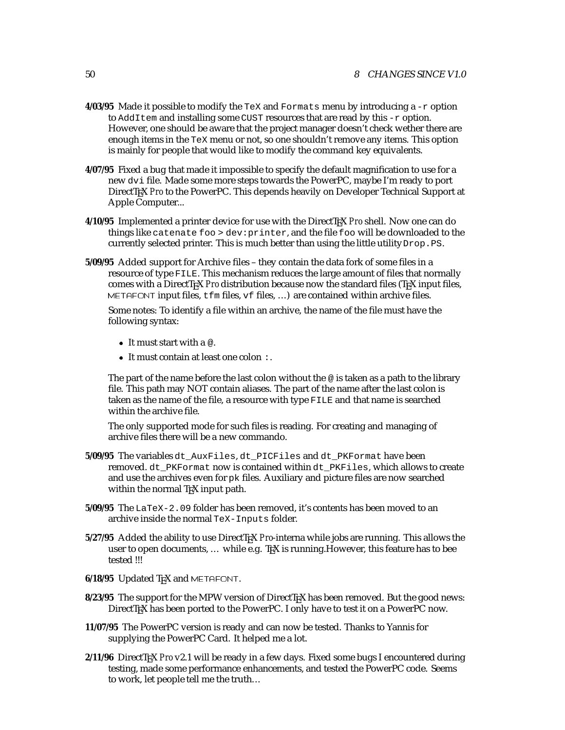**4/03/95** Made it possible to modify the `TeX` and `Formats` menu by introducing a `-r` option to `AddItem` and installing some `CUST` resources that are read by this `-r` option. However, one should be aware that the project manager doesn't check wether there are enough items in the `TeX` menu or not, so one shouldn't remove any items. This option is mainly for people that would like to modify the command key equivalents.

**4/07/95** Fixed a bug that made it impossible to specify the default magnification to use for a new `dvi` file. Made some more steps towards the PowerPC, maybe I'm ready to port DirectTEX *Pro* to the PowerPC. This depends heavily on Developer Technical Support at Apple Computer...

**4/10/95** Implemented a printer device for use with the DirectTEX *Pro* shell. Now one can do things like `catenate foo > dev:printer`, and the file `foo` will be downloaded to the currently selected printer. This is much better than using the little utility `Drop.PS`.

**5/09/95** Added support for Archive files – they contain the data fork of some files in a resource of type `FILE`. This mechanism reduces the large amount of files that normally comes with a DirectTEX *Pro* distribution because now the standard files (TEX input files, METAFONT input files, `tfm` files, `vf` files, ...) are contained within archive files.

Some notes: To identify a file within an archive, the name of the file must have the following syntax:

- It must start with a `@`.
- It must contain at least one colon `:`.

The part of the name before the last colon without the `@` is taken as a path to the library file. This path may NOT contain aliases. The part of the name after the last colon is taken as the name of the file, a resource with type `FILE` and that name is searched within the archive file.

The only supported mode for such files is reading. For creating and managing of archive files there will be a new commando.

**5/09/95** The variables `dt_AuxFiles`, `dt_PICFiles` and `dt_PKFormat` have been removed. `dt_PKFormat` now is contained within `dt_PKFiles`, which allows to create and use the archives even for `pk` files. Auxiliary and picture files are now searched within the normal TEX input path.

**5/09/95** The `LaTeX-2.09` folder has been removed, it's contents has been moved to an archive inside the normal `TeX-Inputs` folder.

**5/27/95** Added the ability to use DirectTEX *Pro*-interna while jobs are running. This allows the user to open documents, ... while e.g. TEX is running.However, this feature has to bee tested !!!

**6/18/95** Updated TEX and METAFONT.

**8/23/95** The support for the MPW version of DirectTEX has been removed. But the good news: DirectTEX has been ported to the PowerPC. I only have to test it on a PowerPC now.

**11/07/95** The PowerPC version is ready and can now be tested. Thanks to Yannis for supplying the PowerPC Card. It helped me a lot.

**2/11/96** DirectTEX *Pro* v2.1 will be ready in a few days. Fixed some bugs I encountered during testing, made some performance enhancements, and tested the PowerPC code. Seems to work, let people tell me the truth...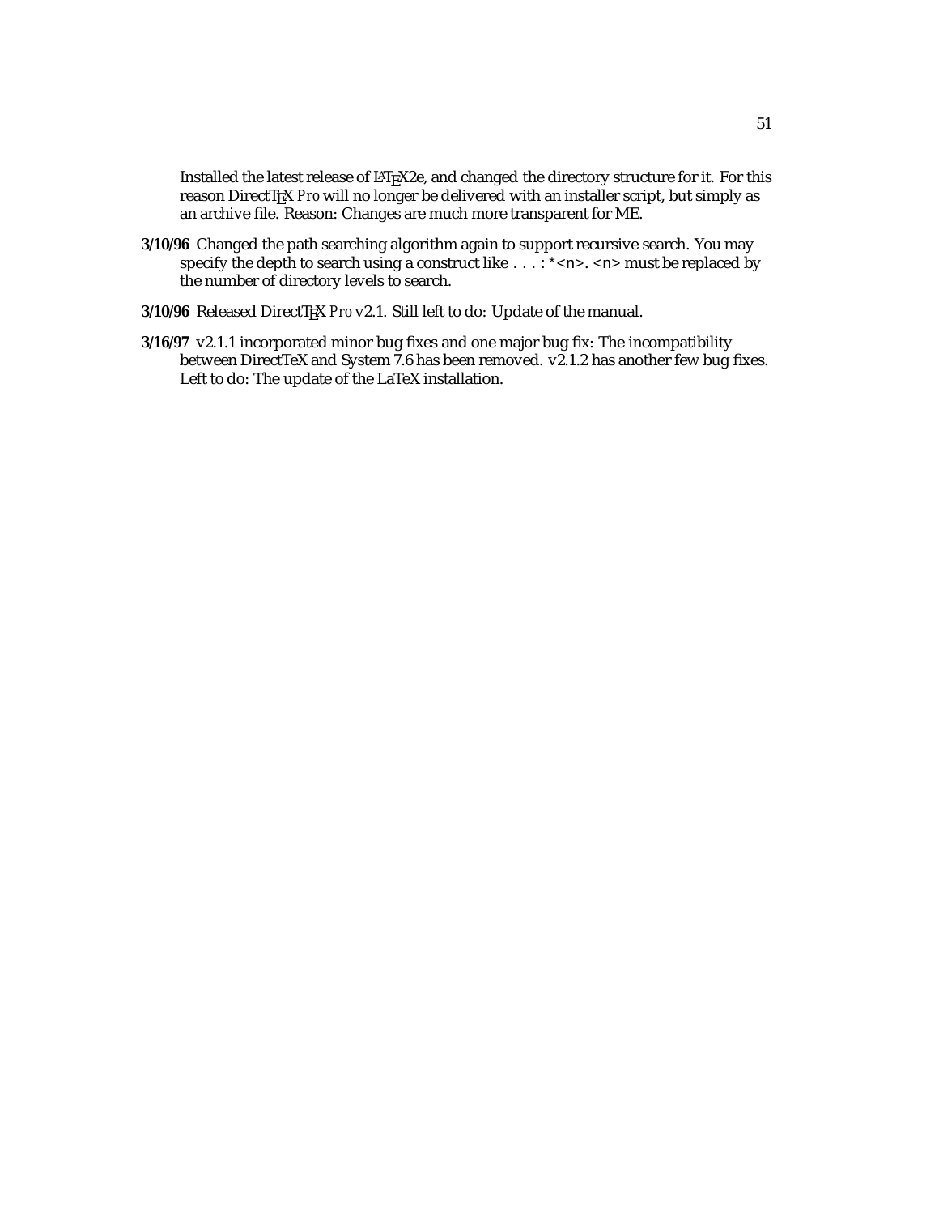Installed the latest release of LaTeX2e, and changed the directory structure for it. For this reason DirectTeX *Pro* will no longer be delivered with an installer script, but simply as an archive file. Reason: Changes are much more transparent for ME.

**3/10/96** Changed the path searching algorithm again to support recursive search. You may specify the depth to search using a construct like `...:*<n>`. `<n>` must be replaced by the number of directory levels to search.

**3/10/96** Released DirectTeX *Pro* v2.1. Still left to do: Update of the manual.

**3/16/97** v2.1.1 incorporated minor bug fixes and one major bug fix: The incompatibility between DirectTeX and System 7.6 has been removed. v2.1.2 has another few bug fixes. Left to do: The update of the LaTeX installation.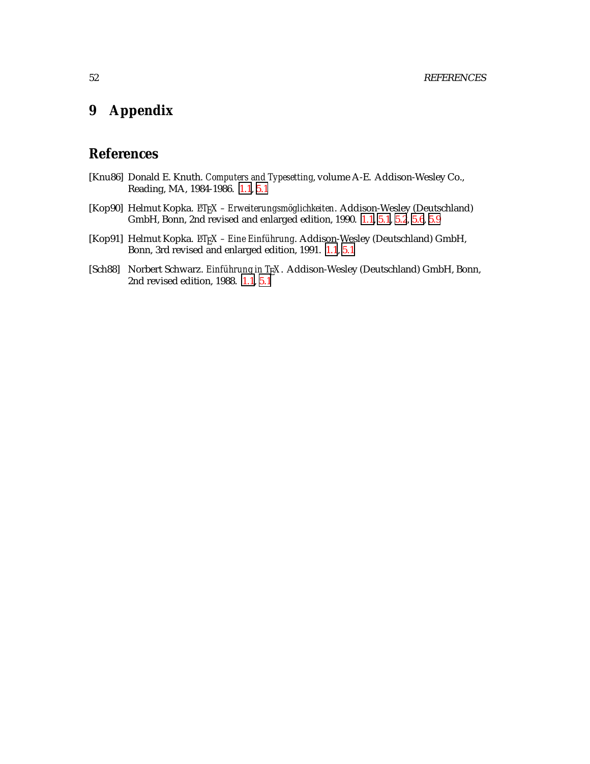# 9 Appendix

## References

[Knu86] Donald E. Knuth. *Computers and Typesetting*, volume A-E. Addison-Wesley Co., Reading, MA, 1984-1986. 1.1, 5.1

[Kop90] Helmut Kopka. *LaTeX – Erweiterungsmöglichkeiten*. Addison-Wesley (Deutschland) GmbH, Bonn, 2nd revised and enlarged edition, 1990. 1.1, 5.1, 5.2, 5.6, 5.9

[Kop91] Helmut Kopka. *LaTeX – Eine Einführung*. Addison-Wesley (Deutschland) GmbH, Bonn, 3rd revised and enlarged edition, 1991. 1.1, 5.1

[Sch88] Norbert Schwarz. *Einführung in TeX*. Addison-Wesley (Deutschland) GmbH, Bonn, 2nd revised edition, 1988. 1.1, 5.1